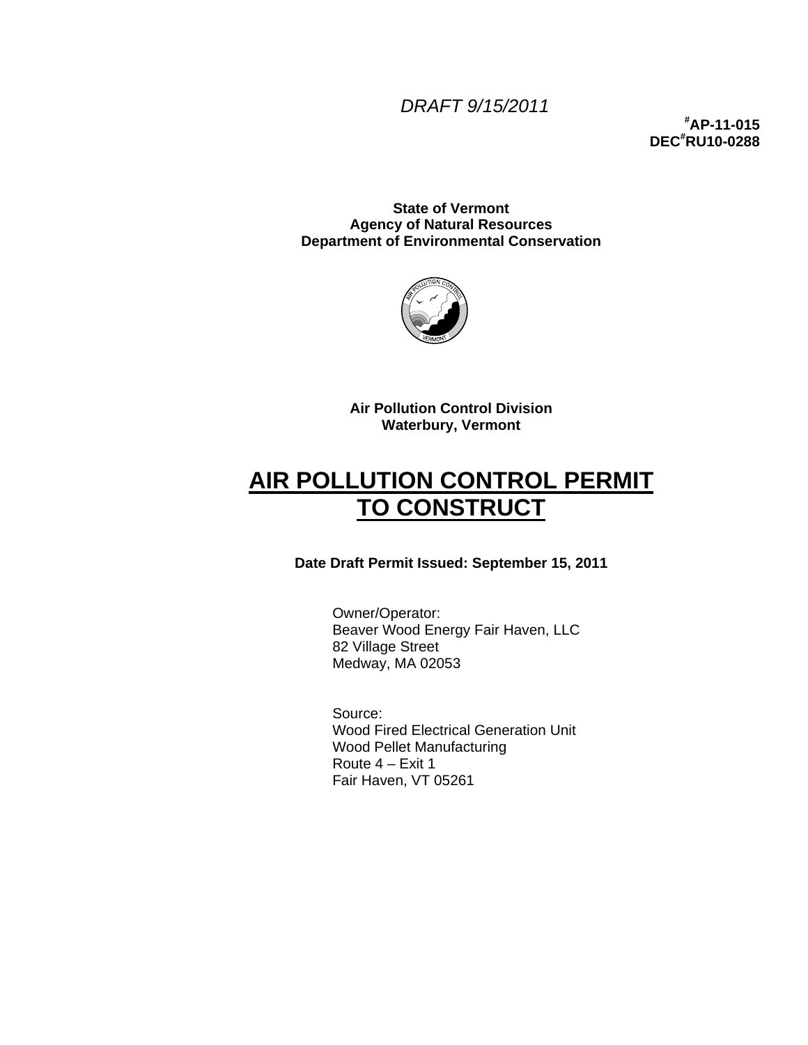*DRAFT 9/15/2011*

**#AP-11-015**
**DEC#RU10-0288**

**State of Vermont**
**Agency of Natural Resources**
**Department of Environmental Conservation**

**Air Pollution Control Division**
**Waterbury, Vermont**

# AIR POLLUTION CONTROL PERMIT TO CONSTRUCT

**Date Draft Permit Issued: September 15, 2011**

Owner/Operator:
Beaver Wood Energy Fair Haven, LLC
82 Village Street
Medway, MA 02053

Source:
Wood Fired Electrical Generation Unit
Wood Pellet Manufacturing
Route 4 – Exit 1
Fair Haven, VT 05261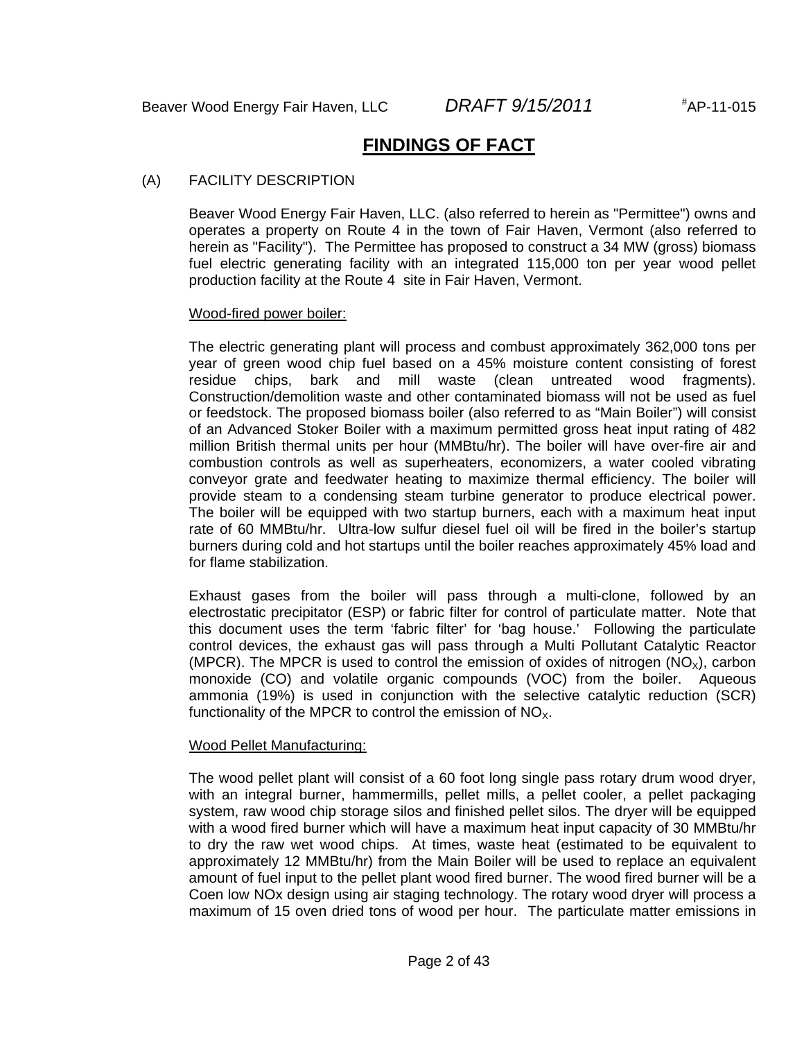# FINDINGS OF FACT

(A) FACILITY DESCRIPTION

Beaver Wood Energy Fair Haven, LLC. (also referred to herein as "Permittee") owns and operates a property on Route 4 in the town of Fair Haven, Vermont (also referred to herein as "Facility"). The Permittee has proposed to construct a 34 MW (gross) biomass fuel electric generating facility with an integrated 115,000 ton per year wood pellet production facility at the Route 4 site in Fair Haven, Vermont.

Wood-fired power boiler:

The electric generating plant will process and combust approximately 362,000 tons per year of green wood chip fuel based on a 45% moisture content consisting of forest residue chips, bark and mill waste (clean untreated wood fragments). Construction/demolition waste and other contaminated biomass will not be used as fuel or feedstock. The proposed biomass boiler (also referred to as "Main Boiler") will consist of an Advanced Stoker Boiler with a maximum permitted gross heat input rating of 482 million British thermal units per hour (MMBtu/hr). The boiler will have over-fire air and combustion controls as well as superheaters, economizers, a water cooled vibrating conveyor grate and feedwater heating to maximize thermal efficiency. The boiler will provide steam to a condensing steam turbine generator to produce electrical power. The boiler will be equipped with two startup burners, each with a maximum heat input rate of 60 MMBtu/hr. Ultra-low sulfur diesel fuel oil will be fired in the boiler's startup burners during cold and hot startups until the boiler reaches approximately 45% load and for flame stabilization.

Exhaust gases from the boiler will pass through a multi-clone, followed by an electrostatic precipitator (ESP) or fabric filter for control of particulate matter. Note that this document uses the term 'fabric filter' for 'bag house.' Following the particulate control devices, the exhaust gas will pass through a Multi Pollutant Catalytic Reactor (MPCR). The MPCR is used to control the emission of oxides of nitrogen ($NO_X$), carbon monoxide (CO) and volatile organic compounds (VOC) from the boiler. Aqueous ammonia (19%) is used in conjunction with the selective catalytic reduction (SCR) functionality of the MPCR to control the emission of $NO_X$.

Wood Pellet Manufacturing:

The wood pellet plant will consist of a 60 foot long single pass rotary drum wood dryer, with an integral burner, hammermills, pellet mills, a pellet cooler, a pellet packaging system, raw wood chip storage silos and finished pellet silos. The dryer will be equipped with a wood fired burner which will have a maximum heat input capacity of 30 MMBtu/hr to dry the raw wet wood chips. At times, waste heat (estimated to be equivalent to approximately 12 MMBtu/hr) from the Main Boiler will be used to replace an equivalent amount of fuel input to the pellet plant wood fired burner. The wood fired burner will be a Coen low NOx design using air staging technology. The rotary wood dryer will process a maximum of 15 oven dried tons of wood per hour. The particulate matter emissions in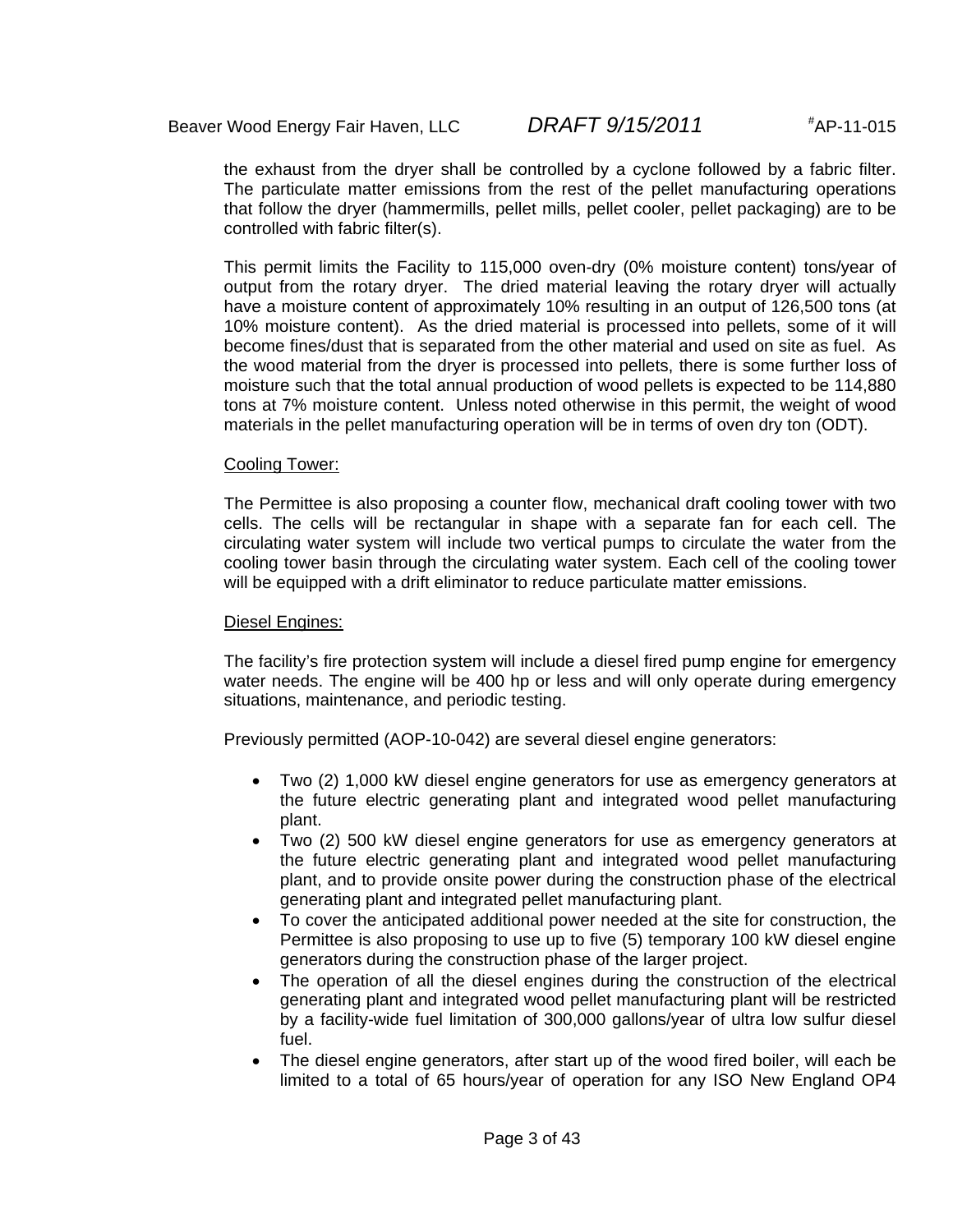the exhaust from the dryer shall be controlled by a cyclone followed by a fabric filter. The particulate matter emissions from the rest of the pellet manufacturing operations that follow the dryer (hammermills, pellet mills, pellet cooler, pellet packaging) are to be controlled with fabric filter(s).

This permit limits the Facility to 115,000 oven-dry (0% moisture content) tons/year of output from the rotary dryer. The dried material leaving the rotary dryer will actually have a moisture content of approximately 10% resulting in an output of 126,500 tons (at 10% moisture content). As the dried material is processed into pellets, some of it will become fines/dust that is separated from the other material and used on site as fuel. As the wood material from the dryer is processed into pellets, there is some further loss of moisture such that the total annual production of wood pellets is expected to be 114,880 tons at 7% moisture content. Unless noted otherwise in this permit, the weight of wood materials in the pellet manufacturing operation will be in terms of oven dry ton (ODT).

Cooling Tower:

The Permittee is also proposing a counter flow, mechanical draft cooling tower with two cells. The cells will be rectangular in shape with a separate fan for each cell. The circulating water system will include two vertical pumps to circulate the water from the cooling tower basin through the circulating water system. Each cell of the cooling tower will be equipped with a drift eliminator to reduce particulate matter emissions.

Diesel Engines:

The facility's fire protection system will include a diesel fired pump engine for emergency water needs. The engine will be 400 hp or less and will only operate during emergency situations, maintenance, and periodic testing.

Previously permitted (AOP-10-042) are several diesel engine generators:

- Two (2) 1,000 kW diesel engine generators for use as emergency generators at the future electric generating plant and integrated wood pellet manufacturing plant.
- Two (2) 500 kW diesel engine generators for use as emergency generators at the future electric generating plant and integrated wood pellet manufacturing plant, and to provide onsite power during the construction phase of the electrical generating plant and integrated pellet manufacturing plant.
- To cover the anticipated additional power needed at the site for construction, the Permittee is also proposing to use up to five (5) temporary 100 kW diesel engine generators during the construction phase of the larger project.
- The operation of all the diesel engines during the construction of the electrical generating plant and integrated wood pellet manufacturing plant will be restricted by a facility-wide fuel limitation of 300,000 gallons/year of ultra low sulfur diesel fuel.
- The diesel engine generators, after start up of the wood fired boiler, will each be limited to a total of 65 hours/year of operation for any ISO New England OP4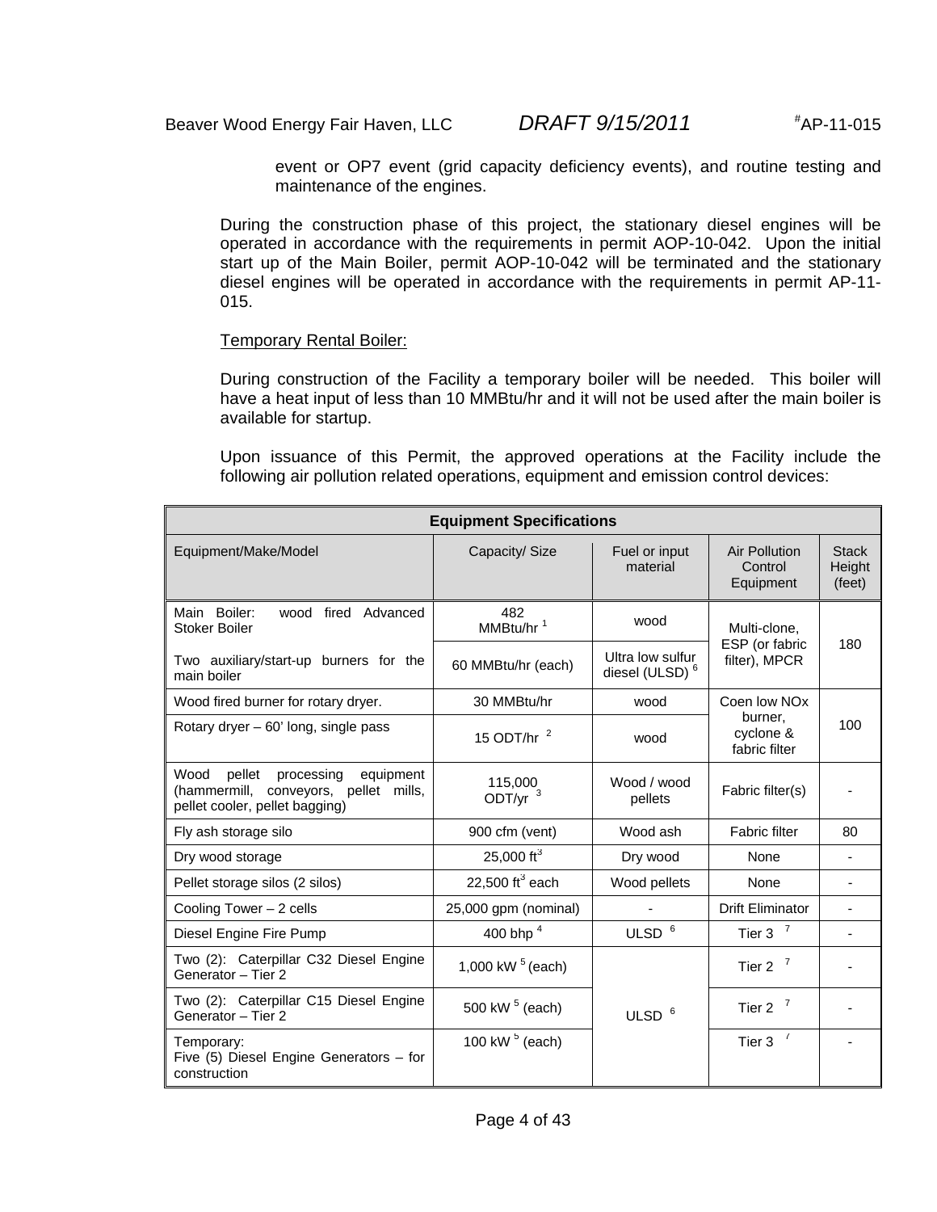event or OP7 event (grid capacity deficiency events), and routine testing and maintenance of the engines.

During the construction phase of this project, the stationary diesel engines will be operated in accordance with the requirements in permit AOP-10-042. Upon the initial start up of the Main Boiler, permit AOP-10-042 will be terminated and the stationary diesel engines will be operated in accordance with the requirements in permit AP-11-015.

Temporary Rental Boiler:

During construction of the Facility a temporary boiler will be needed. This boiler will have a heat input of less than 10 MMBtu/hr and it will not be used after the main boiler is available for startup.

Upon issuance of this Permit, the approved operations at the Facility include the following air pollution related operations, equipment and emission control devices:

| **Equipment Specifications** | | | | |
|---|---|---|---|---|
| Equipment/Make/Model | Capacity/ Size | Fuel or input material | Air Pollution Control Equipment | Stack Height (feet) |
| Main Boiler: wood fired Advanced Stoker Boiler | 482 MMBtu/hr [1] | wood | Multi-clone, ESP (or fabric filter), MPCR | 180 |
| Two auxiliary/start-up burners for the main boiler | 60 MMBtu/hr (each) | Ultra low sulfur diesel (ULSD) [6] | | |
| Wood fired burner for rotary dryer. | 30 MMBtu/hr | wood | Coen low NOx burner, cyclone & fabric filter | 100 |
| Rotary dryer – 60' long, single pass | 15 ODT/hr [2] | wood | | |
| Wood pellet processing equipment (hammermill, conveyors, pellet mills, pellet cooler, pellet bagging) | 115,000 ODT/yr [3] | Wood / wood pellets | Fabric filter(s) | - |
| Fly ash storage silo | 900 cfm (vent) | Wood ash | Fabric filter | 80 |
| Dry wood storage | 25,000 $ft^3$ | Dry wood | None | - |
| Pellet storage silos (2 silos) | 22,500 $ft^3$ each | Wood pellets | None | - |
| Cooling Tower – 2 cells | 25,000 gpm (nominal) | - | Drift Eliminator | - |
| Diesel Engine Fire Pump | 400 bhp [4] | ULSD [6] | Tier 3 [7] | - |
| Two (2): Caterpillar C32 Diesel Engine Generator – Tier 2 | 1,000 kW [5] (each) | ULSD [6] | Tier 2 [7] | - |
| Two (2): Caterpillar C15 Diesel Engine Generator – Tier 2 | 500 kW [5] (each) | | Tier 2 [7] | - |
| Temporary: Five (5) Diesel Engine Generators – for construction | 100 kW [5] (each) | | Tier 3 [7] | - |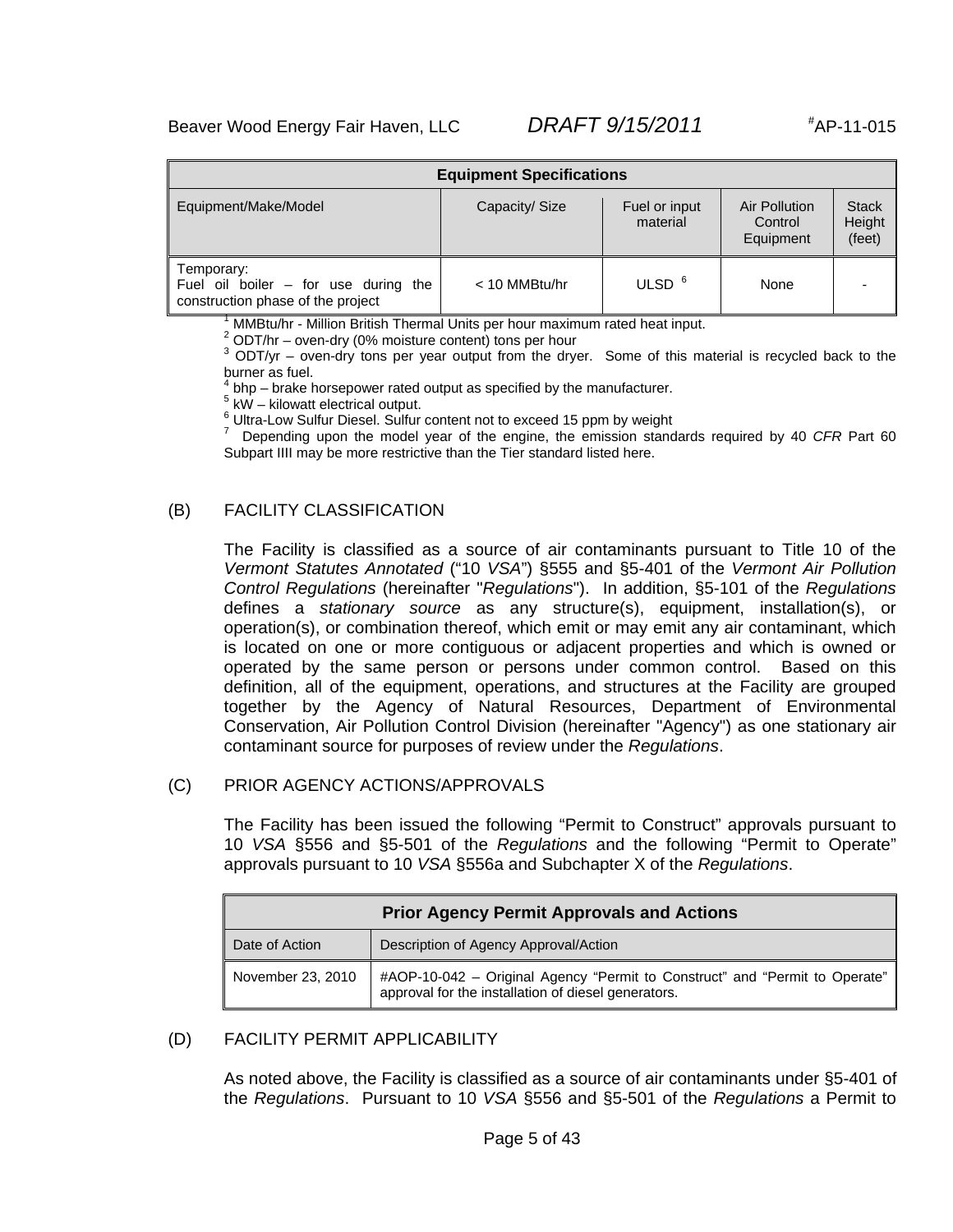| Equipment Specifications | | | | |
|---|---|---|---|---|
| Equipment/Make/Model | Capacity/ Size | Fuel or input material | Air Pollution Control Equipment | Stack Height (feet) |
| Temporary: Fuel oil boiler – for use during the construction phase of the project | < 10 MMBtu/hr | ULSD [6] | None | - |

[1] MMBtu/hr - Million British Thermal Units per hour maximum rated heat input.
[2] ODT/hr – oven-dry (0% moisture content) tons per hour
[3] ODT/yr – oven-dry tons per year output from the dryer. Some of this material is recycled back to the burner as fuel.
[4] bhp – brake horsepower rated output as specified by the manufacturer.
[5] kW – kilowatt electrical output.
[6] Ultra-Low Sulfur Diesel. Sulfur content not to exceed 15 ppm by weight
[7] Depending upon the model year of the engine, the emission standards required by 40 *CFR* Part 60 Subpart IIII may be more restrictive than the Tier standard listed here.

## (B) FACILITY CLASSIFICATION

The Facility is classified as a source of air contaminants pursuant to Title 10 of the *Vermont Statutes Annotated* ("10 *VSA*") §555 and §5-401 of the *Vermont Air Pollution Control Regulations* (hereinafter "*Regulations*"). In addition, §5-101 of the *Regulations* defines a *stationary source* as any structure(s), equipment, installation(s), or operation(s), or combination thereof, which emit or may emit any air contaminant, which is located on one or more contiguous or adjacent properties and which is owned or operated by the same person or persons under common control. Based on this definition, all of the equipment, operations, and structures at the Facility are grouped together by the Agency of Natural Resources, Department of Environmental Conservation, Air Pollution Control Division (hereinafter "Agency") as one stationary air contaminant source for purposes of review under the *Regulations*.

## (C) PRIOR AGENCY ACTIONS/APPROVALS

The Facility has been issued the following "Permit to Construct" approvals pursuant to 10 *VSA* §556 and §5-501 of the *Regulations* and the following "Permit to Operate" approvals pursuant to 10 *VSA* §556a and Subchapter X of the *Regulations*.

| Prior Agency Permit Approvals and Actions | |
|---|---|
| Date of Action | Description of Agency Approval/Action |
| November 23, 2010 | #AOP-10-042 – Original Agency "Permit to Construct" and "Permit to Operate" approval for the installation of diesel generators. |

## (D) FACILITY PERMIT APPLICABILITY

As noted above, the Facility is classified as a source of air contaminants under §5-401 of the *Regulations*. Pursuant to 10 *VSA* §556 and §5-501 of the *Regulations* a Permit to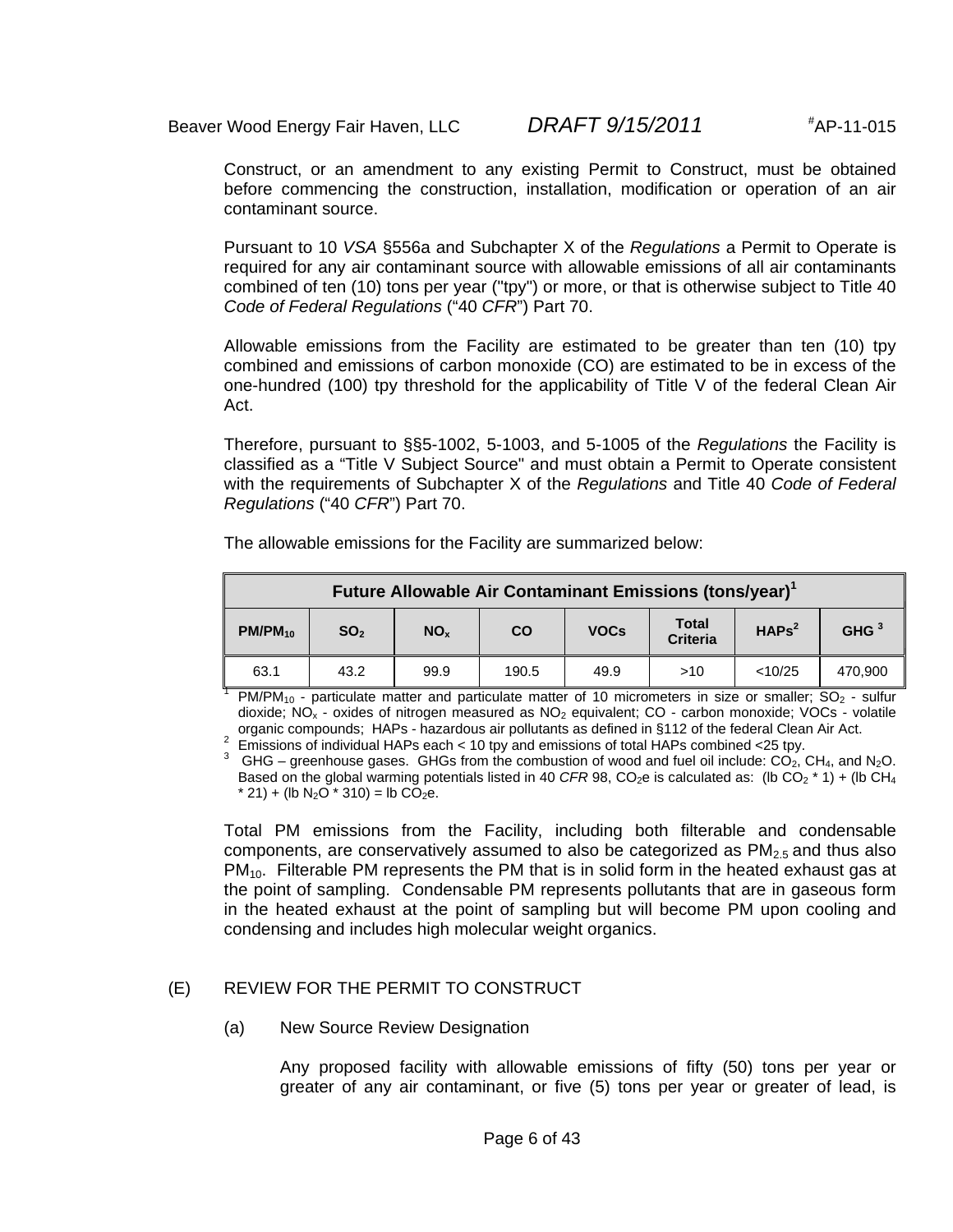Construct, or an amendment to any existing Permit to Construct, must be obtained before commencing the construction, installation, modification or operation of an air contaminant source.

Pursuant to 10 *VSA* §556a and Subchapter X of the *Regulations* a Permit to Operate is required for any air contaminant source with allowable emissions of all air contaminants combined of ten (10) tons per year ("tpy") or more, or that is otherwise subject to Title 40 *Code of Federal Regulations* ("40 *CFR*") Part 70.

Allowable emissions from the Facility are estimated to be greater than ten (10) tpy combined and emissions of carbon monoxide (CO) are estimated to be in excess of the one-hundred (100) tpy threshold for the applicability of Title V of the federal Clean Air Act.

Therefore, pursuant to §§5-1002, 5-1003, and 5-1005 of the *Regulations* the Facility is classified as a "Title V Subject Source" and must obtain a Permit to Operate consistent with the requirements of Subchapter X of the *Regulations* and Title 40 *Code of Federal Regulations* ("40 *CFR*") Part 70.

The allowable emissions for the Facility are summarized below:

| **Future Allowable Air Contaminant Emissions (tons/year)**[1] | | | | | | | |
|---|---|---|---|---|---|---|---|
| **$PM/PM_{10}$** | **$SO_2$** | **$NO_x$** | **CO** | **VOCs** | **Total Criteria** | **HAPs**[2] | **GHG**[3] |
| 63.1 | 43.2 | 99.9 | 190.5 | 49.9 | >10 | <10/25 | 470,900 |

[1] $PM/PM_{10}$ - particulate matter and particulate matter of 10 micrometers in size or smaller; $SO_2$ - sulfur dioxide; $NO_x$ - oxides of nitrogen measured as $NO_2$ equivalent; CO - carbon monoxide; VOCs - volatile organic compounds; HAPs - hazardous air pollutants as defined in §112 of the federal Clean Air Act.

[2] Emissions of individual HAPs each < 10 tpy and emissions of total HAPs combined <25 tpy.

[3] GHG – greenhouse gases. GHGs from the combustion of wood and fuel oil include: $CO_2$, $CH_4$, and $N_2O$. Based on the global warming potentials listed in 40 *CFR* 98, $CO_2e$ is calculated as: (lb $CO_2$ * 1) + (lb $CH_4$ * 21) + (lb $N_2O$ * 310) = lb $CO_2e$.

Total PM emissions from the Facility, including both filterable and condensable components, are conservatively assumed to also be categorized as $PM_{2.5}$ and thus also $PM_{10}$. Filterable PM represents the PM that is in solid form in the heated exhaust gas at the point of sampling. Condensable PM represents pollutants that are in gaseous form in the heated exhaust at the point of sampling but will become PM upon cooling and condensing and includes high molecular weight organics.

## (E) REVIEW FOR THE PERMIT TO CONSTRUCT

### (a) New Source Review Designation

Any proposed facility with allowable emissions of fifty (50) tons per year or greater of any air contaminant, or five (5) tons per year or greater of lead, is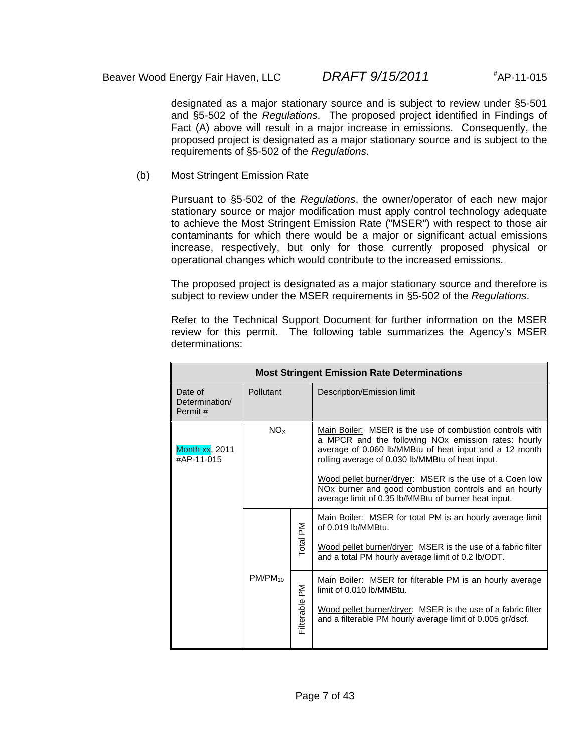designated as a major stationary source and is subject to review under §5-501 and §5-502 of the *Regulations*. The proposed project identified in Findings of Fact (A) above will result in a major increase in emissions. Consequently, the proposed project is designated as a major stationary source and is subject to the requirements of §5-502 of the *Regulations*.

(b) Most Stringent Emission Rate

Pursuant to §5-502 of the *Regulations*, the owner/operator of each new major stationary source or major modification must apply control technology adequate to achieve the Most Stringent Emission Rate ("MSER") with respect to those air contaminants for which there would be a major or significant actual emissions increase, respectively, but only for those currently proposed physical or operational changes which would contribute to the increased emissions.

The proposed project is designated as a major stationary source and therefore is subject to review under the MSER requirements in §5-502 of the *Regulations*.

Refer to the Technical Support Document for further information on the MSER review for this permit. The following table summarizes the Agency's MSER determinations:

| Most Stringent Emission Rate Determinations | | | |
|---|---|---|---|
| Date of Determination/ Permit # | Pollutant | | Description/Emission limit |
| Month xx, 2011 #AP-11-015 | $NO_X$ | | Main Boiler: MSER is the use of combustion controls with a MPCR and the following NOx emission rates: hourly average of 0.060 lb/MMBtu of heat input and a 12 month rolling average of 0.030 lb/MMBtu of heat input.<br><br>Wood pellet burner/dryer: MSER is the use of a Coen low NOx burner and good combustion controls and an hourly average limit of 0.35 lb/MMBtu of burner heat input. |
| | $PM/PM_{10}$ | Total PM | Main Boiler: MSER for total PM is an hourly average limit of 0.019 lb/MMBtu.<br><br>Wood pellet burner/dryer: MSER is the use of a fabric filter and a total PM hourly average limit of 0.2 lb/ODT. |
| | | Filterable PM | Main Boiler: MSER for filterable PM is an hourly average limit of 0.010 lb/MMBtu.<br><br>Wood pellet burner/dryer: MSER is the use of a fabric filter and a filterable PM hourly average limit of 0.005 gr/dscf. |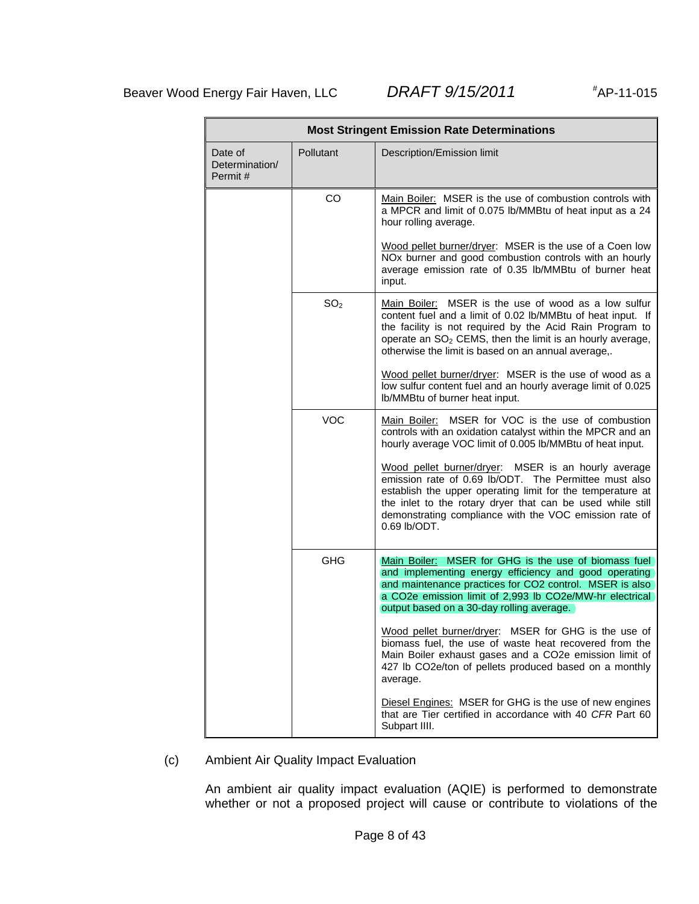| Most Stringent Emission Rate Determinations | | |
|---|---|---|
| Date of Determination/ Permit # | Pollutant | Description/Emission limit |
| | CO | Main Boiler: MSER is the use of combustion controls with a MPCR and limit of 0.075 lb/MMBtu of heat input as a 24 hour rolling average.<br><br>Wood pellet burner/dryer: MSER is the use of a Coen low NOx burner and good combustion controls with an hourly average emission rate of 0.35 lb/MMBtu of burner heat input. |
| | $SO_2$ | Main Boiler: MSER is the use of wood as a low sulfur content fuel and a limit of 0.02 lb/MMBtu of heat input. If the facility is not required by the Acid Rain Program to operate an $SO_2$ CEMS, then the limit is an hourly average, otherwise the limit is based on an annual average,.<br><br>Wood pellet burner/dryer: MSER is the use of wood as a low sulfur content fuel and an hourly average limit of 0.025 lb/MMBtu of burner heat input. |
| | VOC | Main Boiler: MSER for VOC is the use of combustion controls with an oxidation catalyst within the MPCR and an hourly average VOC limit of 0.005 lb/MMBtu of heat input.<br><br>Wood pellet burner/dryer: MSER is an hourly average emission rate of 0.69 lb/ODT. The Permittee must also establish the upper operating limit for the temperature at the inlet to the rotary dryer that can be used while still demonstrating compliance with the VOC emission rate of 0.69 lb/ODT. |
| | GHG | Main Boiler: MSER for GHG is the use of biomass fuel and implementing energy efficiency and good operating and maintenance practices for CO2 control. MSER is also a CO2e emission limit of 2,993 lb CO2e/MW-hr electrical output based on a 30-day rolling average.<br><br>Wood pellet burner/dryer: MSER for GHG is the use of biomass fuel, the use of waste heat recovered from the Main Boiler exhaust gases and a CO2e emission limit of 427 lb CO2e/ton of pellets produced based on a monthly average.<br><br>Diesel Engines: MSER for GHG is the use of new engines that are Tier certified in accordance with 40 *CFR* Part 60 Subpart IIII. |

(c) Ambient Air Quality Impact Evaluation

An ambient air quality impact evaluation (AQIE) is performed to demonstrate whether or not a proposed project will cause or contribute to violations of the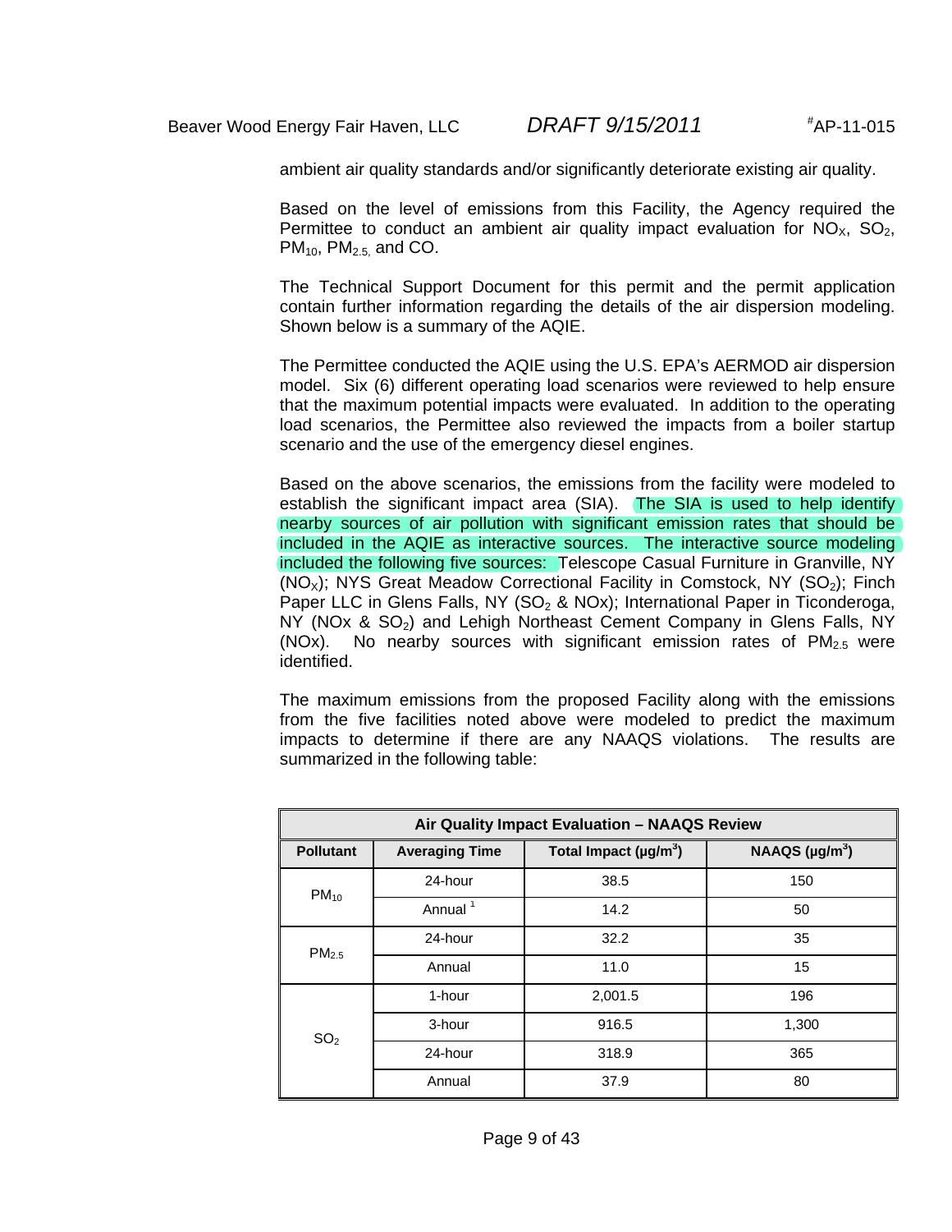ambient air quality standards and/or significantly deteriorate existing air quality.

Based on the level of emissions from this Facility, the Agency required the Permittee to conduct an ambient air quality impact evaluation for $NO_X$, $SO_2$, $PM_{10}$, $PM_{2.5}$, and CO.

The Technical Support Document for this permit and the permit application contain further information regarding the details of the air dispersion modeling. Shown below is a summary of the AQIE.

The Permittee conducted the AQIE using the U.S. EPA's AERMOD air dispersion model. Six (6) different operating load scenarios were reviewed to help ensure that the maximum potential impacts were evaluated. In addition to the operating load scenarios, the Permittee also reviewed the impacts from a boiler startup scenario and the use of the emergency diesel engines.

Based on the above scenarios, the emissions from the facility were modeled to establish the significant impact area (SIA). The SIA is used to help identify nearby sources of air pollution with significant emission rates that should be included in the AQIE as interactive sources. The interactive source modeling included the following five sources: Telescope Casual Furniture in Granville, NY ($NO_X$); NYS Great Meadow Correctional Facility in Comstock, NY ($SO_2$); Finch Paper LLC in Glens Falls, NY ($SO_2$ & NOx); International Paper in Ticonderoga, NY (NOx & $SO_2$) and Lehigh Northeast Cement Company in Glens Falls, NY (NOx). No nearby sources with significant emission rates of $PM_{2.5}$ were identified.

The maximum emissions from the proposed Facility along with the emissions from the five facilities noted above were modeled to predict the maximum impacts to determine if there are any NAAQS violations. The results are summarized in the following table:

| Air Quality Impact Evaluation – NAAQS Review | | | |
|---|---|---|---|
| **Pollutant** | **Averaging Time** | **Total Impact (μg/m$^3$)** | **NAAQS (μg/m$^3$)** |
| $PM_{10}$ | 24-hour | 38.5 | 150 |
| | Annual [1] | 14.2 | 50 |
| $PM_{2.5}$ | 24-hour | 32.2 | 35 |
| | Annual | 11.0 | 15 |
| $SO_2$ | 1-hour | 2,001.5 | 196 |
| | 3-hour | 916.5 | 1,300 |
| | 24-hour | 318.9 | 365 |
| | Annual | 37.9 | 80 |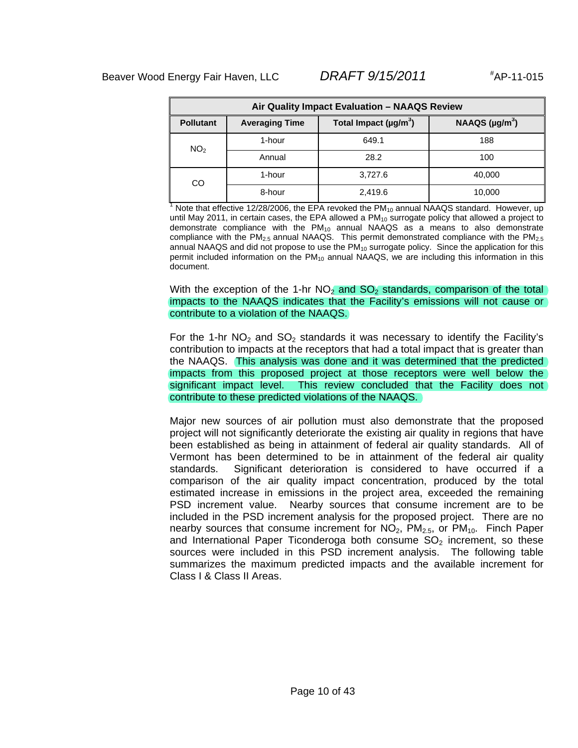| Air Quality Impact Evaluation – NAAQS Review | | | |
|---|---|---|---|
| **Pollutant** | **Averaging Time** | **Total Impact (μg/m$^3$)** | **NAAQS (μg/m$^3$)** |
| $NO_2$ | 1-hour | 649.1 | 188 |
| | Annual | 28.2 | 100 |
| CO | 1-hour | 3,727.6 | 40,000 |
| | 8-hour | 2,419.6 | 10,000 |

[1] Note that effective 12/28/2006, the EPA revoked the $PM_{10}$ annual NAAQS standard. However, up until May 2011, in certain cases, the EPA allowed a $PM_{10}$ surrogate policy that allowed a project to demonstrate compliance with the $PM_{10}$ annual NAAQS as a means to also demonstrate compliance with the $PM_{2.5}$ annual NAAQS. This permit demonstrated compliance with the $PM_{2.5}$ annual NAAQS and did not propose to use the $PM_{10}$ surrogate policy. Since the application for this permit included information on the $PM_{10}$ annual NAAQS, we are including this information in this document.

With the exception of the 1-hr $NO_2$ and $SO_2$ standards, comparison of the total impacts to the NAAQS indicates that the Facility's emissions will not cause or contribute to a violation of the NAAQS.

For the 1-hr $NO_2$ and $SO_2$ standards it was necessary to identify the Facility's contribution to impacts at the receptors that had a total impact that is greater than the NAAQS. This analysis was done and it was determined that the predicted impacts from this proposed project at those receptors were well below the significant impact level. This review concluded that the Facility does not contribute to these predicted violations of the NAAQS.

Major new sources of air pollution must also demonstrate that the proposed project will not significantly deteriorate the existing air quality in regions that have been established as being in attainment of federal air quality standards. All of Vermont has been determined to be in attainment of the federal air quality standards. Significant deterioration is considered to have occurred if a comparison of the air quality impact concentration, produced by the total estimated increase in emissions in the project area, exceeded the remaining PSD increment value. Nearby sources that consume increment are to be included in the PSD increment analysis for the proposed project. There are no nearby sources that consume increment for $NO_2$, $PM_{2.5}$, or $PM_{10}$. Finch Paper and International Paper Ticonderoga both consume $SO_2$ increment, so these sources were included in this PSD increment analysis. The following table summarizes the maximum predicted impacts and the available increment for Class I & Class II Areas.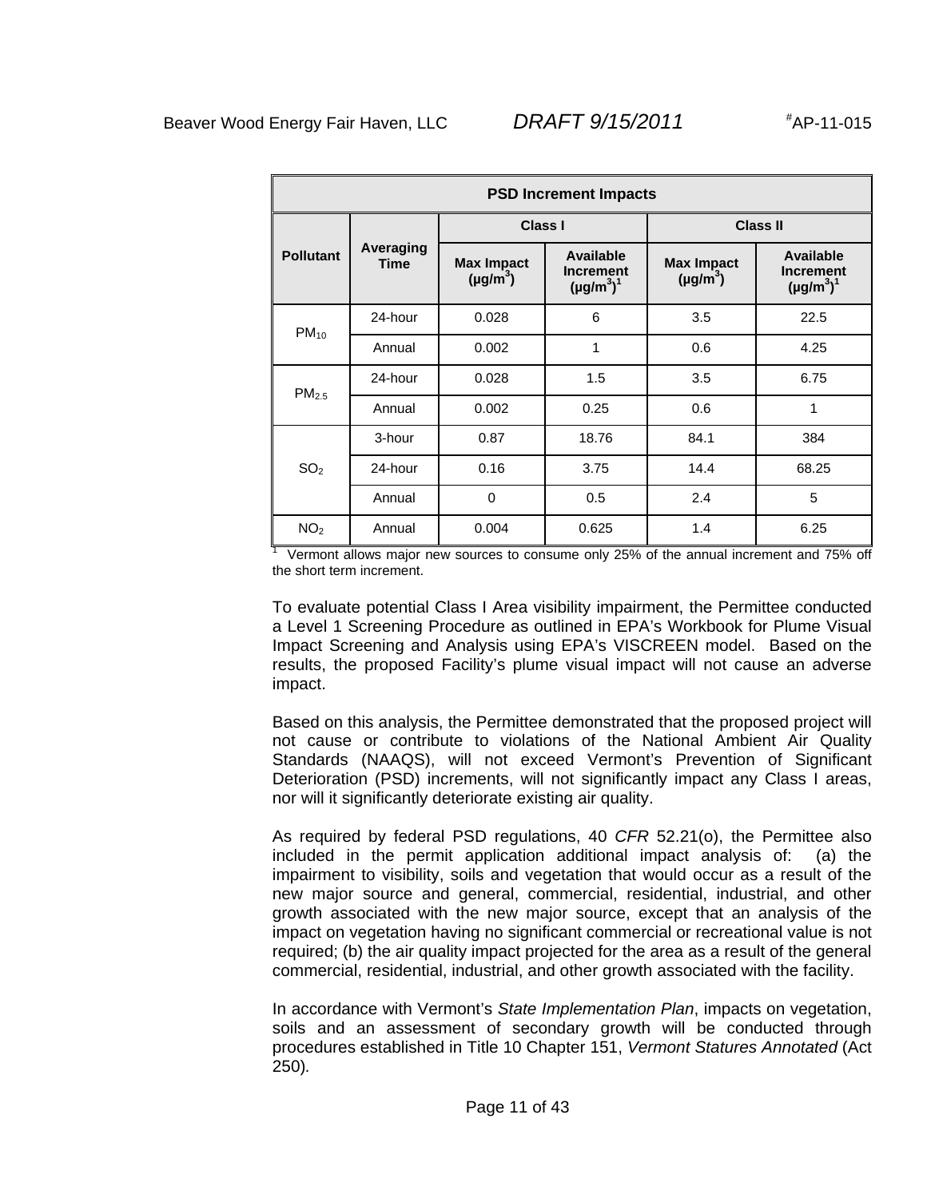| PSD Increment Impacts | | | | | |
|---|---|---|---|---|---|
| Pollutant | Averaging Time | Class I | | Class II | |
| | | Max Impact (μg/m$^3$) | Available Increment (μg/m$^3$)[1] | Max Impact (μg/m$^3$) | Available Increment (μg/m$^3$)[1] |
| $PM_{10}$ | 24-hour | 0.028 | 6 | 3.5 | 22.5 |
| | Annual | 0.002 | 1 | 0.6 | 4.25 |
| $PM_{2.5}$ | 24-hour | 0.028 | 1.5 | 3.5 | 6.75 |
| | Annual | 0.002 | 0.25 | 0.6 | 1 |
| $SO_2$ | 3-hour | 0.87 | 18.76 | 84.1 | 384 |
| | 24-hour | 0.16 | 3.75 | 14.4 | 68.25 |
| | Annual | 0 | 0.5 | 2.4 | 5 |
| $NO_2$ | Annual | 0.004 | 0.625 | 1.4 | 6.25 |

[1] Vermont allows major new sources to consume only 25% of the annual increment and 75% off the short term increment.

To evaluate potential Class I Area visibility impairment, the Permittee conducted a Level 1 Screening Procedure as outlined in EPA's Workbook for Plume Visual Impact Screening and Analysis using EPA's VISCREEN model. Based on the results, the proposed Facility's plume visual impact will not cause an adverse impact.

Based on this analysis, the Permittee demonstrated that the proposed project will not cause or contribute to violations of the National Ambient Air Quality Standards (NAAQS), will not exceed Vermont's Prevention of Significant Deterioration (PSD) increments, will not significantly impact any Class I areas, nor will it significantly deteriorate existing air quality.

As required by federal PSD regulations, 40 *CFR* 52.21(o), the Permittee also included in the permit application additional impact analysis of: (a) the impairment to visibility, soils and vegetation that would occur as a result of the new major source and general, commercial, residential, industrial, and other growth associated with the new major source, except that an analysis of the impact on vegetation having no significant commercial or recreational value is not required; (b) the air quality impact projected for the area as a result of the general commercial, residential, industrial, and other growth associated with the facility.

In accordance with Vermont's *State Implementation Plan*, impacts on vegetation, soils and an assessment of secondary growth will be conducted through procedures established in Title 10 Chapter 151, *Vermont Statures Annotated* (Act 250).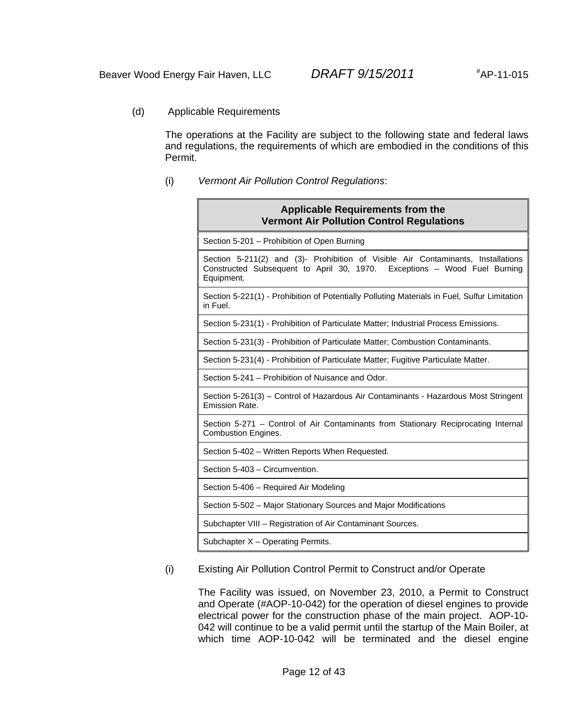(d) Applicable Requirements

The operations at the Facility are subject to the following state and federal laws and regulations, the requirements of which are embodied in the conditions of this Permit.

(i) *Vermont Air Pollution Control Regulations*:

| **Applicable Requirements from the Vermont Air Pollution Control Regulations** |
|---|
| Section 5-201 – Prohibition of Open Burning |
| Section 5-211(2) and (3)- Prohibition of Visible Air Contaminants, Installations Constructed Subsequent to April 30, 1970. Exceptions – Wood Fuel Burning Equipment. |
| Section 5-221(1) - Prohibition of Potentially Polluting Materials in Fuel, Sulfur Limitation in Fuel. |
| Section 5-231(1) - Prohibition of Particulate Matter; Industrial Process Emissions. |
| Section 5-231(3) - Prohibition of Particulate Matter; Combustion Contaminants. |
| Section 5-231(4) - Prohibition of Particulate Matter; Fugitive Particulate Matter. |
| Section 5-241 – Prohibition of Nuisance and Odor. |
| Section 5-261(3) – Control of Hazardous Air Contaminants - Hazardous Most Stringent Emission Rate. |
| Section 5-271 – Control of Air Contaminants from Stationary Reciprocating Internal Combustion Engines. |
| Section 5-402 – Written Reports When Requested. |
| Section 5-403 – Circumvention. |
| Section 5-406 – Required Air Modeling |
| Section 5-502 – Major Stationary Sources and Major Modifications |
| Subchapter VIII – Registration of Air Contaminant Sources. |
| Subchapter X – Operating Permits. |

(i) Existing Air Pollution Control Permit to Construct and/or Operate

The Facility was issued, on November 23, 2010, a Permit to Construct and Operate (#AOP-10-042) for the operation of diesel engines to provide electrical power for the construction phase of the main project. AOP-10-042 will continue to be a valid permit until the startup of the Main Boiler, at which time AOP-10-042 will be terminated and the diesel engine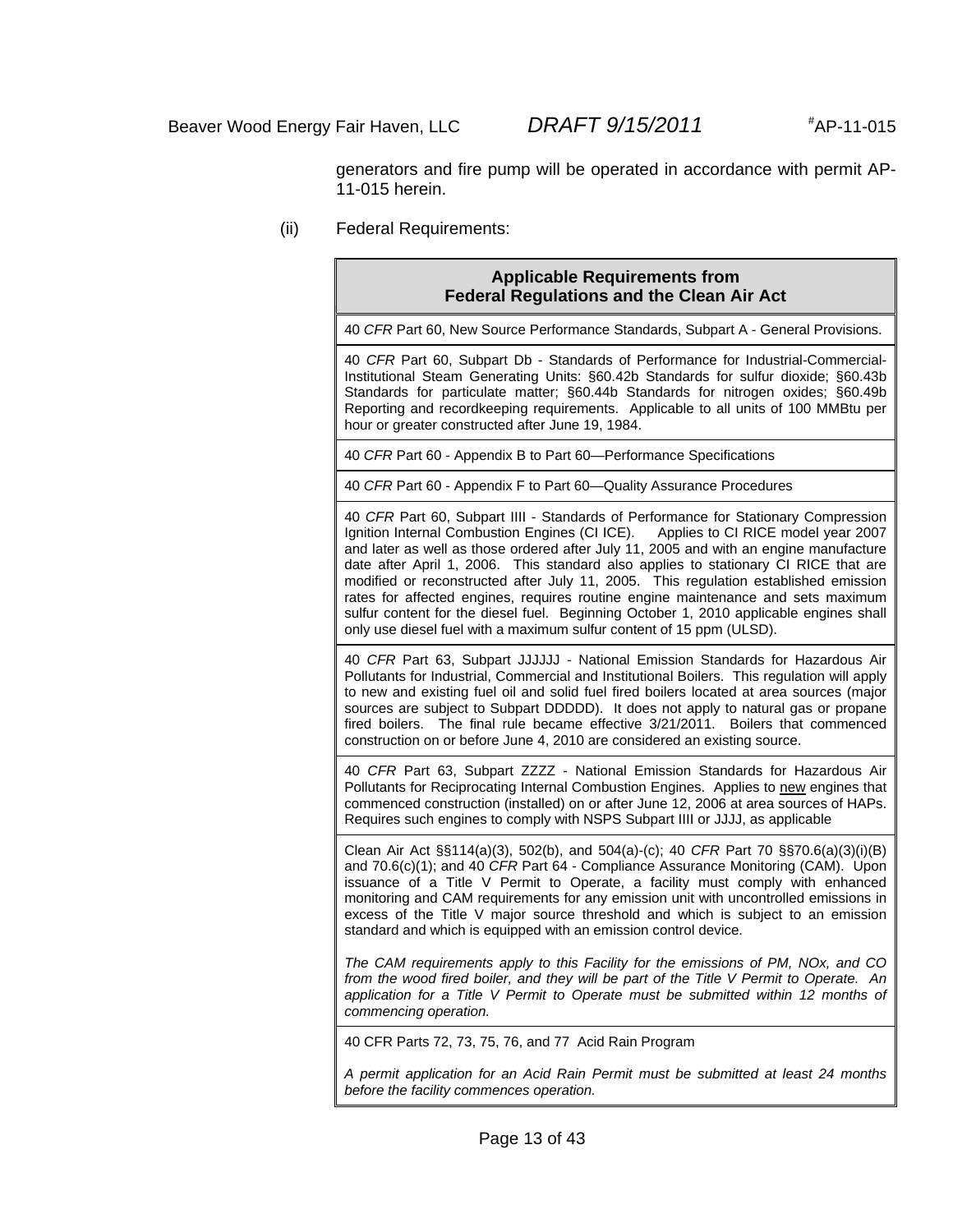generators and fire pump will be operated in accordance with permit AP-11-015 herein.

(ii) Federal Requirements:

| Applicable Requirements from Federal Regulations and the Clean Air Act |
|---|
| 40 *CFR* Part 60, New Source Performance Standards, Subpart A - General Provisions. |
| 40 *CFR* Part 60, Subpart Db - Standards of Performance for Industrial-Commercial-Institutional Steam Generating Units: §60.42b Standards for sulfur dioxide; §60.43b Standards for particulate matter; §60.44b Standards for nitrogen oxides; §60.49b Reporting and recordkeeping requirements. Applicable to all units of 100 MMBtu per hour or greater constructed after June 19, 1984. |
| 40 *CFR* Part 60 - Appendix B to Part 60—Performance Specifications |
| 40 *CFR* Part 60 - Appendix F to Part 60—Quality Assurance Procedures |
| 40 *CFR* Part 60, Subpart IIII - Standards of Performance for Stationary Compression Ignition Internal Combustion Engines (CI ICE). Applies to CI RICE model year 2007 and later as well as those ordered after July 11, 2005 and with an engine manufacture date after April 1, 2006. This standard also applies to stationary CI RICE that are modified or reconstructed after July 11, 2005. This regulation established emission rates for affected engines, requires routine engine maintenance and sets maximum sulfur content for the diesel fuel. Beginning October 1, 2010 applicable engines shall only use diesel fuel with a maximum sulfur content of 15 ppm (ULSD). |
| 40 *CFR* Part 63, Subpart JJJJJJ - National Emission Standards for Hazardous Air Pollutants for Industrial, Commercial and Institutional Boilers. This regulation will apply to new and existing fuel oil and solid fuel fired boilers located at area sources (major sources are subject to Subpart DDDDD). It does not apply to natural gas or propane fired boilers. The final rule became effective 3/21/2011. Boilers that commenced construction on or before June 4, 2010 are considered an existing source. |
| 40 *CFR* Part 63, Subpart ZZZZ - National Emission Standards for Hazardous Air Pollutants for Reciprocating Internal Combustion Engines. Applies to <u>new</u> engines that commenced construction (installed) on or after June 12, 2006 at area sources of HAPs. Requires such engines to comply with NSPS Subpart IIII or JJJJ, as applicable |
| Clean Air Act §§114(a)(3), 502(b), and 504(a)-(c); 40 *CFR* Part 70 §§70.6(a)(3)(i)(B) and 70.6(c)(1); and 40 *CFR* Part 64 - Compliance Assurance Monitoring (CAM). Upon issuance of a Title V Permit to Operate, a facility must comply with enhanced monitoring and CAM requirements for any emission unit with uncontrolled emissions in excess of the Title V major source threshold and which is subject to an emission standard and which is equipped with an emission control device.<br><br>*The CAM requirements apply to this Facility for the emissions of PM, NOx, and CO from the wood fired boiler, and they will be part of the Title V Permit to Operate. An application for a Title V Permit to Operate must be submitted within 12 months of commencing operation.* |
| 40 CFR Parts 72, 73, 75, 76, and 77 Acid Rain Program<br><br>*A permit application for an Acid Rain Permit must be submitted at least 24 months before the facility commences operation.* |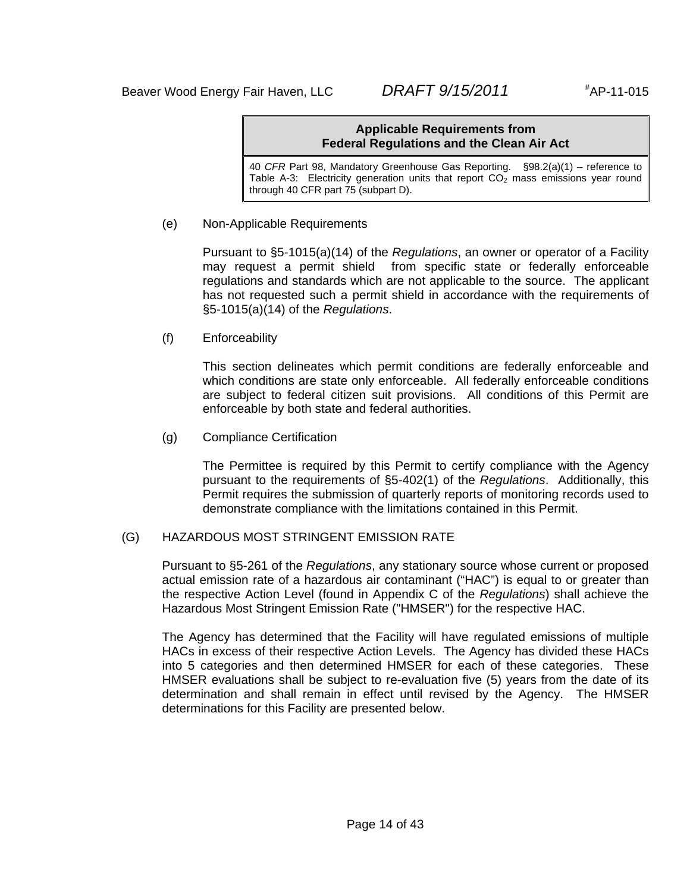| Applicable Requirements from Federal Regulations and the Clean Air Act |
| --- |
| 40 *CFR* Part 98, Mandatory Greenhouse Gas Reporting. §98.2(a)(1) – reference to Table A-3: Electricity generation units that report $CO_2$ mass emissions year round through 40 CFR part 75 (subpart D). |

(e) Non-Applicable Requirements

Pursuant to §5-1015(a)(14) of the *Regulations*, an owner or operator of a Facility may request a permit shield from specific state or federally enforceable regulations and standards which are not applicable to the source. The applicant has not requested such a permit shield in accordance with the requirements of §5-1015(a)(14) of the *Regulations*.

(f) Enforceability

This section delineates which permit conditions are federally enforceable and which conditions are state only enforceable. All federally enforceable conditions are subject to federal citizen suit provisions. All conditions of this Permit are enforceable by both state and federal authorities.

(g) Compliance Certification

The Permittee is required by this Permit to certify compliance with the Agency pursuant to the requirements of §5-402(1) of the *Regulations*. Additionally, this Permit requires the submission of quarterly reports of monitoring records used to demonstrate compliance with the limitations contained in this Permit.

## (G) HAZARDOUS MOST STRINGENT EMISSION RATE

Pursuant to §5-261 of the *Regulations*, any stationary source whose current or proposed actual emission rate of a hazardous air contaminant ("HAC") is equal to or greater than the respective Action Level (found in Appendix C of the *Regulations*) shall achieve the Hazardous Most Stringent Emission Rate ("HMSER") for the respective HAC.

The Agency has determined that the Facility will have regulated emissions of multiple HACs in excess of their respective Action Levels. The Agency has divided these HACs into 5 categories and then determined HMSER for each of these categories. These HMSER evaluations shall be subject to re-evaluation five (5) years from the date of its determination and shall remain in effect until revised by the Agency. The HMSER determinations for this Facility are presented below.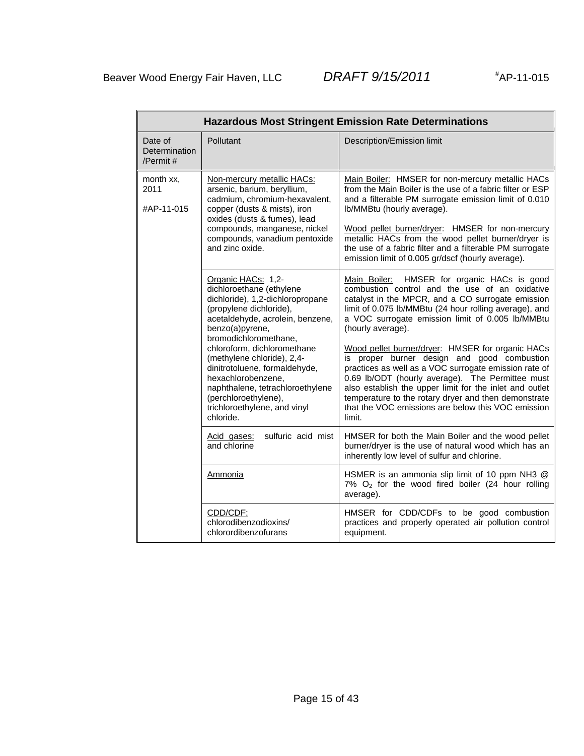| Hazardous Most Stringent Emission Rate Determinations | | |
|---|---|---|
| Date of Determination /Permit # | Pollutant | Description/Emission limit |
| month xx, 2011<br><br>#AP-11-015 | Non-mercury metallic HACs: arsenic, barium, beryllium, cadmium, chromium-hexavalent, copper (dusts & mists), iron oxides (dusts & fumes), lead compounds, manganese, nickel compounds, vanadium pentoxide and zinc oxide. | Main Boiler: HMSER for non-mercury metallic HACs from the Main Boiler is the use of a fabric filter or ESP and a filterable PM surrogate emission limit of 0.010 lb/MMBtu (hourly average).<br><br>Wood pellet burner/dryer: HMSER for non-mercury metallic HACs from the wood pellet burner/dryer is the use of a fabric filter and a filterable PM surrogate emission limit of 0.005 gr/dscf (hourly average). |
| | Organic HACs: 1,2-dichloroethane (ethylene dichloride), 1,2-dichloropropane (propylene dichloride), acetaldehyde, acrolein, benzene, benzo(a)pyrene, bromodichloromethane, chloroform, dichloromethane (methylene chloride), 2,4-dinitrotoluene, formaldehyde, hexachlorobenzene, naphthalene, tetrachloroethylene (perchloroethylene), trichloroethylene, and vinyl chloride. | Main Boiler: HMSER for organic HACs is good combustion control and the use of an oxidative catalyst in the MPCR, and a CO surrogate emission limit of 0.075 lb/MMBtu (24 hour rolling average), and a VOC surrogate emission limit of 0.005 lb/MMBtu (hourly average).<br><br>Wood pellet burner/dryer: HMSER for organic HACs is proper burner design and good combustion practices as well as a VOC surrogate emission rate of 0.69 lb/ODT (hourly average). The Permittee must also establish the upper limit for the inlet and outlet temperature to the rotary dryer and then demonstrate that the VOC emissions are below this VOC emission limit. |
| | Acid gases: sulfuric acid mist and chlorine | HMSER for both the Main Boiler and the wood pellet burner/dryer is the use of natural wood which has an inherently low level of sulfur and chlorine. |
| | Ammonia | HSMER is an ammonia slip limit of 10 ppm NH3 @ 7% $O_2$ for the wood fired boiler (24 hour rolling average). |
| | CDD/CDF: chlorodibenzodioxins/ chlorordibenzofurans | HMSER for CDD/CDFs to be good combustion practices and properly operated air pollution control equipment. |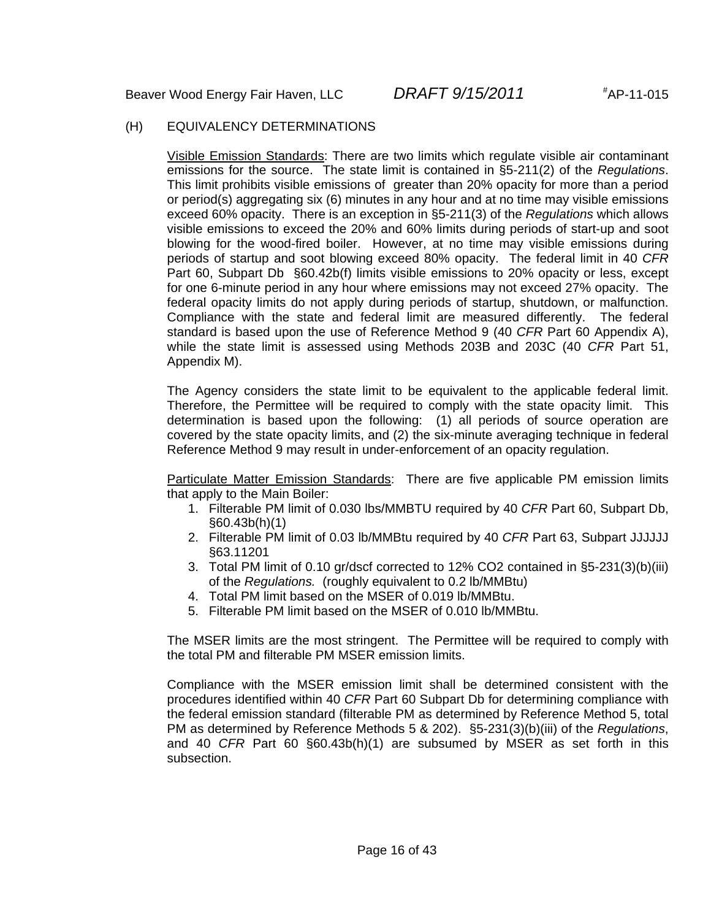(H) EQUIVALENCY DETERMINATIONS

<u>Visible Emission Standards</u>: There are two limits which regulate visible air contaminant emissions for the source. The state limit is contained in §5-211(2) of the *Regulations*. This limit prohibits visible emissions of greater than 20% opacity for more than a period or period(s) aggregating six (6) minutes in any hour and at no time may visible emissions exceed 60% opacity. There is an exception in §5-211(3) of the *Regulations* which allows visible emissions to exceed the 20% and 60% limits during periods of start-up and soot blowing for the wood-fired boiler. However, at no time may visible emissions during periods of startup and soot blowing exceed 80% opacity. The federal limit in 40 *CFR* Part 60, Subpart Db §60.42b(f) limits visible emissions to 20% opacity or less, except for one 6-minute period in any hour where emissions may not exceed 27% opacity. The federal opacity limits do not apply during periods of startup, shutdown, or malfunction. Compliance with the state and federal limit are measured differently. The federal standard is based upon the use of Reference Method 9 (40 *CFR* Part 60 Appendix A), while the state limit is assessed using Methods 203B and 203C (40 *CFR* Part 51, Appendix M).

The Agency considers the state limit to be equivalent to the applicable federal limit. Therefore, the Permittee will be required to comply with the state opacity limit. This determination is based upon the following: (1) all periods of source operation are covered by the state opacity limits, and (2) the six-minute averaging technique in federal Reference Method 9 may result in under-enforcement of an opacity regulation.

<u>Particulate Matter Emission Standards</u>: There are five applicable PM emission limits that apply to the Main Boiler:

1. Filterable PM limit of 0.030 lbs/MMBTU required by 40 *CFR* Part 60, Subpart Db, §60.43b(h)(1)
2. Filterable PM limit of 0.03 lb/MMBtu required by 40 *CFR* Part 63, Subpart JJJJJJ §63.11201
3. Total PM limit of 0.10 gr/dscf corrected to 12% $CO_2$ contained in §5-231(3)(b)(iii) of the *Regulations.* (roughly equivalent to 0.2 lb/MMBtu)
4. Total PM limit based on the MSER of 0.019 lb/MMBtu.
5. Filterable PM limit based on the MSER of 0.010 lb/MMBtu.

The MSER limits are the most stringent. The Permittee will be required to comply with the total PM and filterable PM MSER emission limits.

Compliance with the MSER emission limit shall be determined consistent with the procedures identified within 40 *CFR* Part 60 Subpart Db for determining compliance with the federal emission standard (filterable PM as determined by Reference Method 5, total PM as determined by Reference Methods 5 & 202). §5-231(3)(b)(iii) of the *Regulations*, and 40 *CFR* Part 60 §60.43b(h)(1) are subsumed by MSER as set forth in this subsection.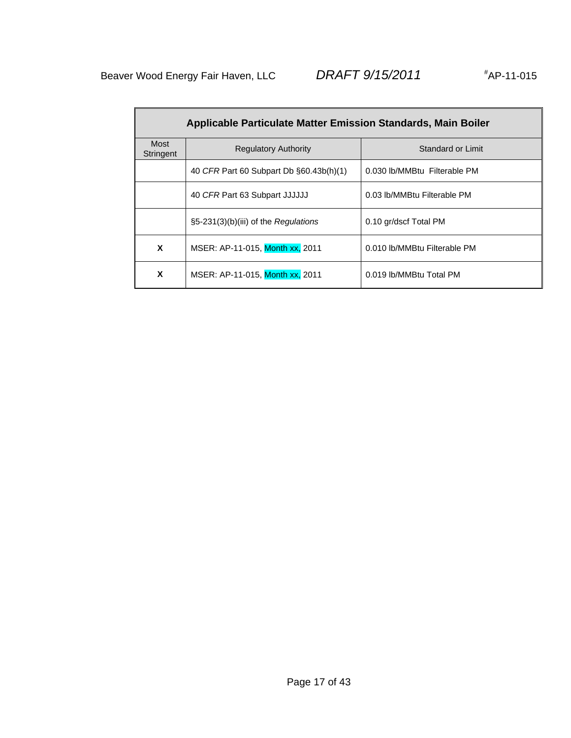| Applicable Particulate Matter Emission Standards, Main Boiler | | |
|---|---|---|
| Most Stringent | Regulatory Authority | Standard or Limit |
| | 40 *CFR* Part 60 Subpart Db §60.43b(h)(1) | 0.030 lb/MMBtu Filterable PM |
| | 40 *CFR* Part 63 Subpart JJJJJJ | 0.03 lb/MMBtu Filterable PM |
| | §5-231(3)(b)(iii) of the *Regulations* | 0.10 gr/dscf Total PM |
| **X** | MSER: AP-11-015, Month xx, 2011 | 0.010 lb/MMBtu Filterable PM |
| **X** | MSER: AP-11-015, Month xx, 2011 | 0.019 lb/MMBtu Total PM |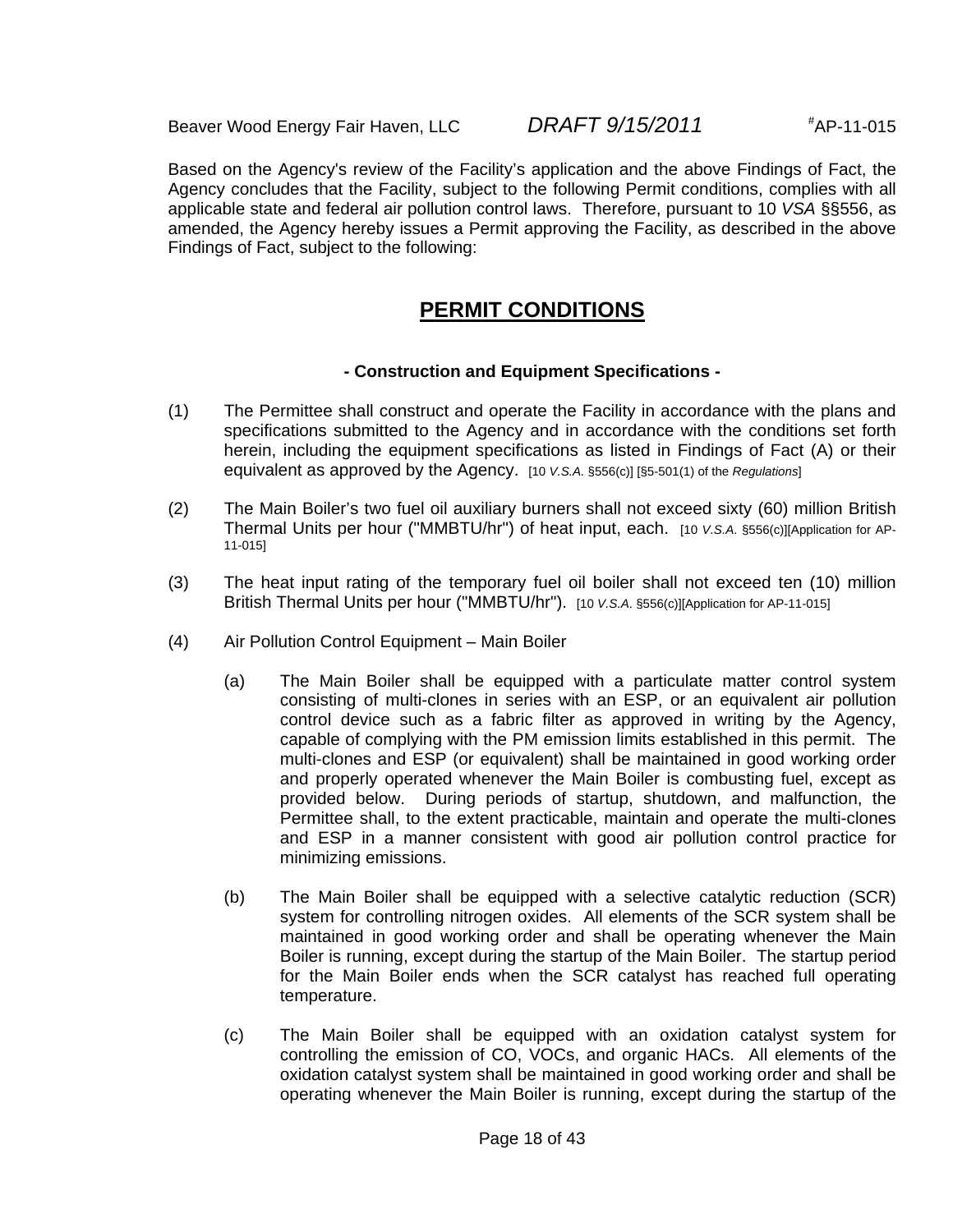Based on the Agency's review of the Facility's application and the above Findings of Fact, the Agency concludes that the Facility, subject to the following Permit conditions, complies with all applicable state and federal air pollution control laws. Therefore, pursuant to 10 *VSA* §§556, as amended, the Agency hereby issues a Permit approving the Facility, as described in the above Findings of Fact, subject to the following:

# PERMIT CONDITIONS

### - Construction and Equipment Specifications -

(1) The Permittee shall construct and operate the Facility in accordance with the plans and specifications submitted to the Agency and in accordance with the conditions set forth herein, including the equipment specifications as listed in Findings of Fact (A) or their equivalent as approved by the Agency. [10 *V.S.A.* §556(c)] [§5-501(1) of the *Regulations*]

(2) The Main Boiler's two fuel oil auxiliary burners shall not exceed sixty (60) million British Thermal Units per hour ("MMBTU/hr") of heat input, each. [10 *V.S.A.* §556(c)][Application for AP-11-015]

(3) The heat input rating of the temporary fuel oil boiler shall not exceed ten (10) million British Thermal Units per hour ("MMBTU/hr"). [10 *V.S.A.* §556(c)][Application for AP-11-015]

(4) Air Pollution Control Equipment – Main Boiler

(a) The Main Boiler shall be equipped with a particulate matter control system consisting of multi-clones in series with an ESP, or an equivalent air pollution control device such as a fabric filter as approved in writing by the Agency, capable of complying with the PM emission limits established in this permit. The multi-clones and ESP (or equivalent) shall be maintained in good working order and properly operated whenever the Main Boiler is combusting fuel, except as provided below. During periods of startup, shutdown, and malfunction, the Permittee shall, to the extent practicable, maintain and operate the multi-clones and ESP in a manner consistent with good air pollution control practice for minimizing emissions.

(b) The Main Boiler shall be equipped with a selective catalytic reduction (SCR) system for controlling nitrogen oxides. All elements of the SCR system shall be maintained in good working order and shall be operating whenever the Main Boiler is running, except during the startup of the Main Boiler. The startup period for the Main Boiler ends when the SCR catalyst has reached full operating temperature.

(c) The Main Boiler shall be equipped with an oxidation catalyst system for controlling the emission of CO, VOCs, and organic HACs. All elements of the oxidation catalyst system shall be maintained in good working order and shall be operating whenever the Main Boiler is running, except during the startup of the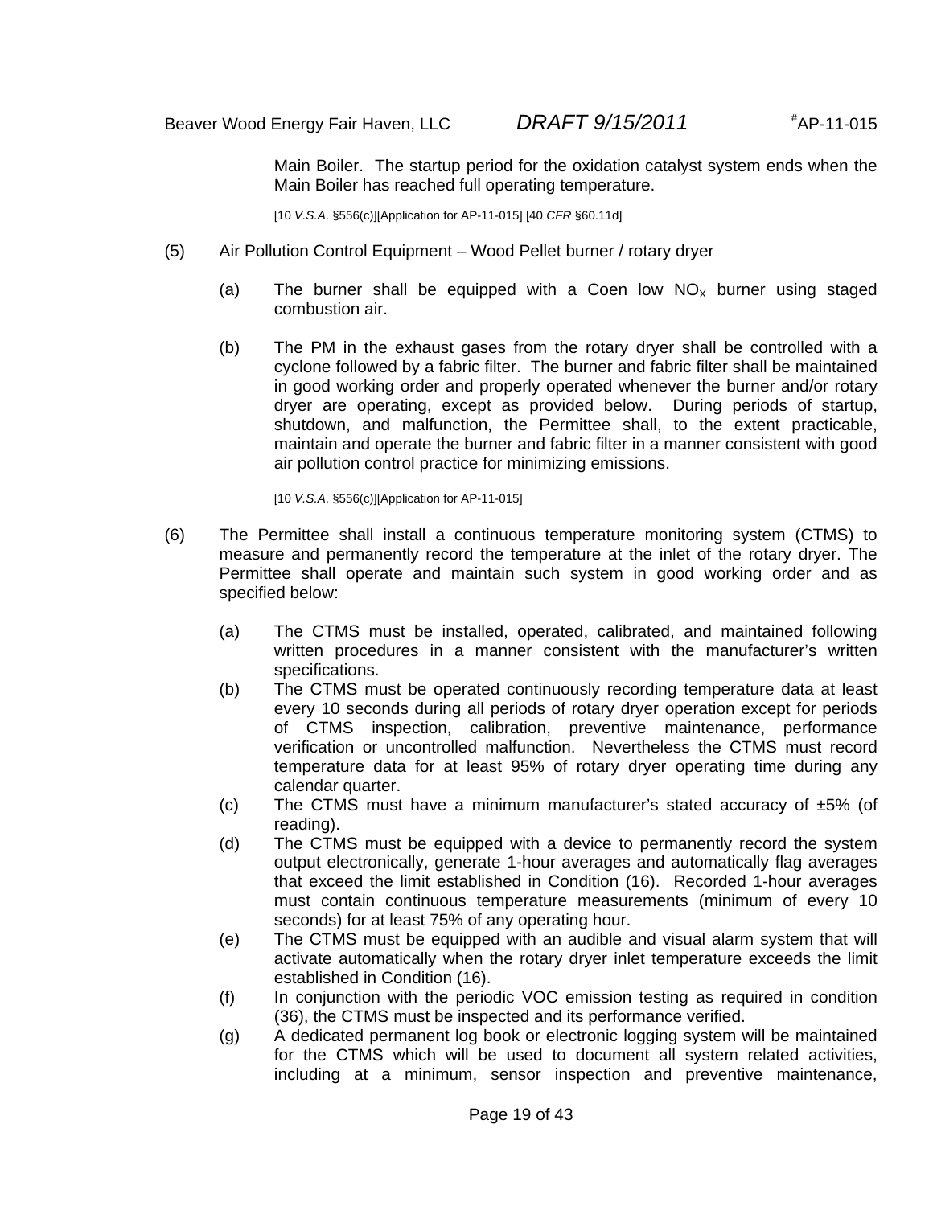Main Boiler. The startup period for the oxidation catalyst system ends when the Main Boiler has reached full operating temperature.

[10 *V.S.A.* §556(c)][Application for AP-11-015] [40 *CFR* §60.11d]

(5) Air Pollution Control Equipment – Wood Pellet burner / rotary dryer

(a) The burner shall be equipped with a Coen low $NO_X$ burner using staged combustion air.

(b) The PM in the exhaust gases from the rotary dryer shall be controlled with a cyclone followed by a fabric filter. The burner and fabric filter shall be maintained in good working order and properly operated whenever the burner and/or rotary dryer are operating, except as provided below. During periods of startup, shutdown, and malfunction, the Permittee shall, to the extent practicable, maintain and operate the burner and fabric filter in a manner consistent with good air pollution control practice for minimizing emissions.

[10 *V.S.A.* §556(c)][Application for AP-11-015]

(6) The Permittee shall install a continuous temperature monitoring system (CTMS) to measure and permanently record the temperature at the inlet of the rotary dryer. The Permittee shall operate and maintain such system in good working order and as specified below:

(a) The CTMS must be installed, operated, calibrated, and maintained following written procedures in a manner consistent with the manufacturer's written specifications.

(b) The CTMS must be operated continuously recording temperature data at least every 10 seconds during all periods of rotary dryer operation except for periods of CTMS inspection, calibration, preventive maintenance, performance verification or uncontrolled malfunction. Nevertheless the CTMS must record temperature data for at least 95% of rotary dryer operating time during any calendar quarter.

(c) The CTMS must have a minimum manufacturer's stated accuracy of ±5% (of reading).

(d) The CTMS must be equipped with a device to permanently record the system output electronically, generate 1-hour averages and automatically flag averages that exceed the limit established in Condition (16). Recorded 1-hour averages must contain continuous temperature measurements (minimum of every 10 seconds) for at least 75% of any operating hour.

(e) The CTMS must be equipped with an audible and visual alarm system that will activate automatically when the rotary dryer inlet temperature exceeds the limit established in Condition (16).

(f) In conjunction with the periodic VOC emission testing as required in condition (36), the CTMS must be inspected and its performance verified.

(g) A dedicated permanent log book or electronic logging system will be maintained for the CTMS which will be used to document all system related activities, including at a minimum, sensor inspection and preventive maintenance,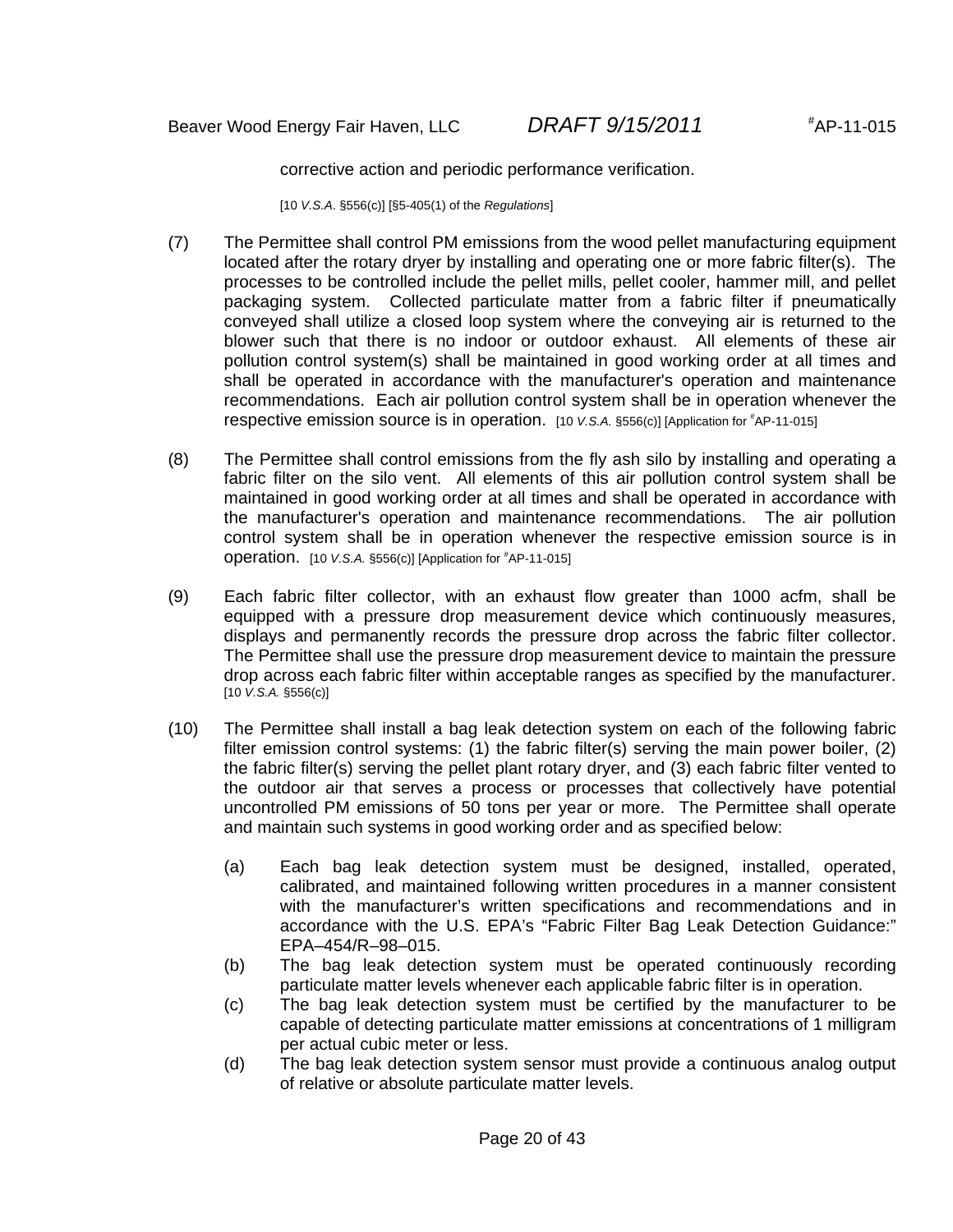corrective action and periodic performance verification.

[10 *V.S.A.* §556(c)] [§5-405(1) of the *Regulations*]

(7) The Permittee shall control PM emissions from the wood pellet manufacturing equipment located after the rotary dryer by installing and operating one or more fabric filter(s). The processes to be controlled include the pellet mills, pellet cooler, hammer mill, and pellet packaging system. Collected particulate matter from a fabric filter if pneumatically conveyed shall utilize a closed loop system where the conveying air is returned to the blower such that there is no indoor or outdoor exhaust. All elements of these air pollution control system(s) shall be maintained in good working order at all times and shall be operated in accordance with the manufacturer's operation and maintenance recommendations. Each air pollution control system shall be in operation whenever the respective emission source is in operation. [10 *V.S.A.* §556(c)] [Application for #AP-11-015]

(8) The Permittee shall control emissions from the fly ash silo by installing and operating a fabric filter on the silo vent. All elements of this air pollution control system shall be maintained in good working order at all times and shall be operated in accordance with the manufacturer's operation and maintenance recommendations. The air pollution control system shall be in operation whenever the respective emission source is in operation. [10 *V.S.A.* §556(c)] [Application for #AP-11-015]

(9) Each fabric filter collector, with an exhaust flow greater than 1000 acfm, shall be equipped with a pressure drop measurement device which continuously measures, displays and permanently records the pressure drop across the fabric filter collector. The Permittee shall use the pressure drop measurement device to maintain the pressure drop across each fabric filter within acceptable ranges as specified by the manufacturer. [10 *V.S.A.* §556(c)]

(10) The Permittee shall install a bag leak detection system on each of the following fabric filter emission control systems: (1) the fabric filter(s) serving the main power boiler, (2) the fabric filter(s) serving the pellet plant rotary dryer, and (3) each fabric filter vented to the outdoor air that serves a process or processes that collectively have potential uncontrolled PM emissions of 50 tons per year or more. The Permittee shall operate and maintain such systems in good working order and as specified below:

  (a) Each bag leak detection system must be designed, installed, operated, calibrated, and maintained following written procedures in a manner consistent with the manufacturer's written specifications and recommendations and in accordance with the U.S. EPA's "Fabric Filter Bag Leak Detection Guidance:" EPA–454/R–98–015.

  (b) The bag leak detection system must be operated continuously recording particulate matter levels whenever each applicable fabric filter is in operation.

  (c) The bag leak detection system must be certified by the manufacturer to be capable of detecting particulate matter emissions at concentrations of 1 milligram per actual cubic meter or less.

  (d) The bag leak detection system sensor must provide a continuous analog output of relative or absolute particulate matter levels.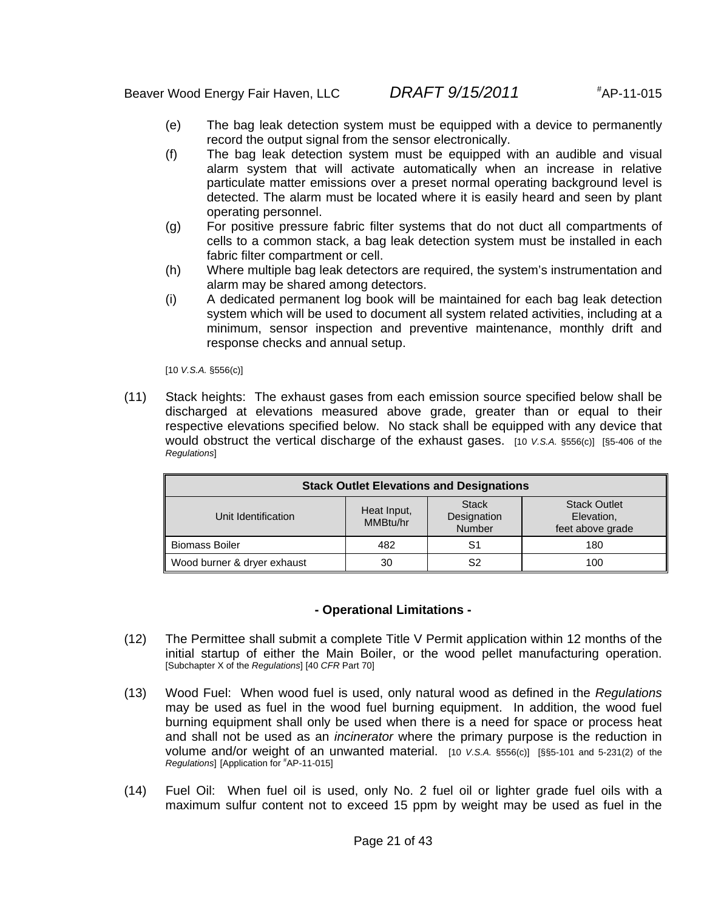(e) The bag leak detection system must be equipped with a device to permanently record the output signal from the sensor electronically.

(f) The bag leak detection system must be equipped with an audible and visual alarm system that will activate automatically when an increase in relative particulate matter emissions over a preset normal operating background level is detected. The alarm must be located where it is easily heard and seen by plant operating personnel.

(g) For positive pressure fabric filter systems that do not duct all compartments of cells to a common stack, a bag leak detection system must be installed in each fabric filter compartment or cell.

(h) Where multiple bag leak detectors are required, the system's instrumentation and alarm may be shared among detectors.

(i) A dedicated permanent log book will be maintained for each bag leak detection system which will be used to document all system related activities, including at a minimum, sensor inspection and preventive maintenance, monthly drift and response checks and annual setup.

[10 *V.S.A.* §556(c)]

(11) Stack heights: The exhaust gases from each emission source specified below shall be discharged at elevations measured above grade, greater than or equal to their respective elevations specified below. No stack shall be equipped with any device that would obstruct the vertical discharge of the exhaust gases. [10 *V.S.A.* §556(c)] [§5-406 of the *Regulations*]

| Stack Outlet Elevations and Designations | | | |
|---|---|---|---|
| Unit Identification | Heat Input, MMBtu/hr | Stack Designation Number | Stack Outlet Elevation, feet above grade |
| Biomass Boiler | 482 | S1 | 180 |
| Wood burner & dryer exhaust | 30 | S2 | 100 |

**- Operational Limitations -**

(12) The Permittee shall submit a complete Title V Permit application within 12 months of the initial startup of either the Main Boiler, or the wood pellet manufacturing operation. [Subchapter X of the *Regulations*] [40 *CFR* Part 70]

(13) Wood Fuel: When wood fuel is used, only natural wood as defined in the *Regulations* may be used as fuel in the wood fuel burning equipment. In addition, the wood fuel burning equipment shall only be used when there is a need for space or process heat and shall not be used as an *incinerator* where the primary purpose is the reduction in volume and/or weight of an unwanted material. [10 *V.S.A.* §556(c)] [§§5-101 and 5-231(2) of the *Regulations*] [Application for #AP-11-015]

(14) Fuel Oil: When fuel oil is used, only No. 2 fuel oil or lighter grade fuel oils with a maximum sulfur content not to exceed 15 ppm by weight may be used as fuel in the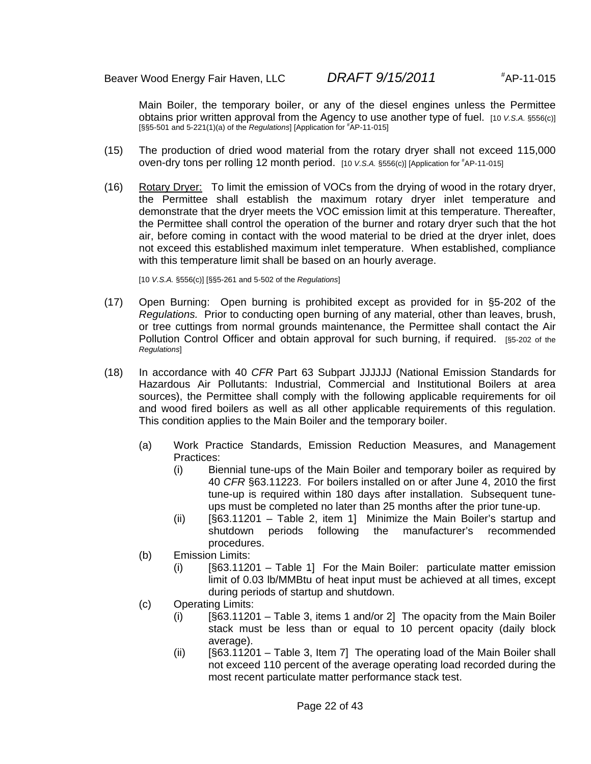Main Boiler, the temporary boiler, or any of the diesel engines unless the Permittee obtains prior written approval from the Agency to use another type of fuel. [10 *V.S.A.* §556(c)] [§§5-501 and 5-221(1)(a) of the *Regulations*] [Application for #AP-11-015]

(15) The production of dried wood material from the rotary dryer shall not exceed 115,000 oven-dry tons per rolling 12 month period. [10 *V.S.A.* §556(c)] [Application for #AP-11-015]

(16) Rotary Dryer: To limit the emission of VOCs from the drying of wood in the rotary dryer, the Permittee shall establish the maximum rotary dryer inlet temperature and demonstrate that the dryer meets the VOC emission limit at this temperature. Thereafter, the Permittee shall control the operation of the burner and rotary dryer such that the hot air, before coming in contact with the wood material to be dried at the dryer inlet, does not exceed this established maximum inlet temperature. When established, compliance with this temperature limit shall be based on an hourly average.

[10 *V.S.A.* §556(c)] [§§5-261 and 5-502 of the *Regulations*]

(17) Open Burning: Open burning is prohibited except as provided for in §5-202 of the *Regulations.* Prior to conducting open burning of any material, other than leaves, brush, or tree cuttings from normal grounds maintenance, the Permittee shall contact the Air Pollution Control Officer and obtain approval for such burning, if required. [§5-202 of the *Regulations*]

(18) In accordance with 40 *CFR* Part 63 Subpart JJJJJJ (National Emission Standards for Hazardous Air Pollutants: Industrial, Commercial and Institutional Boilers at area sources), the Permittee shall comply with the following applicable requirements for oil and wood fired boilers as well as all other applicable requirements of this regulation. This condition applies to the Main Boiler and the temporary boiler.

- (a) Work Practice Standards, Emission Reduction Measures, and Management Practices:
  - (i) Biennial tune-ups of the Main Boiler and temporary boiler as required by 40 *CFR* §63.11223. For boilers installed on or after June 4, 2010 the first tune-up is required within 180 days after installation. Subsequent tune-ups must be completed no later than 25 months after the prior tune-up.
  - (ii) [§63.11201 – Table 2, item 1] Minimize the Main Boiler's startup and shutdown periods following the manufacturer's recommended procedures.
- (b) Emission Limits:
  - (i) [§63.11201 – Table 1] For the Main Boiler: particulate matter emission limit of 0.03 lb/MMBtu of heat input must be achieved at all times, except during periods of startup and shutdown.
- (c) Operating Limits:
  - (i) [§63.11201 – Table 3, items 1 and/or 2] The opacity from the Main Boiler stack must be less than or equal to 10 percent opacity (daily block average).
  - (ii) [§63.11201 – Table 3, Item 7] The operating load of the Main Boiler shall not exceed 110 percent of the average operating load recorded during the most recent particulate matter performance stack test.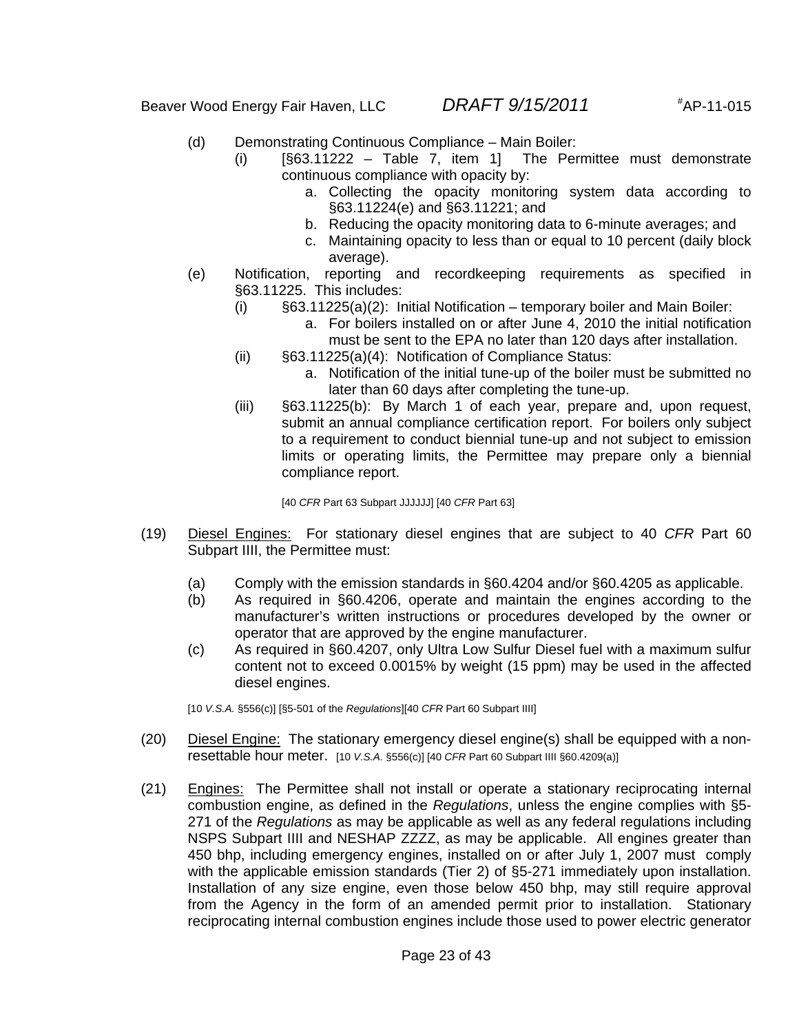(d) Demonstrating Continuous Compliance – Main Boiler:

(i) [§63.11222 – Table 7, item 1] The Permittee must demonstrate continuous compliance with opacity by:

a. Collecting the opacity monitoring system data according to §63.11224(e) and §63.11221; and
b. Reducing the opacity monitoring data to 6-minute averages; and
c. Maintaining opacity to less than or equal to 10 percent (daily block average).

(e) Notification, reporting and recordkeeping requirements as specified in §63.11225. This includes:

(i) §63.11225(a)(2): Initial Notification – temporary boiler and Main Boiler:

a. For boilers installed on or after June 4, 2010 the initial notification must be sent to the EPA no later than 120 days after installation.

(ii) §63.11225(a)(4): Notification of Compliance Status:

a. Notification of the initial tune-up of the boiler must be submitted no later than 60 days after completing the tune-up.

(iii) §63.11225(b): By March 1 of each year, prepare and, upon request, submit an annual compliance certification report. For boilers only subject to a requirement to conduct biennial tune-up and not subject to emission limits or operating limits, the Permittee may prepare only a biennial compliance report.

[40 *CFR* Part 63 Subpart JJJJJJ] [40 *CFR* Part 63]

(19) <u>Diesel Engines:</u> For stationary diesel engines that are subject to 40 *CFR* Part 60 Subpart IIII, the Permittee must:

(a) Comply with the emission standards in §60.4204 and/or §60.4205 as applicable.
(b) As required in §60.4206, operate and maintain the engines according to the manufacturer's written instructions or procedures developed by the owner or operator that are approved by the engine manufacturer.
(c) As required in §60.4207, only Ultra Low Sulfur Diesel fuel with a maximum sulfur content not to exceed 0.0015% by weight (15 ppm) may be used in the affected diesel engines.

[10 *V.S.A.* §556(c)] [§5-501 of the *Regulations*][40 *CFR* Part 60 Subpart IIII]

(20) <u>Diesel Engine:</u> The stationary emergency diesel engine(s) shall be equipped with a non-resettable hour meter. [10 *V.S.A.* §556(c)] [40 *CFR* Part 60 Subpart IIII §60.4209(a)]

(21) <u>Engines:</u> The Permittee shall not install or operate a stationary reciprocating internal combustion engine, as defined in the *Regulations*, unless the engine complies with §5-271 of the *Regulations* as may be applicable as well as any federal regulations including NSPS Subpart IIII and NESHAP ZZZZ, as may be applicable. All engines greater than 450 bhp, including emergency engines, installed on or after July 1, 2007 must comply with the applicable emission standards (Tier 2) of §5-271 immediately upon installation. Installation of any size engine, even those below 450 bhp, may still require approval from the Agency in the form of an amended permit prior to installation. Stationary reciprocating internal combustion engines include those used to power electric generator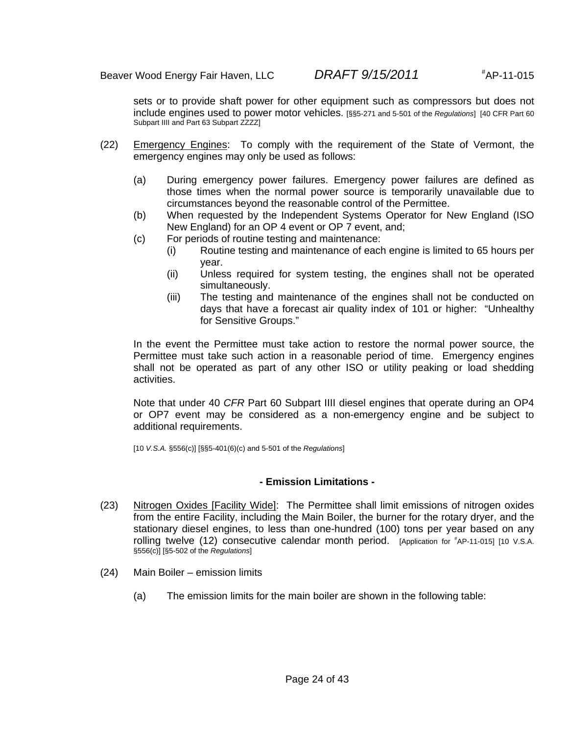sets or to provide shaft power for other equipment such as compressors but does not include engines used to power motor vehicles. [§§5-271 and 5-501 of the *Regulations*] [40 CFR Part 60 Subpart IIII and Part 63 Subpart ZZZZ]

(22) Emergency Engines: To comply with the requirement of the State of Vermont, the emergency engines may only be used as follows:

(a) During emergency power failures. Emergency power failures are defined as those times when the normal power source is temporarily unavailable due to circumstances beyond the reasonable control of the Permittee.

(b) When requested by the Independent Systems Operator for New England (ISO New England) for an OP 4 event or OP 7 event, and;

(c) For periods of routine testing and maintenance:

(i) Routine testing and maintenance of each engine is limited to 65 hours per year.

(ii) Unless required for system testing, the engines shall not be operated simultaneously.

(iii) The testing and maintenance of the engines shall not be conducted on days that have a forecast air quality index of 101 or higher: "Unhealthy for Sensitive Groups."

In the event the Permittee must take action to restore the normal power source, the Permittee must take such action in a reasonable period of time. Emergency engines shall not be operated as part of any other ISO or utility peaking or load shedding activities.

Note that under 40 *CFR* Part 60 Subpart IIII diesel engines that operate during an OP4 or OP7 event may be considered as a non-emergency engine and be subject to additional requirements.

[10 *V.S.A.* §556(c)] [§§5-401(6)(c) and 5-501 of the *Regulations*]

**- Emission Limitations -**

(23) Nitrogen Oxides [Facility Wide]: The Permittee shall limit emissions of nitrogen oxides from the entire Facility, including the Main Boiler, the burner for the rotary dryer, and the stationary diesel engines, to less than one-hundred (100) tons per year based on any rolling twelve (12) consecutive calendar month period. [Application for #AP-11-015] [10 V.S.A. §556(c)] [§5-502 of the *Regulations*]

(24) Main Boiler – emission limits

(a) The emission limits for the main boiler are shown in the following table: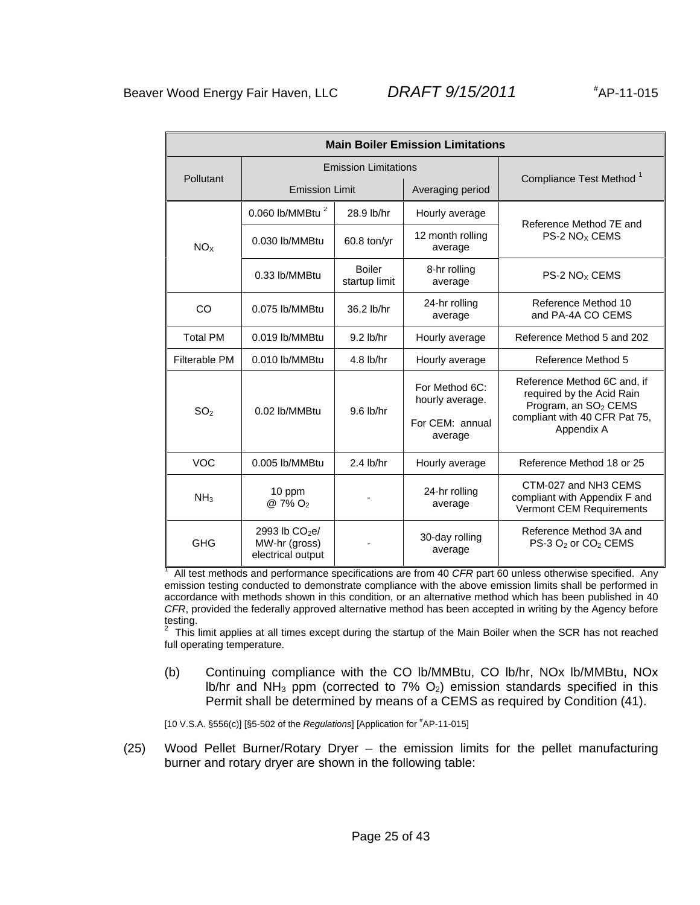| Main Boiler Emission Limitations | | | | |
|---|---|---|---|---|
| Pollutant | Emission Limitations | | | Compliance Test Method [1] |
| | Emission Limit | | Averaging period | |
| $NO_X$ | 0.060 lb/MMBtu [2] | 28.9 lb/hr | Hourly average | Reference Method 7E and PS-2 $NO_X$ CEMS |
| | 0.030 lb/MMBtu | 60.8 ton/yr | 12 month rolling average | |
| | 0.33 lb/MMBtu | Boiler startup limit | 8-hr rolling average | PS-2 $NO_X$ CEMS |
| CO | 0.075 lb/MMBtu | 36.2 lb/hr | 24-hr rolling average | Reference Method 10 and PA-4A CO CEMS |
| Total PM | 0.019 lb/MMBtu | 9.2 lb/hr | Hourly average | Reference Method 5 and 202 |
| Filterable PM | 0.010 lb/MMBtu | 4.8 lb/hr | Hourly average | Reference Method 5 |
| $SO_2$ | 0.02 lb/MMBtu | 9.6 lb/hr | For Method 6C: hourly average. For CEM: annual average | Reference Method 6C and, if required by the Acid Rain Program, an $SO_2$ CEMS compliant with 40 CFR Pat 75, Appendix A |
| VOC | 0.005 lb/MMBtu | 2.4 lb/hr | Hourly average | Reference Method 18 or 25 |
| $NH_3$ | 10 ppm @ 7% $O_2$ | - | 24-hr rolling average | CTM-027 and NH3 CEMS compliant with Appendix F and Vermont CEM Requirements |
| GHG | 2993 lb $CO_2$e/ MW-hr (gross) electrical output | - | 30-day rolling average | Reference Method 3A and PS-3 $O_2$ or $CO_2$ CEMS |

[1] All test methods and performance specifications are from 40 *CFR* part 60 unless otherwise specified. Any emission testing conducted to demonstrate compliance with the above emission limits shall be performed in accordance with methods shown in this condition, or an alternative method which has been published in 40 *CFR*, provided the federally approved alternative method has been accepted in writing by the Agency before testing.

[2] This limit applies at all times except during the startup of the Main Boiler when the SCR has not reached full operating temperature.

(b) Continuing compliance with the CO lb/MMBtu, CO lb/hr, NOx lb/MMBtu, NOx lb/hr and $NH_3$ ppm (corrected to 7% $O_2$) emission standards specified in this Permit shall be determined by means of a CEMS as required by Condition (41).

[10 V.S.A. §556(c)] [§5-502 of the *Regulations*] [Application for #AP-11-015]

(25) Wood Pellet Burner/Rotary Dryer – the emission limits for the pellet manufacturing burner and rotary dryer are shown in the following table: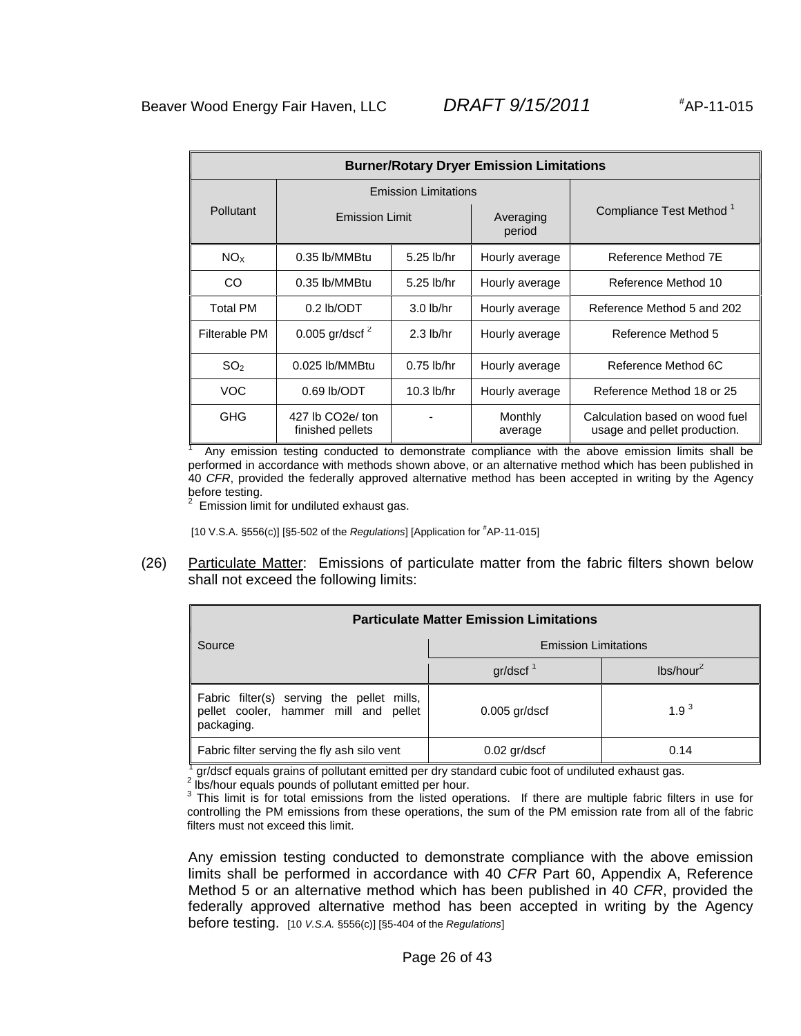| Burner/Rotary Dryer Emission Limitations | | | | |
|---|---|---|---|---|
| Pollutant | Emission Limitations | | | Compliance Test Method [1] |
| | Emission Limit | | Averaging period | |
| $NO_X$ | 0.35 lb/MMBtu | 5.25 lb/hr | Hourly average | Reference Method 7E |
| CO | 0.35 lb/MMBtu | 5.25 lb/hr | Hourly average | Reference Method 10 |
| Total PM | 0.2 lb/ODT | 3.0 lb/hr | Hourly average | Reference Method 5 and 202 |
| Filterable PM | 0.005 gr/dscf [2] | 2.3 lb/hr | Hourly average | Reference Method 5 |
| $SO_2$ | 0.025 lb/MMBtu | 0.75 lb/hr | Hourly average | Reference Method 6C |
| VOC | 0.69 lb/ODT | 10.3 lb/hr | Hourly average | Reference Method 18 or 25 |
| GHG | 427 lb CO2e/ ton finished pellets | - | Monthly average | Calculation based on wood fuel usage and pellet production. |

[1] Any emission testing conducted to demonstrate compliance with the above emission limits shall be performed in accordance with methods shown above, or an alternative method which has been published in 40 *CFR*, provided the federally approved alternative method has been accepted in writing by the Agency before testing.
[2] Emission limit for undiluted exhaust gas.

[10 V.S.A. §556(c)] [§5-502 of the *Regulations*] [Application for #AP-11-015]

(26) Particulate Matter: Emissions of particulate matter from the fabric filters shown below shall not exceed the following limits:

| Particulate Matter Emission Limitations | | |
|---|---|---|
| Source | Emission Limitations | |
| | gr/dscf [1] | lbs/hour [2] |
| Fabric filter(s) serving the pellet mills, pellet cooler, hammer mill and pellet packaging. | 0.005 gr/dscf | 1.9 [3] |
| Fabric filter serving the fly ash silo vent | 0.02 gr/dscf | 0.14 |

[1] gr/dscf equals grains of pollutant emitted per dry standard cubic foot of undiluted exhaust gas.
[2] lbs/hour equals pounds of pollutant emitted per hour.
[3] This limit is for total emissions from the listed operations. If there are multiple fabric filters in use for controlling the PM emissions from these operations, the sum of the PM emission rate from all of the fabric filters must not exceed this limit.

Any emission testing conducted to demonstrate compliance with the above emission limits shall be performed in accordance with 40 *CFR* Part 60, Appendix A, Reference Method 5 or an alternative method which has been published in 40 *CFR*, provided the federally approved alternative method has been accepted in writing by the Agency before testing. [10 *V.S.A.* §556(c)] [§5-404 of the *Regulations*]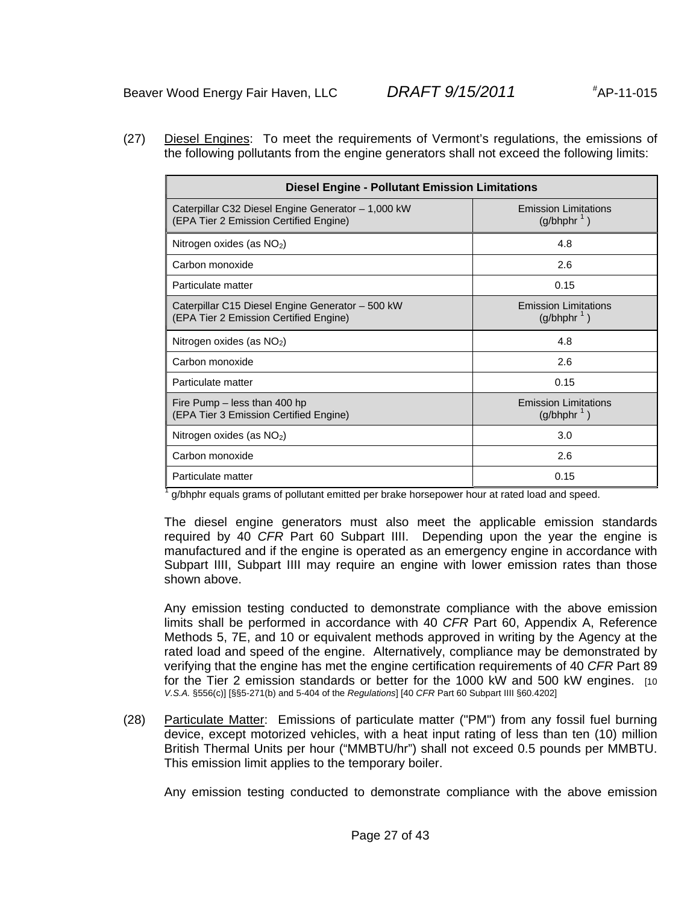(27) Diesel Engines: To meet the requirements of Vermont's regulations, the emissions of the following pollutants from the engine generators shall not exceed the following limits:

| Diesel Engine - Pollutant Emission Limitations | |
|---|---|
| Caterpillar C32 Diesel Engine Generator – 1,000 kW (EPA Tier 2 Emission Certified Engine) | Emission Limitations (g/bhphr [1]) |
| Nitrogen oxides (as $NO_2$) | 4.8 |
| Carbon monoxide | 2.6 |
| Particulate matter | 0.15 |
| Caterpillar C15 Diesel Engine Generator – 500 kW (EPA Tier 2 Emission Certified Engine) | Emission Limitations (g/bhphr [1]) |
| Nitrogen oxides (as $NO_2$) | 4.8 |
| Carbon monoxide | 2.6 |
| Particulate matter | 0.15 |
| Fire Pump – less than 400 hp (EPA Tier 3 Emission Certified Engine) | Emission Limitations (g/bhphr [1]) |
| Nitrogen oxides (as $NO_2$) | 3.0 |
| Carbon monoxide | 2.6 |
| Particulate matter | 0.15 |

[1] g/bhphr equals grams of pollutant emitted per brake horsepower hour at rated load and speed.

The diesel engine generators must also meet the applicable emission standards required by 40 *CFR* Part 60 Subpart IIII. Depending upon the year the engine is manufactured and if the engine is operated as an emergency engine in accordance with Subpart IIII, Subpart IIII may require an engine with lower emission rates than those shown above.

Any emission testing conducted to demonstrate compliance with the above emission limits shall be performed in accordance with 40 *CFR* Part 60, Appendix A, Reference Methods 5, 7E, and 10 or equivalent methods approved in writing by the Agency at the rated load and speed of the engine. Alternatively, compliance may be demonstrated by verifying that the engine has met the engine certification requirements of 40 *CFR* Part 89 for the Tier 2 emission standards or better for the 1000 kW and 500 kW engines. [10 *V.S.A.* §556(c)] [§§5-271(b) and 5-404 of the *Regulations*] [40 *CFR* Part 60 Subpart IIII §60.4202]

(28) Particulate Matter: Emissions of particulate matter ("PM") from any fossil fuel burning device, except motorized vehicles, with a heat input rating of less than ten (10) million British Thermal Units per hour ("MMBTU/hr") shall not exceed 0.5 pounds per MMBTU. This emission limit applies to the temporary boiler.

Any emission testing conducted to demonstrate compliance with the above emission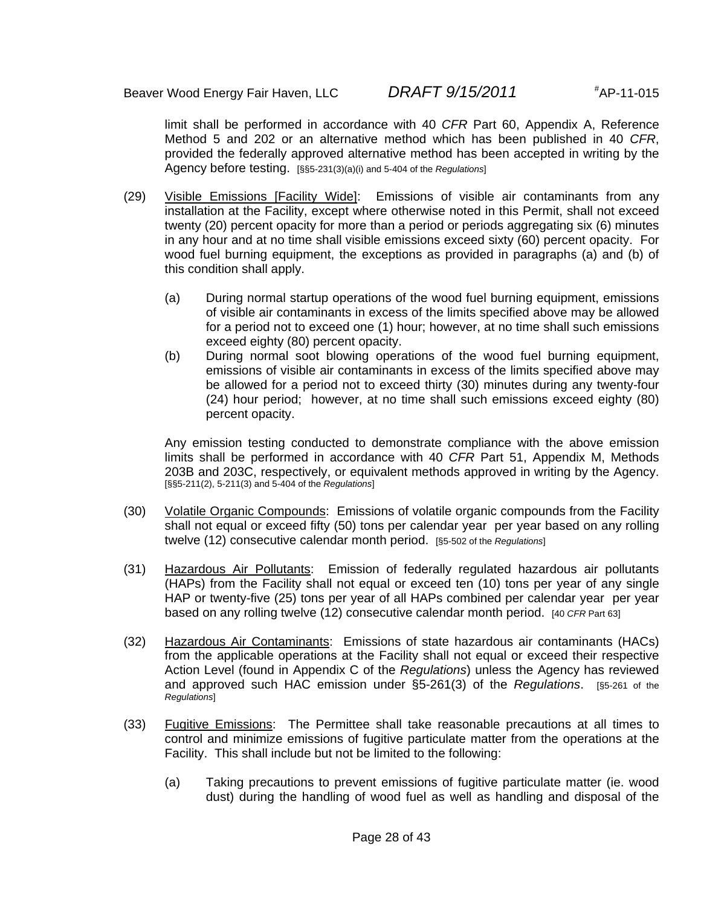limit shall be performed in accordance with 40 *CFR* Part 60, Appendix A, Reference Method 5 and 202 or an alternative method which has been published in 40 *CFR*, provided the federally approved alternative method has been accepted in writing by the Agency before testing. [§§5-231(3)(a)(i) and 5-404 of the *Regulations*]

(29) Visible Emissions [Facility Wide]: Emissions of visible air contaminants from any installation at the Facility, except where otherwise noted in this Permit, shall not exceed twenty (20) percent opacity for more than a period or periods aggregating six (6) minutes in any hour and at no time shall visible emissions exceed sixty (60) percent opacity. For wood fuel burning equipment, the exceptions as provided in paragraphs (a) and (b) of this condition shall apply.

(a) During normal startup operations of the wood fuel burning equipment, emissions of visible air contaminants in excess of the limits specified above may be allowed for a period not to exceed one (1) hour; however, at no time shall such emissions exceed eighty (80) percent opacity.

(b) During normal soot blowing operations of the wood fuel burning equipment, emissions of visible air contaminants in excess of the limits specified above may be allowed for a period not to exceed thirty (30) minutes during any twenty-four (24) hour period; however, at no time shall such emissions exceed eighty (80) percent opacity.

Any emission testing conducted to demonstrate compliance with the above emission limits shall be performed in accordance with 40 *CFR* Part 51, Appendix M, Methods 203B and 203C, respectively, or equivalent methods approved in writing by the Agency. [§§5-211(2), 5-211(3) and 5-404 of the *Regulations*]

(30) Volatile Organic Compounds: Emissions of volatile organic compounds from the Facility shall not equal or exceed fifty (50) tons per calendar year per year based on any rolling twelve (12) consecutive calendar month period. [§5-502 of the *Regulations*]

(31) Hazardous Air Pollutants: Emission of federally regulated hazardous air pollutants (HAPs) from the Facility shall not equal or exceed ten (10) tons per year of any single HAP or twenty-five (25) tons per year of all HAPs combined per calendar year per year based on any rolling twelve (12) consecutive calendar month period. [40 *CFR* Part 63]

(32) Hazardous Air Contaminants: Emissions of state hazardous air contaminants (HACs) from the applicable operations at the Facility shall not equal or exceed their respective Action Level (found in Appendix C of the *Regulations*) unless the Agency has reviewed and approved such HAC emission under §5-261(3) of the *Regulations*. [§5-261 of the *Regulations*]

(33) Fugitive Emissions: The Permittee shall take reasonable precautions at all times to control and minimize emissions of fugitive particulate matter from the operations at the Facility. This shall include but not be limited to the following:

(a) Taking precautions to prevent emissions of fugitive particulate matter (ie. wood dust) during the handling of wood fuel as well as handling and disposal of the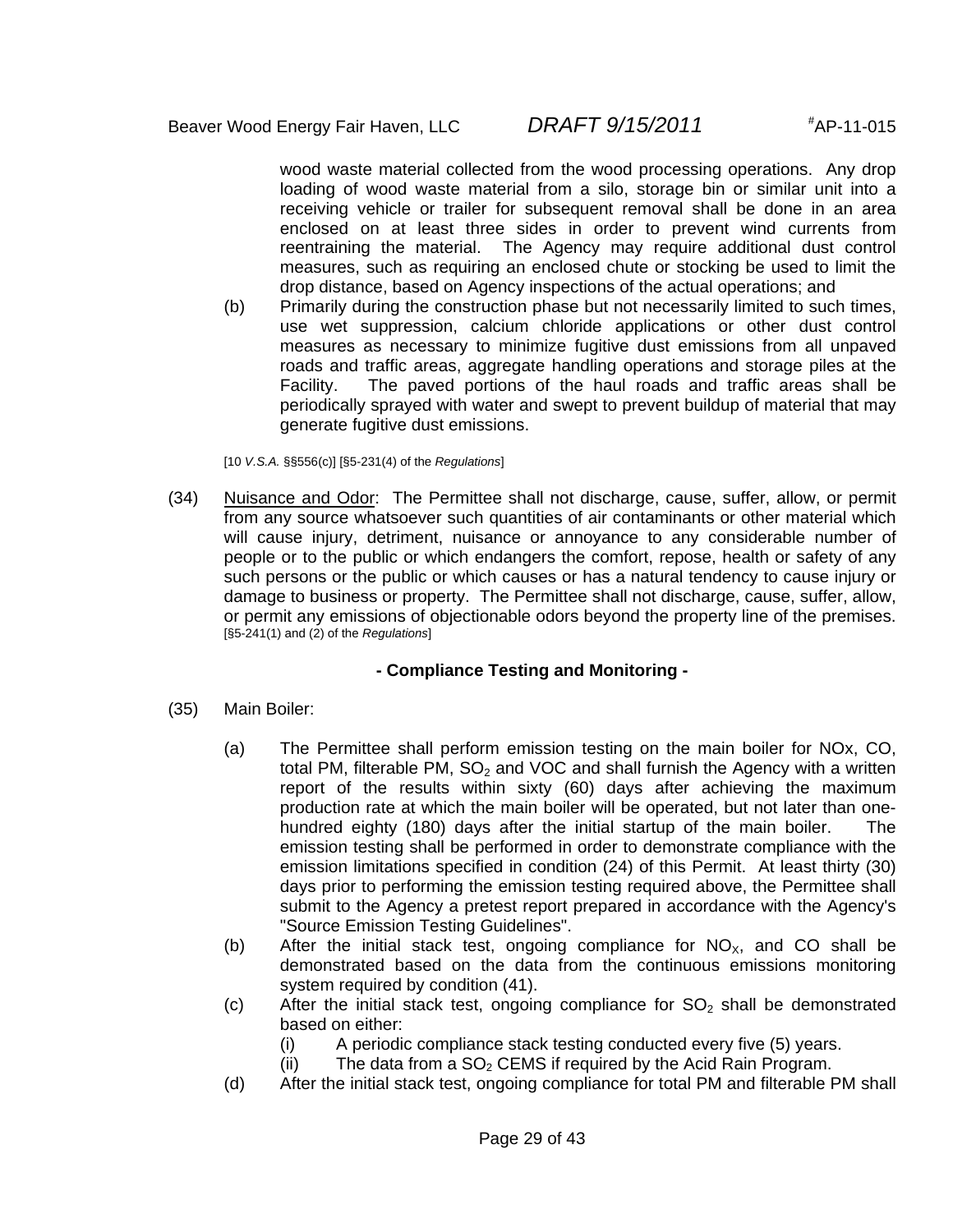wood waste material collected from the wood processing operations. Any drop loading of wood waste material from a silo, storage bin or similar unit into a receiving vehicle or trailer for subsequent removal shall be done in an area enclosed on at least three sides in order to prevent wind currents from reentraining the material. The Agency may require additional dust control measures, such as requiring an enclosed chute or stocking be used to limit the drop distance, based on Agency inspections of the actual operations; and

(b) Primarily during the construction phase but not necessarily limited to such times, use wet suppression, calcium chloride applications or other dust control measures as necessary to minimize fugitive dust emissions from all unpaved roads and traffic areas, aggregate handling operations and storage piles at the Facility. The paved portions of the haul roads and traffic areas shall be periodically sprayed with water and swept to prevent buildup of material that may generate fugitive dust emissions.

[10 *V.S.A.* §§556(c)] [§5-231(4) of the *Regulations*]

(34) Nuisance and Odor: The Permittee shall not discharge, cause, suffer, allow, or permit from any source whatsoever such quantities of air contaminants or other material which will cause injury, detriment, nuisance or annoyance to any considerable number of people or to the public or which endangers the comfort, repose, health or safety of any such persons or the public or which causes or has a natural tendency to cause injury or damage to business or property. The Permittee shall not discharge, cause, suffer, allow, or permit any emissions of objectionable odors beyond the property line of the premises. [§5-241(1) and (2) of the *Regulations*]

**- Compliance Testing and Monitoring -**

(35) Main Boiler:

(a) The Permittee shall perform emission testing on the main boiler for NOx, CO, total PM, filterable PM, $SO_2$ and VOC and shall furnish the Agency with a written report of the results within sixty (60) days after achieving the maximum production rate at which the main boiler will be operated, but not later than one-hundred eighty (180) days after the initial startup of the main boiler. The emission testing shall be performed in order to demonstrate compliance with the emission limitations specified in condition (24) of this Permit. At least thirty (30) days prior to performing the emission testing required above, the Permittee shall submit to the Agency a pretest report prepared in accordance with the Agency's "Source Emission Testing Guidelines".

(b) After the initial stack test, ongoing compliance for $NO_X$, and CO shall be demonstrated based on the data from the continuous emissions monitoring system required by condition (41).

(c) After the initial stack test, ongoing compliance for $SO_2$ shall be demonstrated based on either:
   (i) A periodic compliance stack testing conducted every five (5) years.
   (ii) The data from a $SO_2$ CEMS if required by the Acid Rain Program.

(d) After the initial stack test, ongoing compliance for total PM and filterable PM shall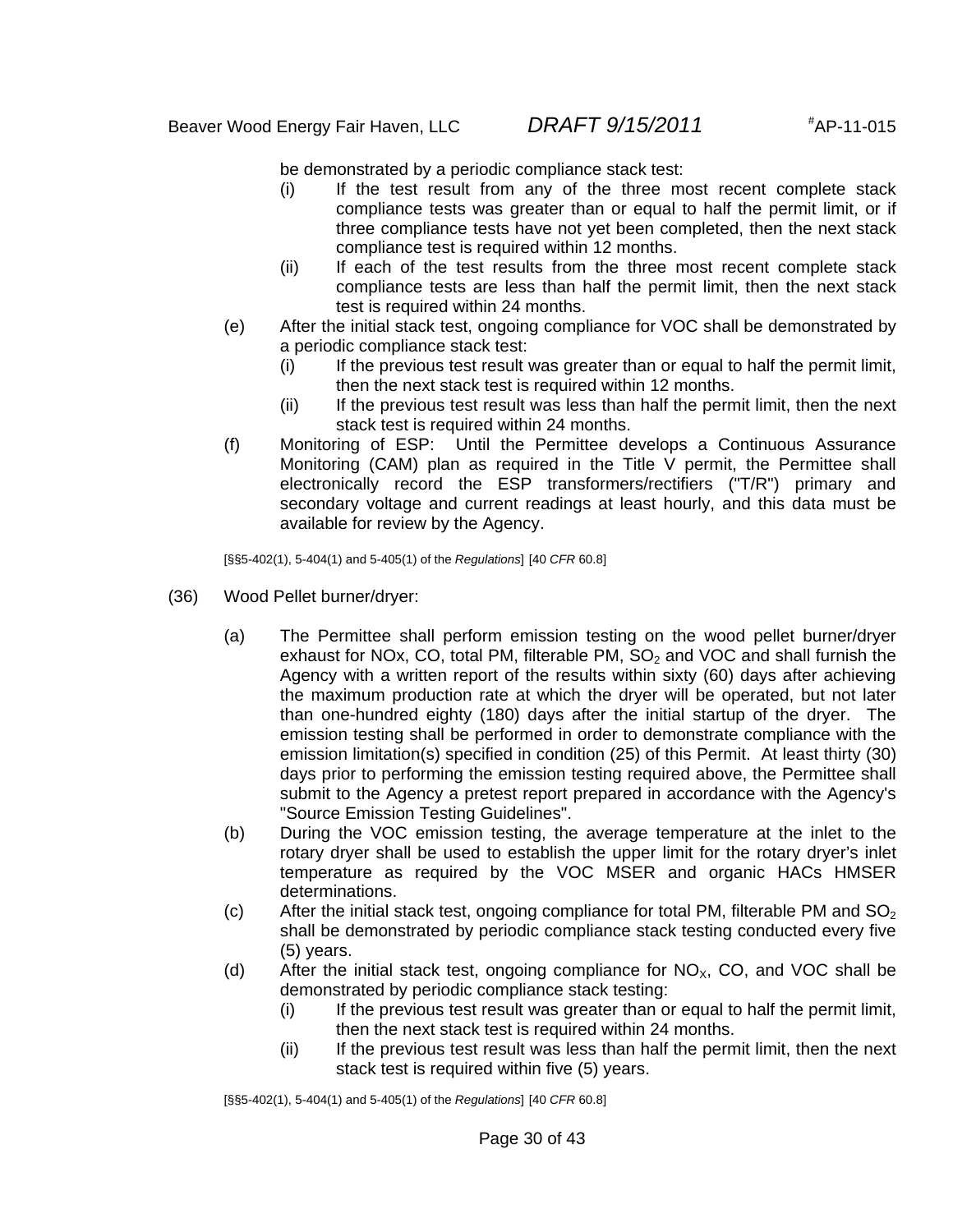be demonstrated by a periodic compliance stack test:

(i) If the test result from any of the three most recent complete stack compliance tests was greater than or equal to half the permit limit, or if three compliance tests have not yet been completed, then the next stack compliance test is required within 12 months.

(ii) If each of the test results from the three most recent complete stack compliance tests are less than half the permit limit, then the next stack test is required within 24 months.

(e) After the initial stack test, ongoing compliance for VOC shall be demonstrated by a periodic compliance stack test:

(i) If the previous test result was greater than or equal to half the permit limit, then the next stack test is required within 12 months.

(ii) If the previous test result was less than half the permit limit, then the next stack test is required within 24 months.

(f) Monitoring of ESP: Until the Permittee develops a Continuous Assurance Monitoring (CAM) plan as required in the Title V permit, the Permittee shall electronically record the ESP transformers/rectifiers ("T/R") primary and secondary voltage and current readings at least hourly, and this data must be available for review by the Agency.

[§§5-402(1), 5-404(1) and 5-405(1) of the *Regulations*] [40 *CFR* 60.8]

(36) Wood Pellet burner/dryer:

(a) The Permittee shall perform emission testing on the wood pellet burner/dryer exhaust for NOx, CO, total PM, filterable PM, $SO_2$ and VOC and shall furnish the Agency with a written report of the results within sixty (60) days after achieving the maximum production rate at which the dryer will be operated, but not later than one-hundred eighty (180) days after the initial startup of the dryer. The emission testing shall be performed in order to demonstrate compliance with the emission limitation(s) specified in condition (25) of this Permit. At least thirty (30) days prior to performing the emission testing required above, the Permittee shall submit to the Agency a pretest report prepared in accordance with the Agency's "Source Emission Testing Guidelines".

(b) During the VOC emission testing, the average temperature at the inlet to the rotary dryer shall be used to establish the upper limit for the rotary dryer's inlet temperature as required by the VOC MSER and organic HACs HMSER determinations.

(c) After the initial stack test, ongoing compliance for total PM, filterable PM and $SO_2$ shall be demonstrated by periodic compliance stack testing conducted every five (5) years.

(d) After the initial stack test, ongoing compliance for $NO_X$, CO, and VOC shall be demonstrated by periodic compliance stack testing:

(i) If the previous test result was greater than or equal to half the permit limit, then the next stack test is required within 24 months.

(ii) If the previous test result was less than half the permit limit, then the next stack test is required within five (5) years.

[§§5-402(1), 5-404(1) and 5-405(1) of the *Regulations*] [40 *CFR* 60.8]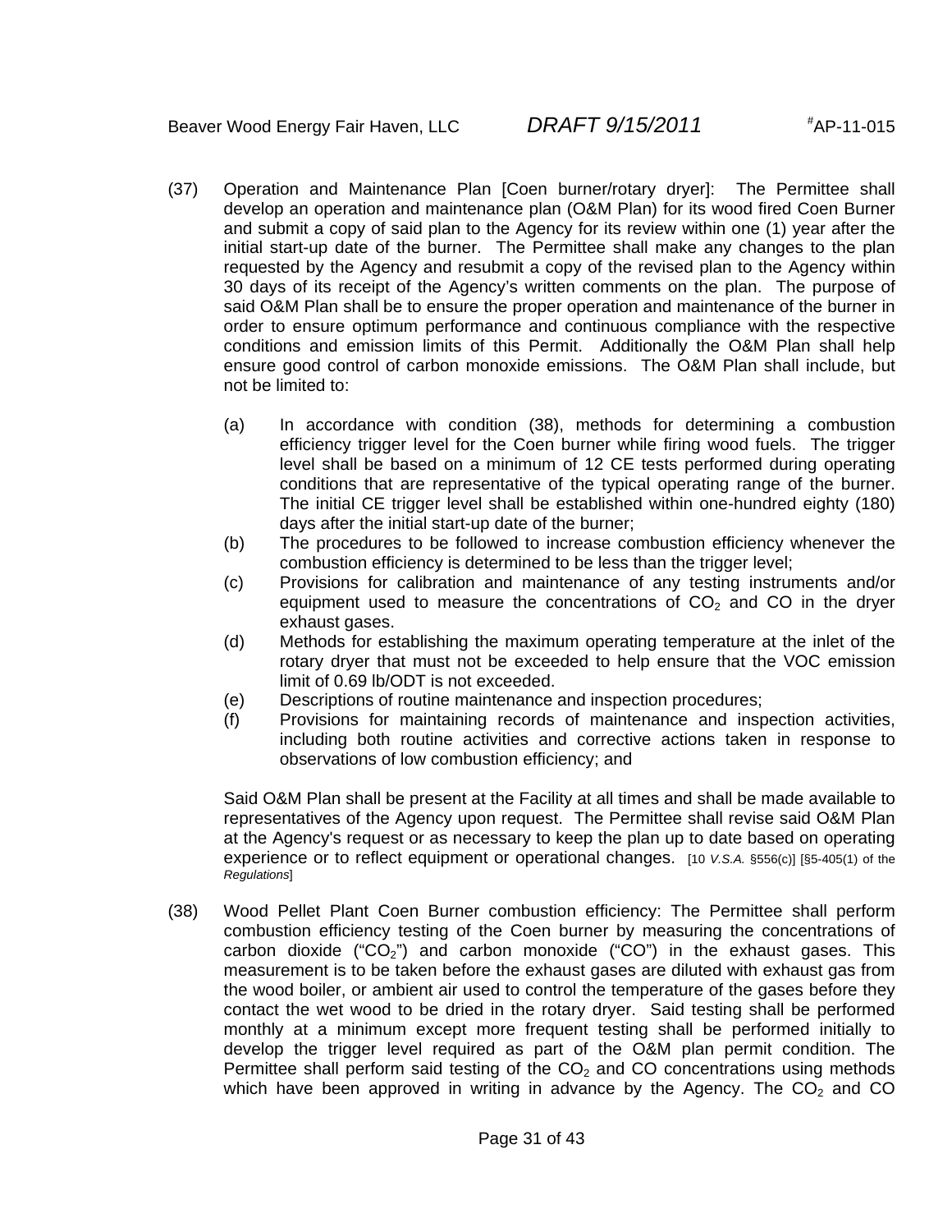(37) Operation and Maintenance Plan [Coen burner/rotary dryer]: The Permittee shall develop an operation and maintenance plan (O&M Plan) for its wood fired Coen Burner and submit a copy of said plan to the Agency for its review within one (1) year after the initial start-up date of the burner. The Permittee shall make any changes to the plan requested by the Agency and resubmit a copy of the revised plan to the Agency within 30 days of its receipt of the Agency's written comments on the plan. The purpose of said O&M Plan shall be to ensure the proper operation and maintenance of the burner in order to ensure optimum performance and continuous compliance with the respective conditions and emission limits of this Permit. Additionally the O&M Plan shall help ensure good control of carbon monoxide emissions. The O&M Plan shall include, but not be limited to:

- (a) In accordance with condition (38), methods for determining a combustion efficiency trigger level for the Coen burner while firing wood fuels. The trigger level shall be based on a minimum of 12 CE tests performed during operating conditions that are representative of the typical operating range of the burner. The initial CE trigger level shall be established within one-hundred eighty (180) days after the initial start-up date of the burner;
- (b) The procedures to be followed to increase combustion efficiency whenever the combustion efficiency is determined to be less than the trigger level;
- (c) Provisions for calibration and maintenance of any testing instruments and/or equipment used to measure the concentrations of $CO_2$ and CO in the dryer exhaust gases.
- (d) Methods for establishing the maximum operating temperature at the inlet of the rotary dryer that must not be exceeded to help ensure that the VOC emission limit of 0.69 lb/ODT is not exceeded.
- (e) Descriptions of routine maintenance and inspection procedures;
- (f) Provisions for maintaining records of maintenance and inspection activities, including both routine activities and corrective actions taken in response to observations of low combustion efficiency; and

Said O&M Plan shall be present at the Facility at all times and shall be made available to representatives of the Agency upon request. The Permittee shall revise said O&M Plan at the Agency's request or as necessary to keep the plan up to date based on operating experience or to reflect equipment or operational changes. [10 *V.S.A.* §556(c)] [§5-405(1) of the *Regulations*]

(38) Wood Pellet Plant Coen Burner combustion efficiency: The Permittee shall perform combustion efficiency testing of the Coen burner by measuring the concentrations of carbon dioxide ("$CO_2$") and carbon monoxide ("CO") in the exhaust gases. This measurement is to be taken before the exhaust gases are diluted with exhaust gas from the wood boiler, or ambient air used to control the temperature of the gases before they contact the wet wood to be dried in the rotary dryer. Said testing shall be performed monthly at a minimum except more frequent testing shall be performed initially to develop the trigger level required as part of the O&M plan permit condition. The Permittee shall perform said testing of the $CO_2$ and CO concentrations using methods which have been approved in writing in advance by the Agency. The $CO_2$ and CO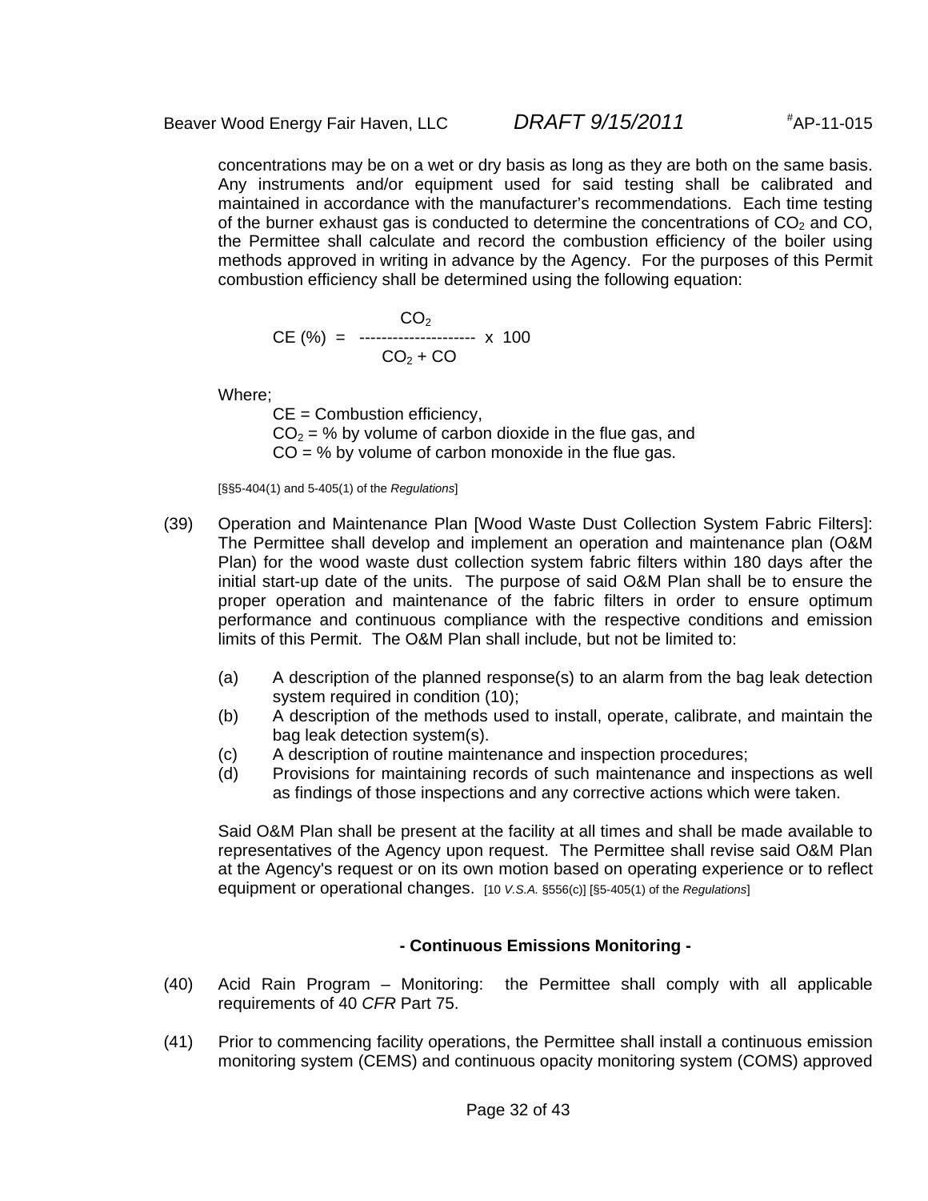concentrations may be on a wet or dry basis as long as they are both on the same basis. Any instruments and/or equipment used for said testing shall be calibrated and maintained in accordance with the manufacturer's recommendations. Each time testing of the burner exhaust gas is conducted to determine the concentrations of $CO_2$ and CO, the Permittee shall calculate and record the combustion efficiency of the boiler using methods approved in writing in advance by the Agency. For the purposes of this Permit combustion efficiency shall be determined using the following equation:

$$CE\ (\%) = \frac{CO_2}{CO_2 + CO} \times 100$$

Where;

CE = Combustion efficiency,
$CO_2$ = % by volume of carbon dioxide in the flue gas, and
CO = % by volume of carbon monoxide in the flue gas.

[§§5-404(1) and 5-405(1) of the *Regulations*]

(39) Operation and Maintenance Plan [Wood Waste Dust Collection System Fabric Filters]: The Permittee shall develop and implement an operation and maintenance plan (O&M Plan) for the wood waste dust collection system fabric filters within 180 days after the initial start-up date of the units. The purpose of said O&M Plan shall be to ensure the proper operation and maintenance of the fabric filters in order to ensure optimum performance and continuous compliance with the respective conditions and emission limits of this Permit. The O&M Plan shall include, but not be limited to:

(a) A description of the planned response(s) to an alarm from the bag leak detection system required in condition (10);
(b) A description of the methods used to install, operate, calibrate, and maintain the bag leak detection system(s).
(c) A description of routine maintenance and inspection procedures;
(d) Provisions for maintaining records of such maintenance and inspections as well as findings of those inspections and any corrective actions which were taken.

Said O&M Plan shall be present at the facility at all times and shall be made available to representatives of the Agency upon request. The Permittee shall revise said O&M Plan at the Agency's request or on its own motion based on operating experience or to reflect equipment or operational changes. [10 *V.S.A.* §556(c)] [§5-405(1) of the *Regulations*]

**- Continuous Emissions Monitoring -**

(40) Acid Rain Program – Monitoring: the Permittee shall comply with all applicable requirements of 40 *CFR* Part 75.

(41) Prior to commencing facility operations, the Permittee shall install a continuous emission monitoring system (CEMS) and continuous opacity monitoring system (COMS) approved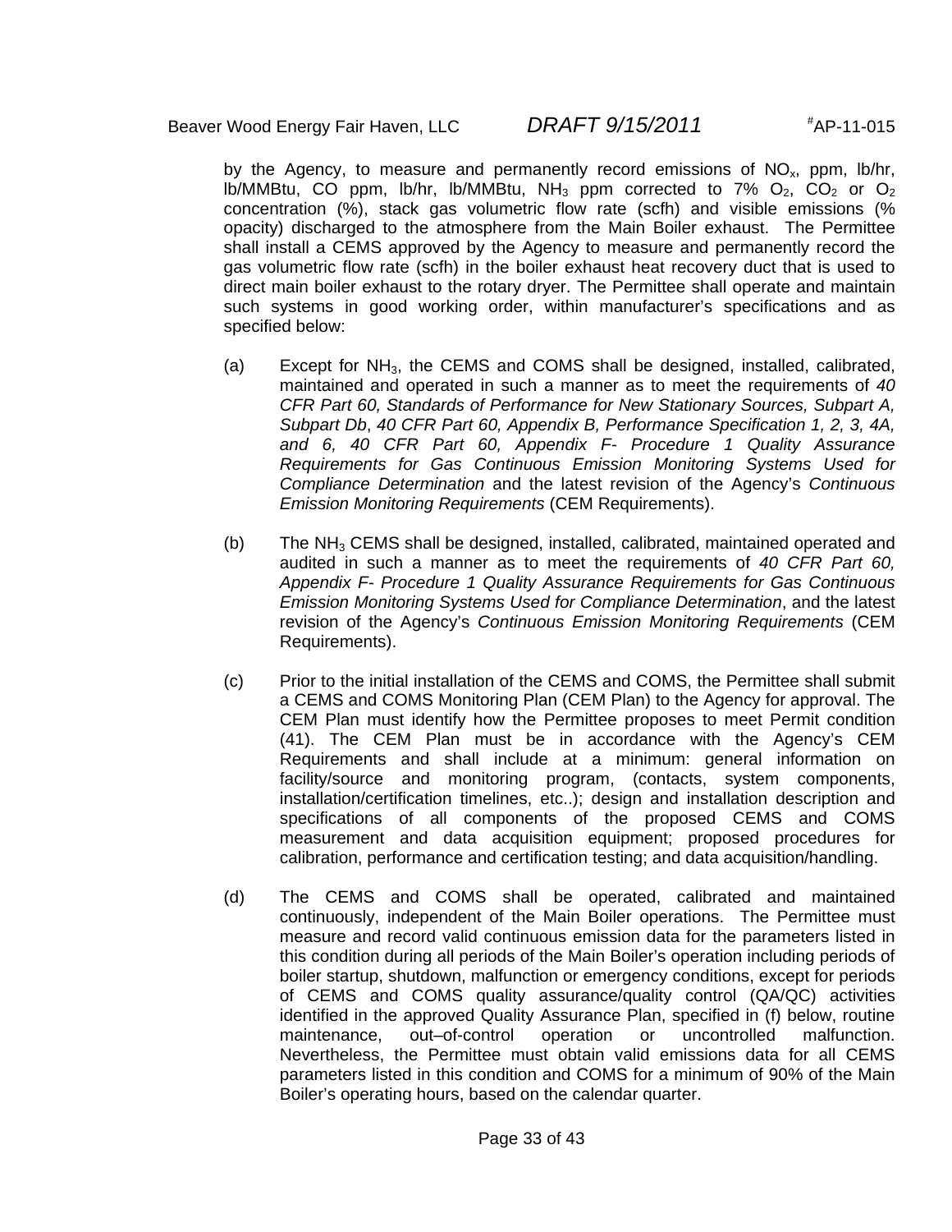by the Agency, to measure and permanently record emissions of $NO_x$, ppm, lb/hr, lb/MMBtu, CO ppm, lb/hr, lb/MMBtu, $NH_3$ ppm corrected to 7% $O_2$, $CO_2$ or $O_2$ concentration (%), stack gas volumetric flow rate (scfh) and visible emissions (% opacity) discharged to the atmosphere from the Main Boiler exhaust. The Permittee shall install a CEMS approved by the Agency to measure and permanently record the gas volumetric flow rate (scfh) in the boiler exhaust heat recovery duct that is used to direct main boiler exhaust to the rotary dryer. The Permittee shall operate and maintain such systems in good working order, within manufacturer's specifications and as specified below:

(a) Except for $NH_3$, the CEMS and COMS shall be designed, installed, calibrated, maintained and operated in such a manner as to meet the requirements of *40 CFR Part 60, Standards of Performance for New Stationary Sources, Subpart A, Subpart Db*, *40 CFR Part 60, Appendix B, Performance Specification 1, 2, 3, 4A, and 6, 40 CFR Part 60, Appendix F- Procedure 1 Quality Assurance Requirements for Gas Continuous Emission Monitoring Systems Used for Compliance Determination* and the latest revision of the Agency's *Continuous Emission Monitoring Requirements* (CEM Requirements).

(b) The $NH_3$ CEMS shall be designed, installed, calibrated, maintained operated and audited in such a manner as to meet the requirements of *40 CFR Part 60, Appendix F- Procedure 1 Quality Assurance Requirements for Gas Continuous Emission Monitoring Systems Used for Compliance Determination*, and the latest revision of the Agency's *Continuous Emission Monitoring Requirements* (CEM Requirements).

(c) Prior to the initial installation of the CEMS and COMS, the Permittee shall submit a CEMS and COMS Monitoring Plan (CEM Plan) to the Agency for approval. The CEM Plan must identify how the Permittee proposes to meet Permit condition (41). The CEM Plan must be in accordance with the Agency's CEM Requirements and shall include at a minimum: general information on facility/source and monitoring program, (contacts, system components, installation/certification timelines, etc..); design and installation description and specifications of all components of the proposed CEMS and COMS measurement and data acquisition equipment; proposed procedures for calibration, performance and certification testing; and data acquisition/handling.

(d) The CEMS and COMS shall be operated, calibrated and maintained continuously, independent of the Main Boiler operations. The Permittee must measure and record valid continuous emission data for the parameters listed in this condition during all periods of the Main Boiler's operation including periods of boiler startup, shutdown, malfunction or emergency conditions, except for periods of CEMS and COMS quality assurance/quality control (QA/QC) activities identified in the approved Quality Assurance Plan, specified in (f) below, routine maintenance, out–of-control operation or uncontrolled malfunction. Nevertheless, the Permittee must obtain valid emissions data for all CEMS parameters listed in this condition and COMS for a minimum of 90% of the Main Boiler's operating hours, based on the calendar quarter.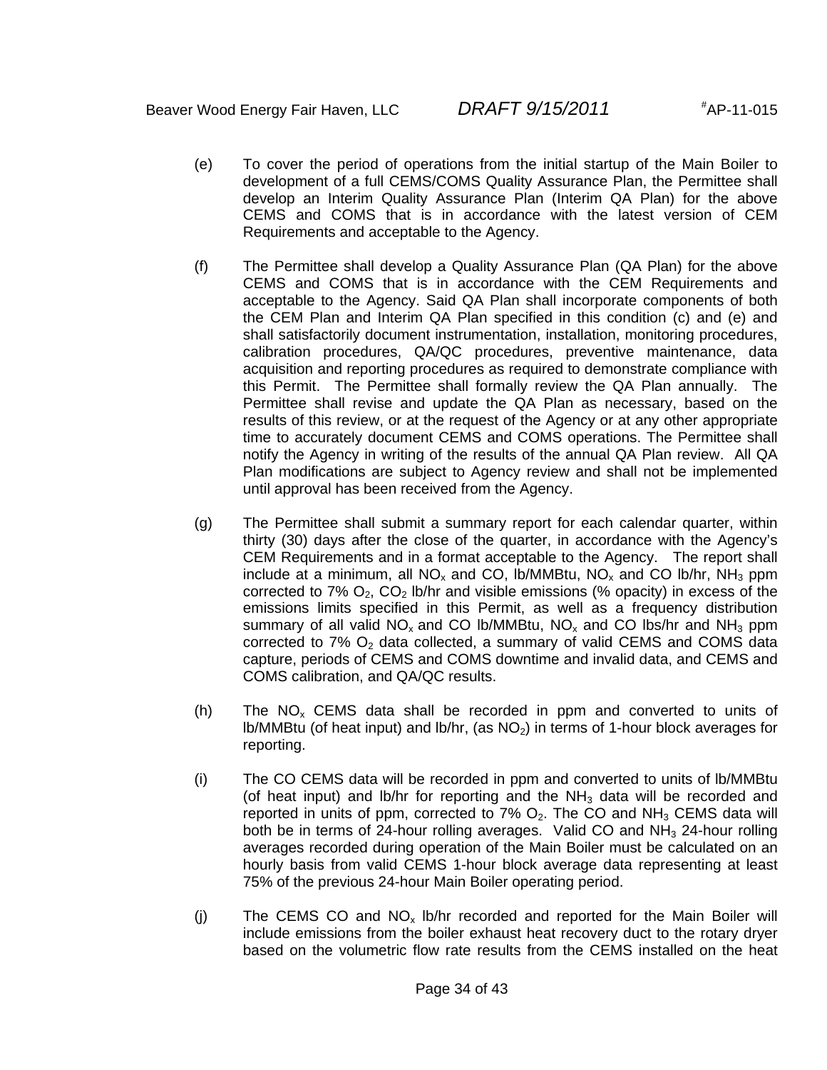(e) To cover the period of operations from the initial startup of the Main Boiler to development of a full CEMS/COMS Quality Assurance Plan, the Permittee shall develop an Interim Quality Assurance Plan (Interim QA Plan) for the above CEMS and COMS that is in accordance with the latest version of CEM Requirements and acceptable to the Agency.

(f) The Permittee shall develop a Quality Assurance Plan (QA Plan) for the above CEMS and COMS that is in accordance with the CEM Requirements and acceptable to the Agency. Said QA Plan shall incorporate components of both the CEM Plan and Interim QA Plan specified in this condition (c) and (e) and shall satisfactorily document instrumentation, installation, monitoring procedures, calibration procedures, QA/QC procedures, preventive maintenance, data acquisition and reporting procedures as required to demonstrate compliance with this Permit. The Permittee shall formally review the QA Plan annually. The Permittee shall revise and update the QA Plan as necessary, based on the results of this review, or at the request of the Agency or at any other appropriate time to accurately document CEMS and COMS operations. The Permittee shall notify the Agency in writing of the results of the annual QA Plan review. All QA Plan modifications are subject to Agency review and shall not be implemented until approval has been received from the Agency.

(g) The Permittee shall submit a summary report for each calendar quarter, within thirty (30) days after the close of the quarter, in accordance with the Agency's CEM Requirements and in a format acceptable to the Agency. The report shall include at a minimum, all $NO_x$ and CO, lb/MMBtu, $NO_x$ and CO lb/hr, $NH_3$ ppm corrected to 7% $O_2$, $CO_2$ lb/hr and visible emissions (% opacity) in excess of the emissions limits specified in this Permit, as well as a frequency distribution summary of all valid $NO_x$ and CO lb/MMBtu, $NO_x$ and CO lbs/hr and $NH_3$ ppm corrected to 7% $O_2$ data collected, a summary of valid CEMS and COMS data capture, periods of CEMS and COMS downtime and invalid data, and CEMS and COMS calibration, and QA/QC results.

(h) The $NO_x$ CEMS data shall be recorded in ppm and converted to units of lb/MMBtu (of heat input) and lb/hr, (as $NO_2$) in terms of 1-hour block averages for reporting.

(i) The CO CEMS data will be recorded in ppm and converted to units of lb/MMBtu (of heat input) and lb/hr for reporting and the $NH_3$ data will be recorded and reported in units of ppm, corrected to 7% $O_2$. The CO and $NH_3$ CEMS data will both be in terms of 24-hour rolling averages. Valid CO and $NH_3$ 24-hour rolling averages recorded during operation of the Main Boiler must be calculated on an hourly basis from valid CEMS 1-hour block average data representing at least 75% of the previous 24-hour Main Boiler operating period.

(j) The CEMS CO and $NO_x$ lb/hr recorded and reported for the Main Boiler will include emissions from the boiler exhaust heat recovery duct to the rotary dryer based on the volumetric flow rate results from the CEMS installed on the heat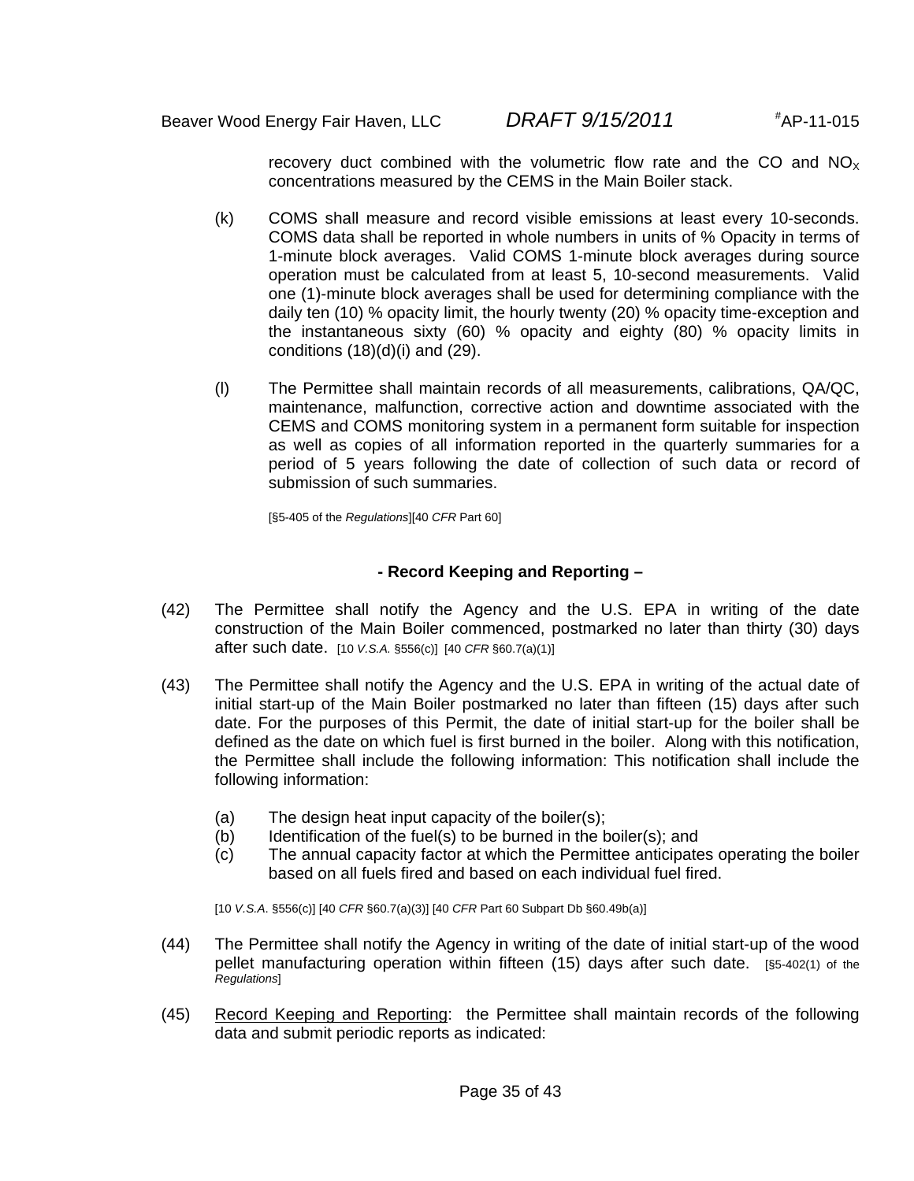recovery duct combined with the volumetric flow rate and the CO and $NO_X$ concentrations measured by the CEMS in the Main Boiler stack.

(k) COMS shall measure and record visible emissions at least every 10-seconds. COMS data shall be reported in whole numbers in units of % Opacity in terms of 1-minute block averages. Valid COMS 1-minute block averages during source operation must be calculated from at least 5, 10-second measurements. Valid one (1)-minute block averages shall be used for determining compliance with the daily ten (10) % opacity limit, the hourly twenty (20) % opacity time-exception and the instantaneous sixty (60) % opacity and eighty (80) % opacity limits in conditions (18)(d)(i) and (29).

(l) The Permittee shall maintain records of all measurements, calibrations, QA/QC, maintenance, malfunction, corrective action and downtime associated with the CEMS and COMS monitoring system in a permanent form suitable for inspection as well as copies of all information reported in the quarterly summaries for a period of 5 years following the date of collection of such data or record of submission of such summaries.

[§5-405 of the *Regulations*][40 *CFR* Part 60]

**- Record Keeping and Reporting –**

(42) The Permittee shall notify the Agency and the U.S. EPA in writing of the date construction of the Main Boiler commenced, postmarked no later than thirty (30) days after such date. [10 *V.S.A.* §556(c)] [40 *CFR* §60.7(a)(1)]

(43) The Permittee shall notify the Agency and the U.S. EPA in writing of the actual date of initial start-up of the Main Boiler postmarked no later than fifteen (15) days after such date. For the purposes of this Permit, the date of initial start-up for the boiler shall be defined as the date on which fuel is first burned in the boiler. Along with this notification, the Permittee shall include the following information: This notification shall include the following information:

(a) The design heat input capacity of the boiler(s);
(b) Identification of the fuel(s) to be burned in the boiler(s); and
(c) The annual capacity factor at which the Permittee anticipates operating the boiler based on all fuels fired and based on each individual fuel fired.

[10 *V.S.A.* §556(c)] [40 *CFR* §60.7(a)(3)] [40 *CFR* Part 60 Subpart Db §60.49b(a)]

(44) The Permittee shall notify the Agency in writing of the date of initial start-up of the wood pellet manufacturing operation within fifteen (15) days after such date. [§5-402(1) of the *Regulations*]

(45) Record Keeping and Reporting: the Permittee shall maintain records of the following data and submit periodic reports as indicated: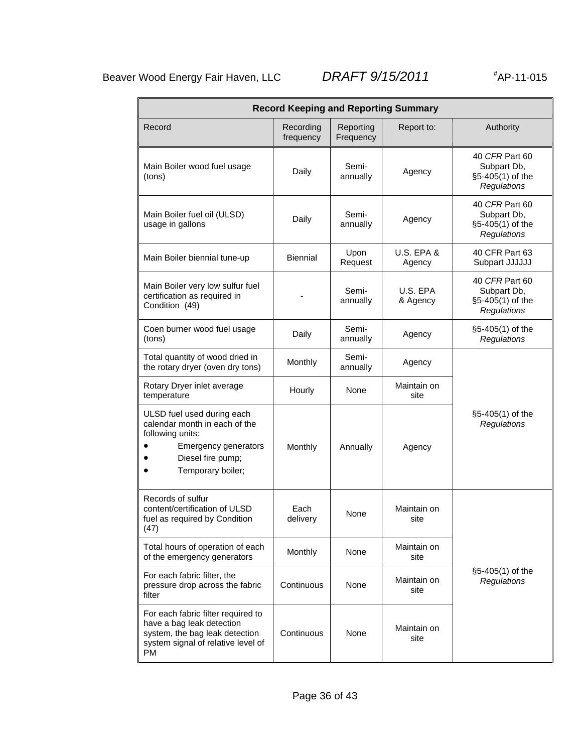| Record Keeping and Reporting Summary | | | | |
|---|---|---|---|---|
| Record | Recording frequency | Reporting Frequency | Report to: | Authority |
| Main Boiler wood fuel usage (tons) | Daily | Semi-annually | Agency | 40 *CFR* Part 60 Subpart Db, §5-405(1) of the *Regulations* |
| Main Boiler fuel oil (ULSD) usage in gallons | Daily | Semi-annually | Agency | 40 *CFR* Part 60 Subpart Db, §5-405(1) of the *Regulations* |
| Main Boiler biennial tune-up | Biennial | Upon Request | U.S. EPA & Agency | 40 CFR Part 63 Subpart JJJJJJ |
| Main Boiler very low sulfur fuel certification as required in Condition (49) | - | Semi-annually | U.S. EPA & Agency | 40 *CFR* Part 60 Subpart Db, §5-405(1) of the *Regulations* |
| Coen burner wood fuel usage (tons) | Daily | Semi-annually | Agency | §5-405(1) of the *Regulations* |
| Total quantity of wood dried in the rotary dryer (oven dry tons) | Monthly | Semi-annually | Agency | §5-405(1) of the *Regulations* |
| Rotary Dryer inlet average temperature | Hourly | None | Maintain on site | |
| ULSD fuel used during each calendar month in each of the following units: • Emergency generators • Diesel fire pump; • Temporary boiler; | Monthly | Annually | Agency | |
| Records of sulfur content/certification of ULSD fuel as required by Condition (47) | Each delivery | None | Maintain on site | §5-405(1) of the *Regulations* |
| Total hours of operation of each of the emergency generators | Monthly | None | Maintain on site | |
| For each fabric filter, the pressure drop across the fabric filter | Continuous | None | Maintain on site | |
| For each fabric filter required to have a bag leak detection system, the bag leak detection system signal of relative level of PM | Continuous | None | Maintain on site | |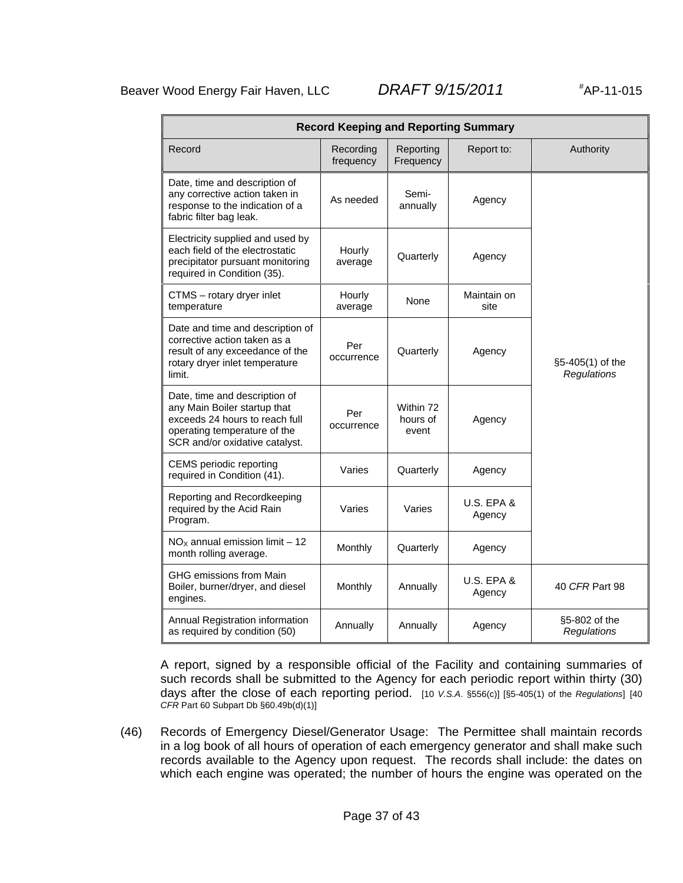| Record Keeping and Reporting Summary | | | | |
|---|---|---|---|---|
| Record | Recording frequency | Reporting Frequency | Report to: | Authority |
| Date, time and description of any corrective action taken in response to the indication of a fabric filter bag leak. | As needed | Semi-annually | Agency | §5-405(1) of the *Regulations* |
| Electricity supplied and used by each field of the electrostatic precipitator pursuant monitoring required in Condition (35). | Hourly average | Quarterly | Agency | |
| CTMS – rotary dryer inlet temperature | Hourly average | None | Maintain on site | |
| Date and time and description of corrective action taken as a result of any exceedance of the rotary dryer inlet temperature limit. | Per occurrence | Quarterly | Agency | |
| Date, time and description of any Main Boiler startup that exceeds 24 hours to reach full operating temperature of the SCR and/or oxidative catalyst. | Per occurrence | Within 72 hours of event | Agency | |
| CEMS periodic reporting required in Condition (41). | Varies | Quarterly | Agency | |
| Reporting and Recordkeeping required by the Acid Rain Program. | Varies | Varies | U.S. EPA & Agency | |
| $NO_X$ annual emission limit – 12 month rolling average. | Monthly | Quarterly | Agency | |
| GHG emissions from Main Boiler, burner/dryer, and diesel engines. | Monthly | Annually | U.S. EPA & Agency | 40 *CFR* Part 98 |
| Annual Registration information as required by condition (50) | Annually | Annually | Agency | §5-802 of the *Regulations* |

A report, signed by a responsible official of the Facility and containing summaries of such records shall be submitted to the Agency for each periodic report within thirty (30) days after the close of each reporting period. [10 *V.S.A.* §556(c)] [§5-405(1) of the *Regulations*] [40 *CFR* Part 60 Subpart Db §60.49b(d)(1)]

(46) Records of Emergency Diesel/Generator Usage: The Permittee shall maintain records in a log book of all hours of operation of each emergency generator and shall make such records available to the Agency upon request. The records shall include: the dates on which each engine was operated; the number of hours the engine was operated on the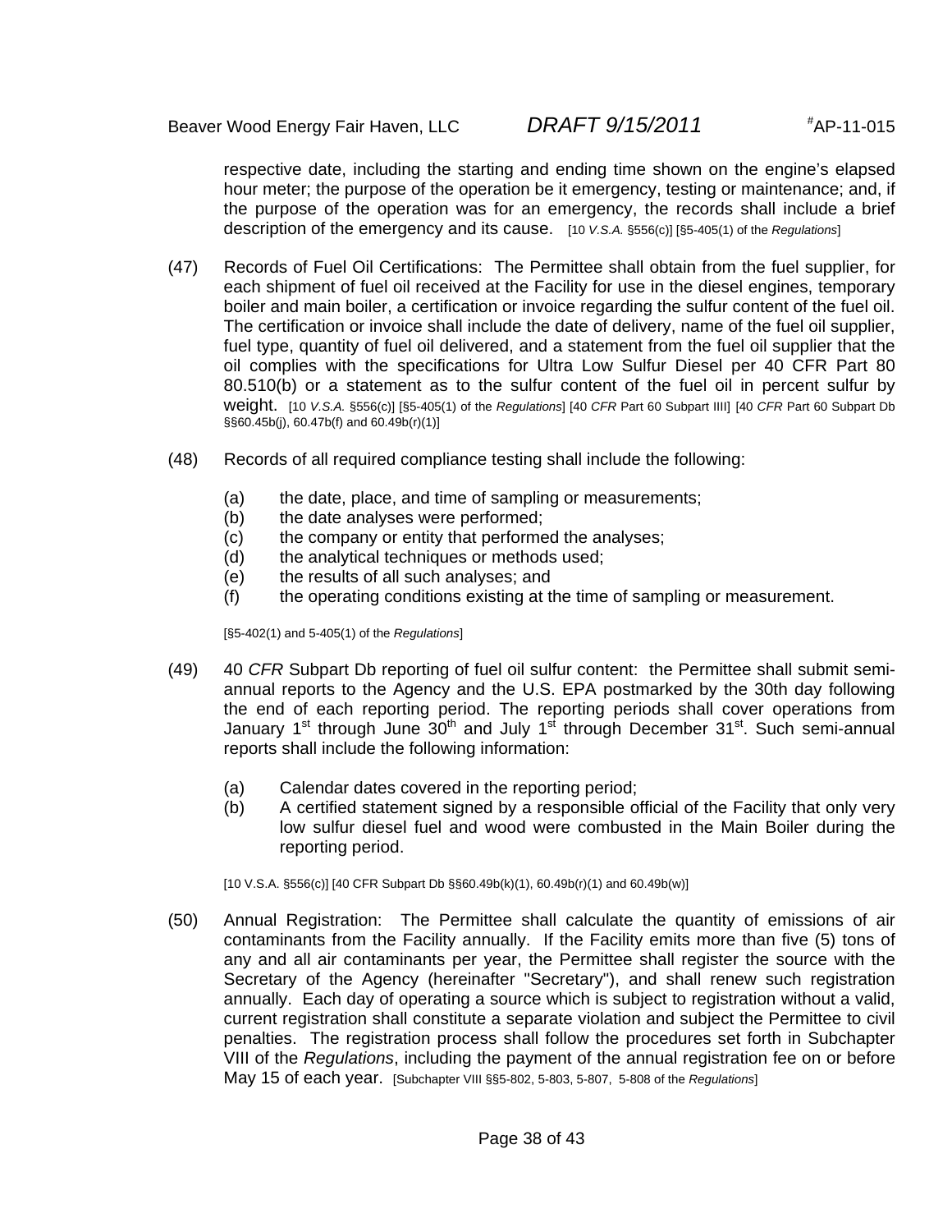respective date, including the starting and ending time shown on the engine's elapsed hour meter; the purpose of the operation be it emergency, testing or maintenance; and, if the purpose of the operation was for an emergency, the records shall include a brief description of the emergency and its cause. [10 *V.S.A.* §556(c)] [§5-405(1) of the *Regulations*]

(47) Records of Fuel Oil Certifications: The Permittee shall obtain from the fuel supplier, for each shipment of fuel oil received at the Facility for use in the diesel engines, temporary boiler and main boiler, a certification or invoice regarding the sulfur content of the fuel oil. The certification or invoice shall include the date of delivery, name of the fuel oil supplier, fuel type, quantity of fuel oil delivered, and a statement from the fuel oil supplier that the oil complies with the specifications for Ultra Low Sulfur Diesel per 40 CFR Part 80 80.510(b) or a statement as to the sulfur content of the fuel oil in percent sulfur by weight. [10 *V.S.A.* §556(c)] [§5-405(1) of the *Regulations*] [40 *CFR* Part 60 Subpart IIII] [40 *CFR* Part 60 Subpart Db §§60.45b(j), 60.47b(f) and 60.49b(r)(1)]

(48) Records of all required compliance testing shall include the following:

(a) the date, place, and time of sampling or measurements;
(b) the date analyses were performed;
(c) the company or entity that performed the analyses;
(d) the analytical techniques or methods used;
(e) the results of all such analyses; and
(f) the operating conditions existing at the time of sampling or measurement.

[§5-402(1) and 5-405(1) of the *Regulations*]

(49) 40 *CFR* Subpart Db reporting of fuel oil sulfur content: the Permittee shall submit semi-annual reports to the Agency and the U.S. EPA postmarked by the 30th day following the end of each reporting period. The reporting periods shall cover operations from January 1st through June 30th and July 1st through December 31st. Such semi-annual reports shall include the following information:

(a) Calendar dates covered in the reporting period;
(b) A certified statement signed by a responsible official of the Facility that only very low sulfur diesel fuel and wood were combusted in the Main Boiler during the reporting period.

[10 V.S.A. §556(c)] [40 CFR Subpart Db §§60.49b(k)(1), 60.49b(r)(1) and 60.49b(w)]

(50) Annual Registration: The Permittee shall calculate the quantity of emissions of air contaminants from the Facility annually. If the Facility emits more than five (5) tons of any and all air contaminants per year, the Permittee shall register the source with the Secretary of the Agency (hereinafter "Secretary"), and shall renew such registration annually. Each day of operating a source which is subject to registration without a valid, current registration shall constitute a separate violation and subject the Permittee to civil penalties. The registration process shall follow the procedures set forth in Subchapter VIII of the *Regulations*, including the payment of the annual registration fee on or before May 15 of each year. [Subchapter VIII §§5-802, 5-803, 5-807, 5-808 of the *Regulations*]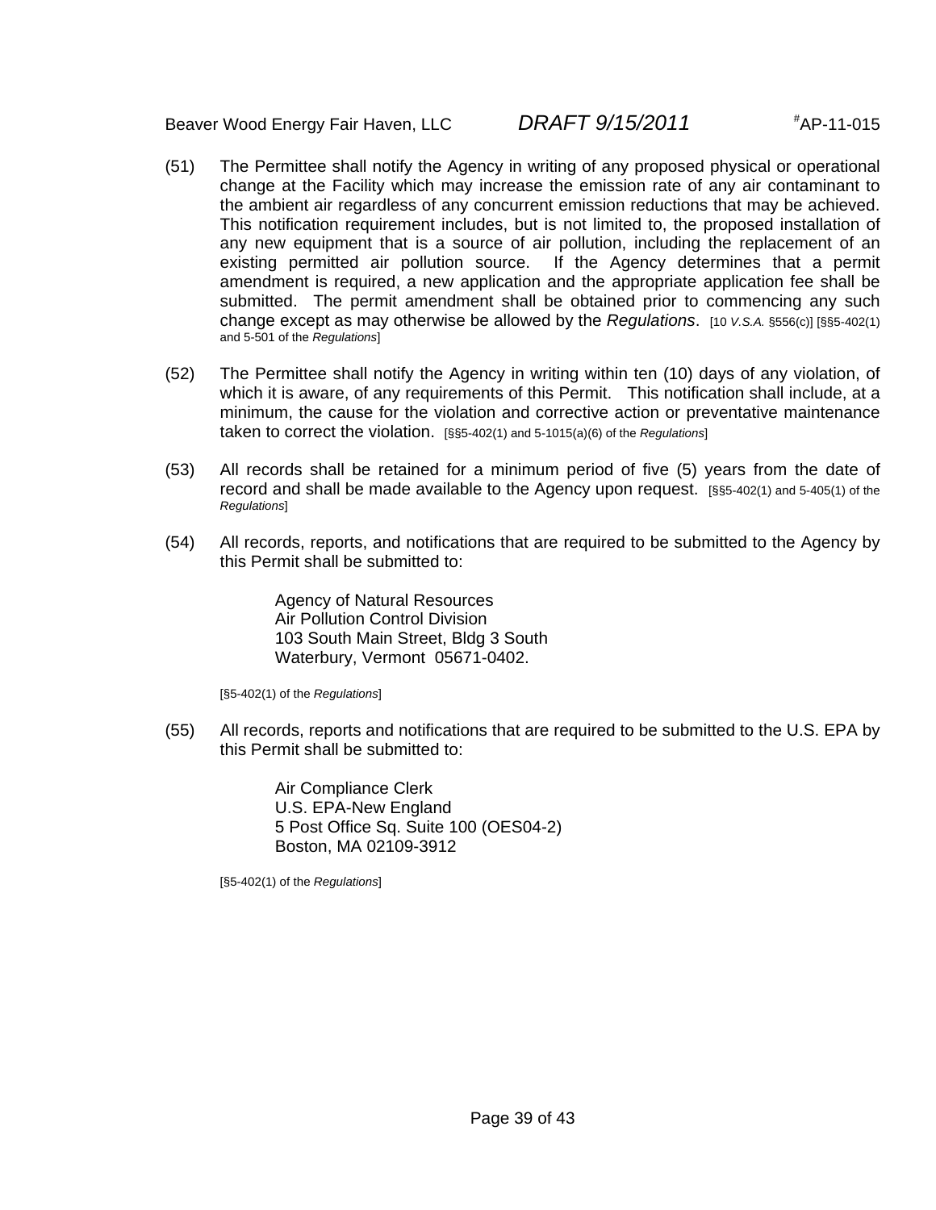(51) The Permittee shall notify the Agency in writing of any proposed physical or operational change at the Facility which may increase the emission rate of any air contaminant to the ambient air regardless of any concurrent emission reductions that may be achieved. This notification requirement includes, but is not limited to, the proposed installation of any new equipment that is a source of air pollution, including the replacement of an existing permitted air pollution source. If the Agency determines that a permit amendment is required, a new application and the appropriate application fee shall be submitted. The permit amendment shall be obtained prior to commencing any such change except as may otherwise be allowed by the *Regulations*. [10 *V.S.A.* §556(c)] [§§5-402(1) and 5-501 of the *Regulations*]

(52) The Permittee shall notify the Agency in writing within ten (10) days of any violation, of which it is aware, of any requirements of this Permit. This notification shall include, at a minimum, the cause for the violation and corrective action or preventative maintenance taken to correct the violation. [§§5-402(1) and 5-1015(a)(6) of the *Regulations*]

(53) All records shall be retained for a minimum period of five (5) years from the date of record and shall be made available to the Agency upon request. [§§5-402(1) and 5-405(1) of the *Regulations*]

(54) All records, reports, and notifications that are required to be submitted to the Agency by this Permit shall be submitted to:

Agency of Natural Resources
Air Pollution Control Division
103 South Main Street, Bldg 3 South
Waterbury, Vermont 05671-0402.

[§5-402(1) of the *Regulations*]

(55) All records, reports and notifications that are required to be submitted to the U.S. EPA by this Permit shall be submitted to:

Air Compliance Clerk
U.S. EPA-New England
5 Post Office Sq. Suite 100 (OES04-2)
Boston, MA 02109-3912

[§5-402(1) of the *Regulations*]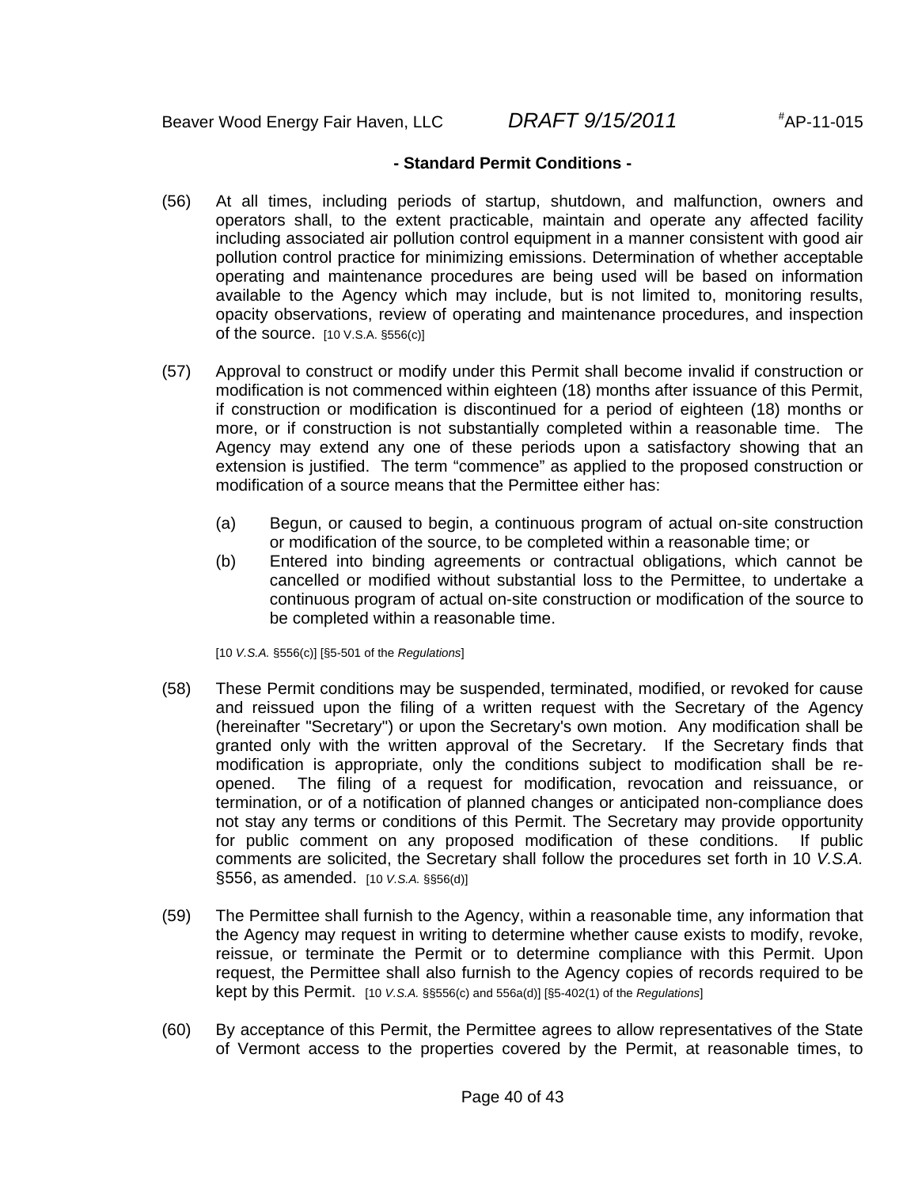**- Standard Permit Conditions -**

(56) At all times, including periods of startup, shutdown, and malfunction, owners and operators shall, to the extent practicable, maintain and operate any affected facility including associated air pollution control equipment in a manner consistent with good air pollution control practice for minimizing emissions. Determination of whether acceptable operating and maintenance procedures are being used will be based on information available to the Agency which may include, but is not limited to, monitoring results, opacity observations, review of operating and maintenance procedures, and inspection of the source. [10 V.S.A. §556(c)]

(57) Approval to construct or modify under this Permit shall become invalid if construction or modification is not commenced within eighteen (18) months after issuance of this Permit, if construction or modification is discontinued for a period of eighteen (18) months or more, or if construction is not substantially completed within a reasonable time. The Agency may extend any one of these periods upon a satisfactory showing that an extension is justified. The term "commence" as applied to the proposed construction or modification of a source means that the Permittee either has:

(a) Begun, or caused to begin, a continuous program of actual on-site construction or modification of the source, to be completed within a reasonable time; or

(b) Entered into binding agreements or contractual obligations, which cannot be cancelled or modified without substantial loss to the Permittee, to undertake a continuous program of actual on-site construction or modification of the source to be completed within a reasonable time.

[10 *V.S.A.* §556(c)] [§5-501 of the *Regulations*]

(58) These Permit conditions may be suspended, terminated, modified, or revoked for cause and reissued upon the filing of a written request with the Secretary of the Agency (hereinafter "Secretary") or upon the Secretary's own motion. Any modification shall be granted only with the written approval of the Secretary. If the Secretary finds that modification is appropriate, only the conditions subject to modification shall be re-opened. The filing of a request for modification, revocation and reissuance, or termination, or of a notification of planned changes or anticipated non-compliance does not stay any terms or conditions of this Permit. The Secretary may provide opportunity for public comment on any proposed modification of these conditions. If public comments are solicited, the Secretary shall follow the procedures set forth in 10 *V.S.A.* §556, as amended. [10 *V.S.A.* §§56(d)]

(59) The Permittee shall furnish to the Agency, within a reasonable time, any information that the Agency may request in writing to determine whether cause exists to modify, revoke, reissue, or terminate the Permit or to determine compliance with this Permit. Upon request, the Permittee shall also furnish to the Agency copies of records required to be kept by this Permit. [10 *V.S.A.* §§556(c) and 556a(d)] [§5-402(1) of the *Regulations*]

(60) By acceptance of this Permit, the Permittee agrees to allow representatives of the State of Vermont access to the properties covered by the Permit, at reasonable times, to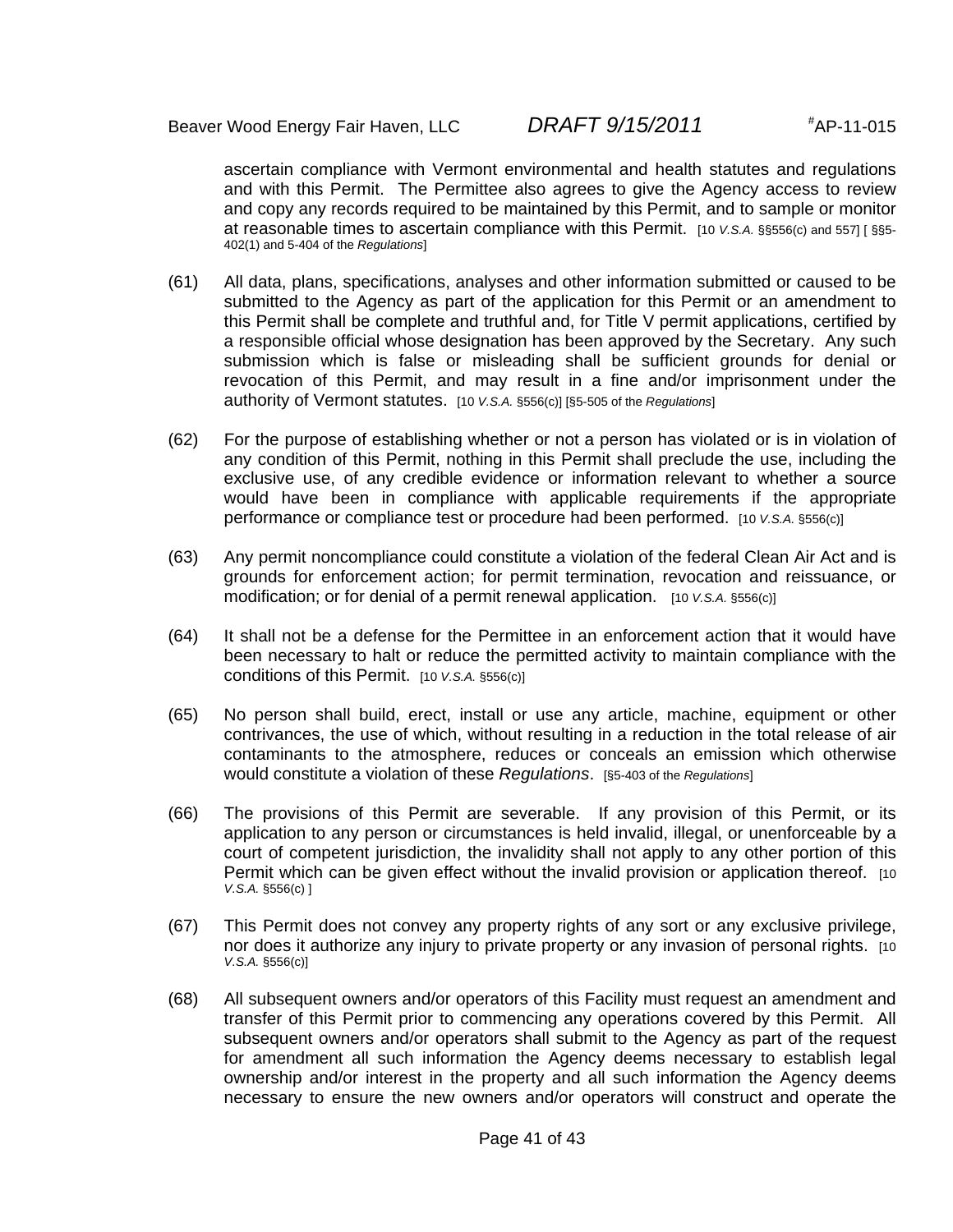ascertain compliance with Vermont environmental and health statutes and regulations and with this Permit. The Permittee also agrees to give the Agency access to review and copy any records required to be maintained by this Permit, and to sample or monitor at reasonable times to ascertain compliance with this Permit. [10 *V.S.A.* §§556(c) and 557] [ §§5-402(1) and 5-404 of the *Regulations*]

(61) All data, plans, specifications, analyses and other information submitted or caused to be submitted to the Agency as part of the application for this Permit or an amendment to this Permit shall be complete and truthful and, for Title V permit applications, certified by a responsible official whose designation has been approved by the Secretary. Any such submission which is false or misleading shall be sufficient grounds for denial or revocation of this Permit, and may result in a fine and/or imprisonment under the authority of Vermont statutes. [10 *V.S.A.* §556(c)] [§5-505 of the *Regulations*]

(62) For the purpose of establishing whether or not a person has violated or is in violation of any condition of this Permit, nothing in this Permit shall preclude the use, including the exclusive use, of any credible evidence or information relevant to whether a source would have been in compliance with applicable requirements if the appropriate performance or compliance test or procedure had been performed. [10 *V.S.A.* §556(c)]

(63) Any permit noncompliance could constitute a violation of the federal Clean Air Act and is grounds for enforcement action; for permit termination, revocation and reissuance, or modification; or for denial of a permit renewal application. [10 *V.S.A.* §556(c)]

(64) It shall not be a defense for the Permittee in an enforcement action that it would have been necessary to halt or reduce the permitted activity to maintain compliance with the conditions of this Permit. [10 *V.S.A.* §556(c)]

(65) No person shall build, erect, install or use any article, machine, equipment or other contrivances, the use of which, without resulting in a reduction in the total release of air contaminants to the atmosphere, reduces or conceals an emission which otherwise would constitute a violation of these *Regulations*. [§5-403 of the *Regulations*]

(66) The provisions of this Permit are severable. If any provision of this Permit, or its application to any person or circumstances is held invalid, illegal, or unenforceable by a court of competent jurisdiction, the invalidity shall not apply to any other portion of this Permit which can be given effect without the invalid provision or application thereof. [10 *V.S.A.* §556(c) ]

(67) This Permit does not convey any property rights of any sort or any exclusive privilege, nor does it authorize any injury to private property or any invasion of personal rights. [10 *V.S.A.* §556(c)]

(68) All subsequent owners and/or operators of this Facility must request an amendment and transfer of this Permit prior to commencing any operations covered by this Permit. All subsequent owners and/or operators shall submit to the Agency as part of the request for amendment all such information the Agency deems necessary to establish legal ownership and/or interest in the property and all such information the Agency deems necessary to ensure the new owners and/or operators will construct and operate the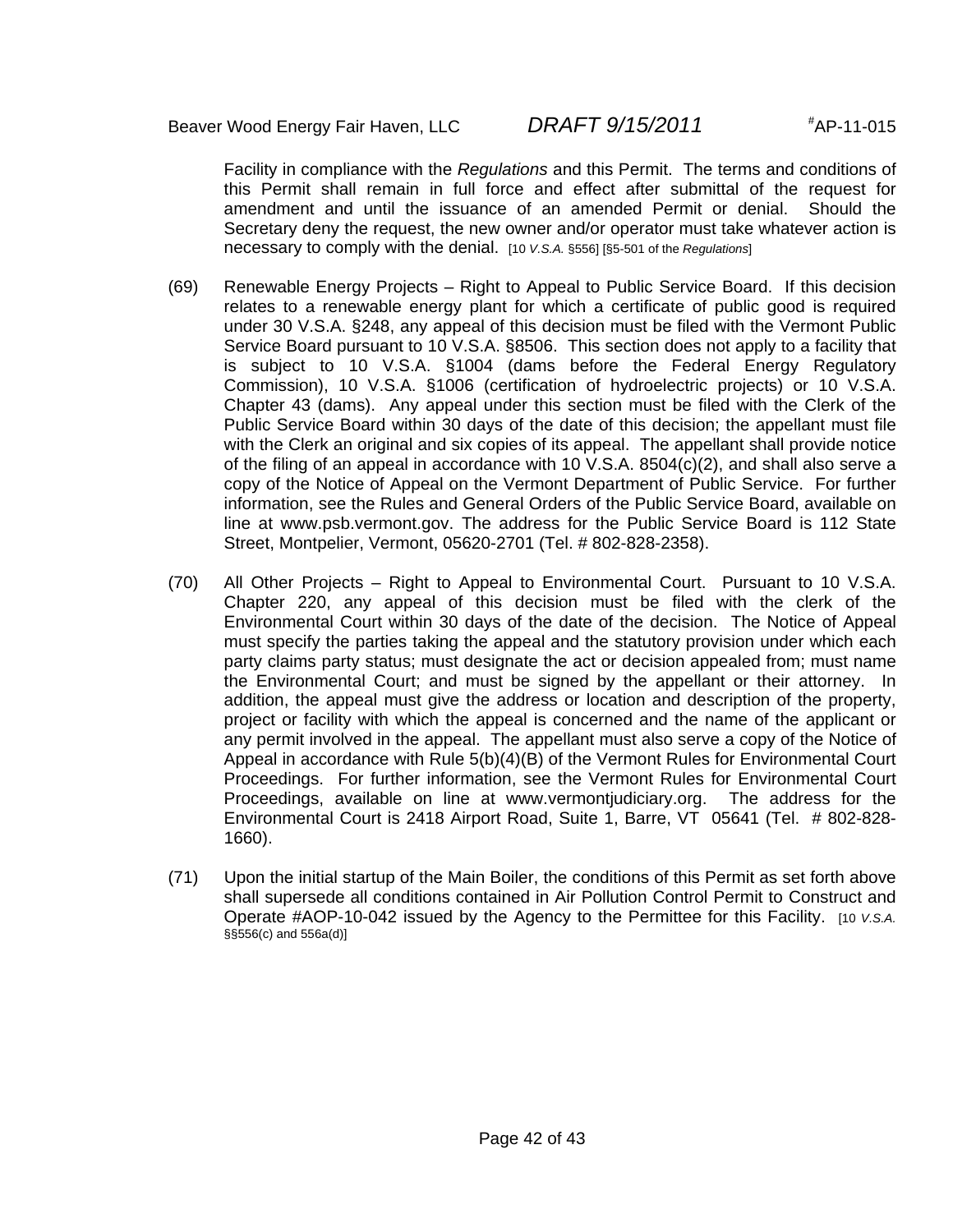Facility in compliance with the *Regulations* and this Permit. The terms and conditions of this Permit shall remain in full force and effect after submittal of the request for amendment and until the issuance of an amended Permit or denial. Should the Secretary deny the request, the new owner and/or operator must take whatever action is necessary to comply with the denial. [10 *V.S.A.* §556] [§5-501 of the *Regulations*]

(69) Renewable Energy Projects – Right to Appeal to Public Service Board. If this decision relates to a renewable energy plant for which a certificate of public good is required under 30 V.S.A. §248, any appeal of this decision must be filed with the Vermont Public Service Board pursuant to 10 V.S.A. §8506. This section does not apply to a facility that is subject to 10 V.S.A. §1004 (dams before the Federal Energy Regulatory Commission), 10 V.S.A. §1006 (certification of hydroelectric projects) or 10 V.S.A. Chapter 43 (dams). Any appeal under this section must be filed with the Clerk of the Public Service Board within 30 days of the date of this decision; the appellant must file with the Clerk an original and six copies of its appeal. The appellant shall provide notice of the filing of an appeal in accordance with 10 V.S.A. 8504(c)(2), and shall also serve a copy of the Notice of Appeal on the Vermont Department of Public Service. For further information, see the Rules and General Orders of the Public Service Board, available on line at www.psb.vermont.gov. The address for the Public Service Board is 112 State Street, Montpelier, Vermont, 05620-2701 (Tel. # 802-828-2358).

(70) All Other Projects – Right to Appeal to Environmental Court. Pursuant to 10 V.S.A. Chapter 220, any appeal of this decision must be filed with the clerk of the Environmental Court within 30 days of the date of the decision. The Notice of Appeal must specify the parties taking the appeal and the statutory provision under which each party claims party status; must designate the act or decision appealed from; must name the Environmental Court; and must be signed by the appellant or their attorney. In addition, the appeal must give the address or location and description of the property, project or facility with which the appeal is concerned and the name of the applicant or any permit involved in the appeal. The appellant must also serve a copy of the Notice of Appeal in accordance with Rule 5(b)(4)(B) of the Vermont Rules for Environmental Court Proceedings. For further information, see the Vermont Rules for Environmental Court Proceedings, available on line at www.vermontjudiciary.org. The address for the Environmental Court is 2418 Airport Road, Suite 1, Barre, VT 05641 (Tel. # 802-828-1660).

(71) Upon the initial startup of the Main Boiler, the conditions of this Permit as set forth above shall supersede all conditions contained in Air Pollution Control Permit to Construct and Operate #AOP-10-042 issued by the Agency to the Permittee for this Facility. [10 *V.S.A.* §§556(c) and 556a(d)]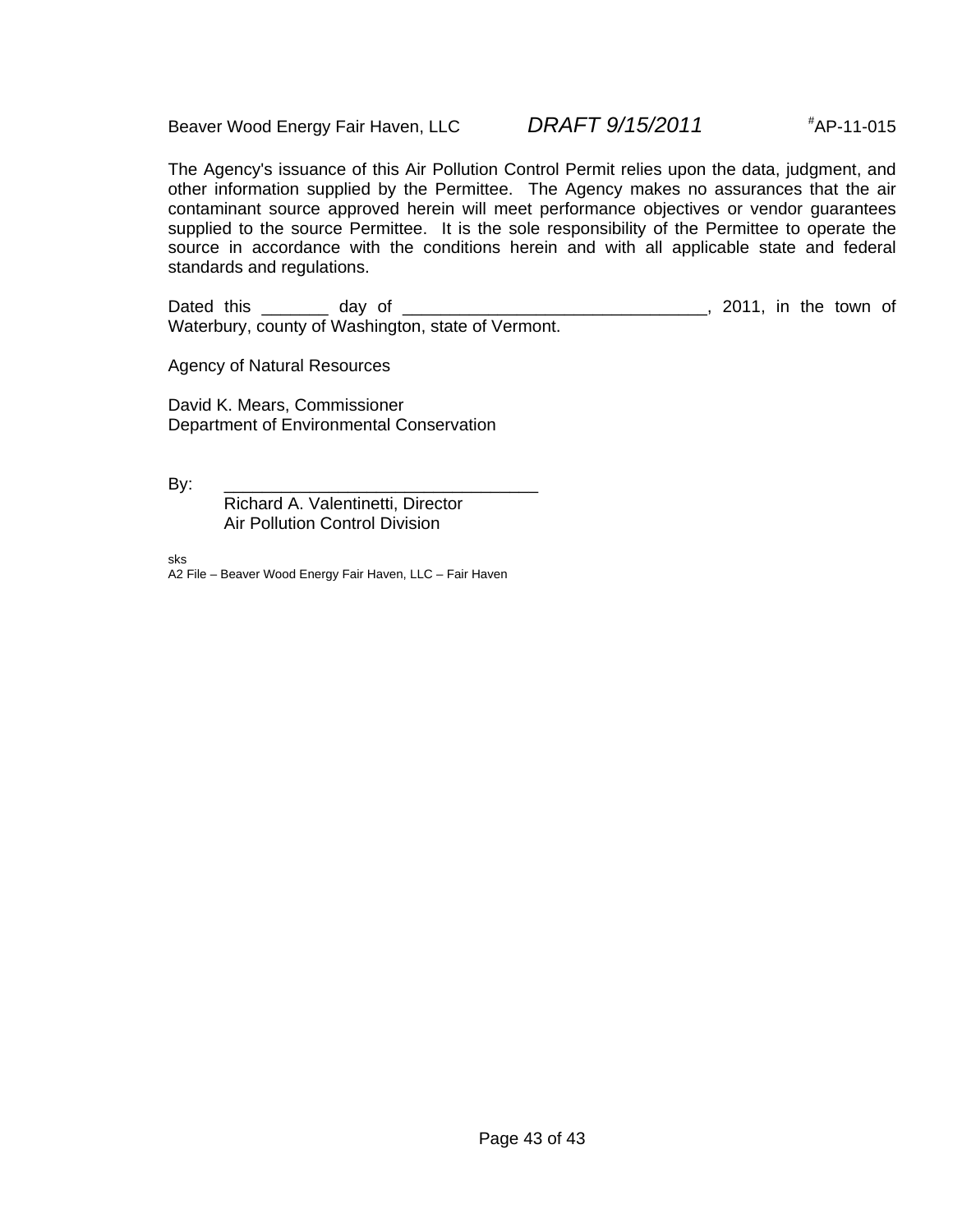The Agency's issuance of this Air Pollution Control Permit relies upon the data, judgment, and other information supplied by the Permittee. The Agency makes no assurances that the air contaminant source approved herein will meet performance objectives or vendor guarantees supplied to the source Permittee. It is the sole responsibility of the Permittee to operate the source in accordance with the conditions herein and with all applicable state and federal standards and regulations.

Dated this _______ day of ________________________________, 2011, in the town of Waterbury, county of Washington, state of Vermont.

Agency of Natural Resources

David K. Mears, Commissioner
Department of Environmental Conservation

By: _________________________________
Richard A. Valentinetti, Director
Air Pollution Control Division

sks
A2 File – Beaver Wood Energy Fair Haven, LLC – Fair Haven